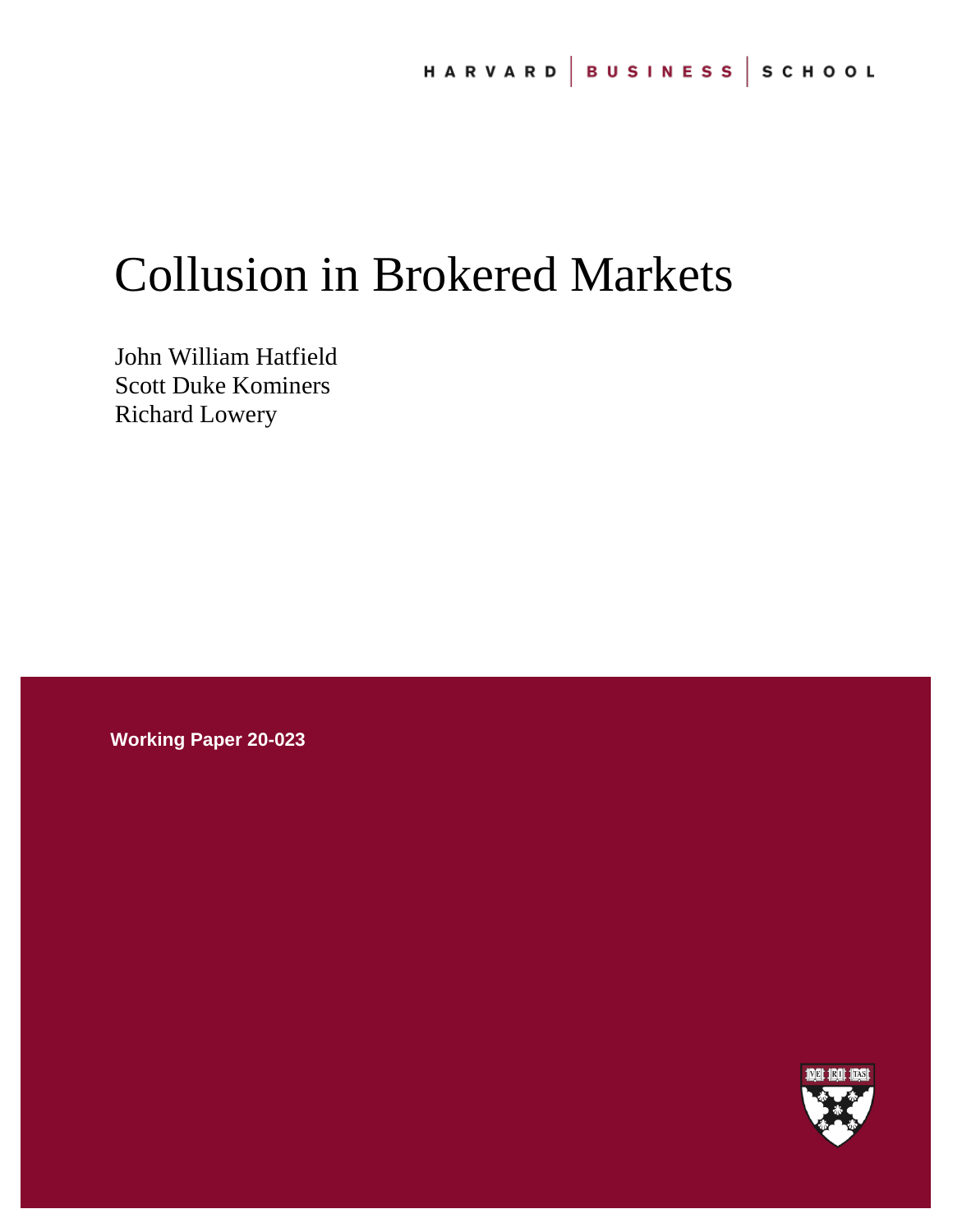HARVARD | BUSINESS | SCHOOL

# Collusion in Brokered Markets

John William Hatfield
Scott Duke Kominers
Richard Lowery

**Working Paper 20-023**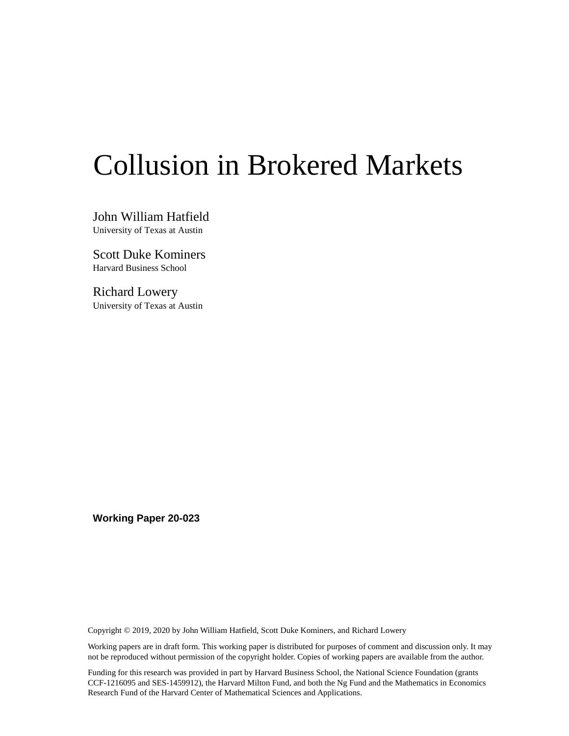# Collusion in Brokered Markets

John William Hatfield
University of Texas at Austin

Scott Duke Kominers
Harvard Business School

Richard Lowery
University of Texas at Austin

**Working Paper 20-023**

Copyright © 2019, 2020 by John William Hatfield, Scott Duke Kominers, and Richard Lowery

Working papers are in draft form. This working paper is distributed for purposes of comment and discussion only. It may not be reproduced without permission of the copyright holder. Copies of working papers are available from the author.

Funding for this research was provided in part by Harvard Business School, the National Science Foundation (grants CCF-1216095 and SES-1459912), the Harvard Milton Fund, and both the Ng Fund and the Mathematics in Economics Research Fund of the Harvard Center of Mathematical Sciences and Applications.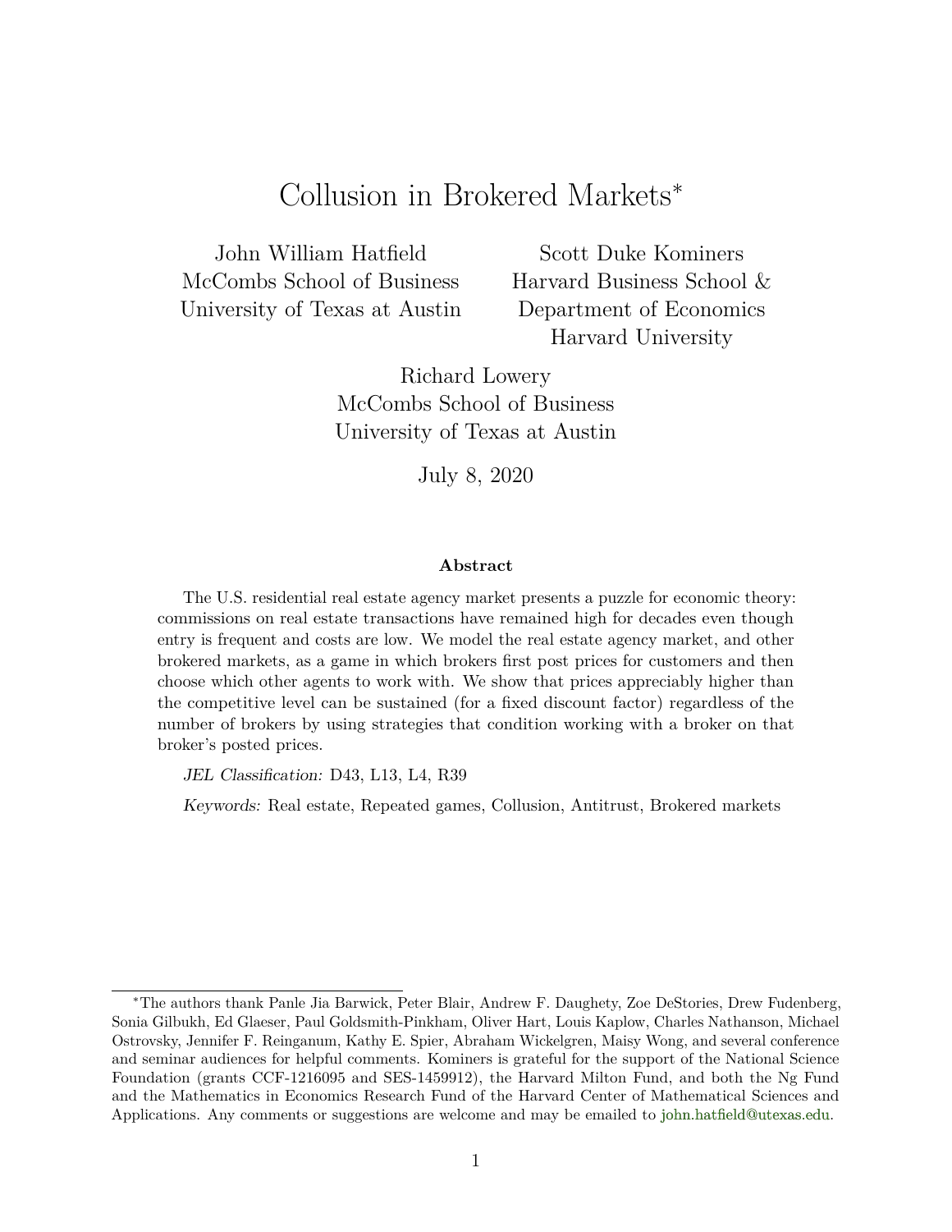# Collusion in Brokered Markets*

John William Hatfield
McCombs School of Business
University of Texas at Austin

Scott Duke Kominers
Harvard Business School &
Department of Economics
Harvard University

Richard Lowery
McCombs School of Business
University of Texas at Austin

July 8, 2020

**Abstract**

The U.S. residential real estate agency market presents a puzzle for economic theory: commissions on real estate transactions have remained high for decades even though entry is frequent and costs are low. We model the real estate agency market, and other brokered markets, as a game in which brokers first post prices for customers and then choose which other agents to work with. We show that prices appreciably higher than the competitive level can be sustained (for a fixed discount factor) regardless of the number of brokers by using strategies that condition working with a broker on that broker's posted prices.

*JEL Classification:* D43, L13, L4, R39

*Keywords:* Real estate, Repeated games, Collusion, Antitrust, Brokered markets

---

*The authors thank Panle Jia Barwick, Peter Blair, Andrew F. Daughety, Zoe DeStories, Drew Fudenberg, Sonia Gilbukh, Ed Glaeser, Paul Goldsmith-Pinkham, Oliver Hart, Louis Kaplow, Charles Nathanson, Michael Ostrovsky, Jennifer F. Reinganum, Kathy E. Spier, Abraham Wickelgren, Maisy Wong, and several conference and seminar audiences for helpful comments. Kominers is grateful for the support of the National Science Foundation (grants CCF-1216095 and SES-1459912), the Harvard Milton Fund, and both the Ng Fund and the Mathematics in Economics Research Fund of the Harvard Center of Mathematical Sciences and Applications. Any comments or suggestions are welcome and may be emailed to john.hatfield@utexas.edu.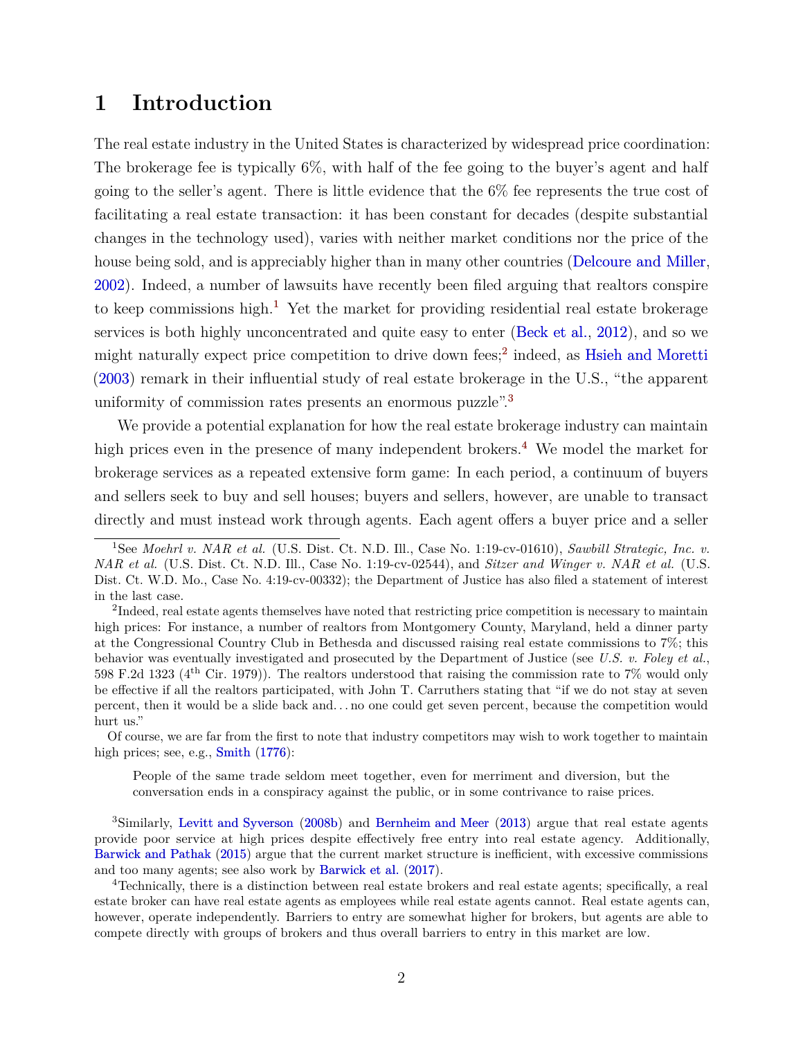# 1 Introduction

The real estate industry in the United States is characterized by widespread price coordination: The brokerage fee is typically 6%, with half of the fee going to the buyer's agent and half going to the seller's agent. There is little evidence that the 6% fee represents the true cost of facilitating a real estate transaction: it has been constant for decades (despite substantial changes in the technology used), varies with neither market conditions nor the price of the house being sold, and is appreciably higher than in many other countries (Delcoure and Miller, 2002). Indeed, a number of lawsuits have recently been filed arguing that realtors conspire to keep commissions high.[1] Yet the market for providing residential real estate brokerage services is both highly unconcentrated and quite easy to enter (Beck et al., 2012), and so we might naturally expect price competition to drive down fees;[2] indeed, as Hsieh and Moretti (2003) remark in their influential study of real estate brokerage in the U.S., "the apparent uniformity of commission rates presents an enormous puzzle".[3]

We provide a potential explanation for how the real estate brokerage industry can maintain high prices even in the presence of many independent brokers.[4] We model the market for brokerage services as a repeated extensive form game: In each period, a continuum of buyers and sellers seek to buy and sell houses; buyers and sellers, however, are unable to transact directly and must instead work through agents. Each agent offers a buyer price and a seller

[1] See *Moehrl v. NAR et al.* (U.S. Dist. Ct. N.D. Ill., Case No. 1:19-cv-01610), *Sawbill Strategic, Inc. v. NAR et al.* (U.S. Dist. Ct. N.D. Ill., Case No. 1:19-cv-02544), and *Sitzer and Winger v. NAR et al.* (U.S. Dist. Ct. W.D. Mo., Case No. 4:19-cv-00332); the Department of Justice has also filed a statement of interest in the last case.

[2] Indeed, real estate agents themselves have noted that restricting price competition is necessary to maintain high prices: For instance, a number of realtors from Montgomery County, Maryland, held a dinner party at the Congressional Country Club in Bethesda and discussed raising real estate commissions to 7%; this behavior was eventually investigated and prosecuted by the Department of Justice (see *U.S. v. Foley et al.*, 598 F.2d 1323 (4th Cir. 1979)). The realtors understood that raising the commission rate to 7% would only be effective if all the realtors participated, with John T. Carruthers stating that "if we do not stay at seven percent, then it would be a slide back and... no one could get seven percent, because the competition would hurt us."

Of course, we are far from the first to note that industry competitors may wish to work together to maintain high prices; see, e.g., Smith (1776):

> People of the same trade seldom meet together, even for merriment and diversion, but the conversation ends in a conspiracy against the public, or in some contrivance to raise prices.

[3] Similarly, Levitt and Syverson (2008b) and Bernheim and Meer (2013) argue that real estate agents provide poor service at high prices despite effectively free entry into real estate agency. Additionally, Barwick and Pathak (2015) argue that the current market structure is inefficient, with excessive commissions and too many agents; see also work by Barwick et al. (2017).

[4] Technically, there is a distinction between real estate brokers and real estate agents; specifically, a real estate broker can have real estate agents as employees while real estate agents cannot. Real estate agents can, however, operate independently. Barriers to entry are somewhat higher for brokers, but agents are able to compete directly with groups of brokers and thus overall barriers to entry in this market are low.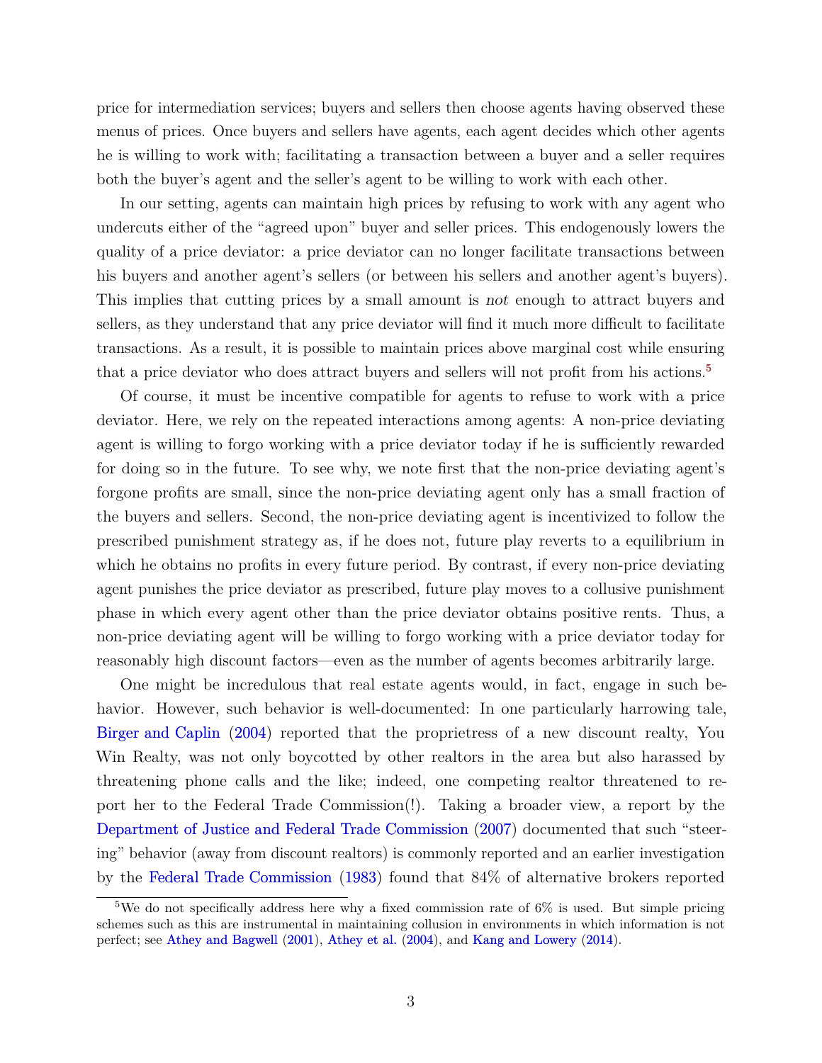price for intermediation services; buyers and sellers then choose agents having observed these menus of prices. Once buyers and sellers have agents, each agent decides which other agents he is willing to work with; facilitating a transaction between a buyer and a seller requires both the buyer's agent and the seller's agent to be willing to work with each other.

In our setting, agents can maintain high prices by refusing to work with any agent who undercuts either of the "agreed upon" buyer and seller prices. This endogenously lowers the quality of a price deviator: a price deviator can no longer facilitate transactions between his buyers and another agent's sellers (or between his sellers and another agent's buyers). This implies that cutting prices by a small amount is *not* enough to attract buyers and sellers, as they understand that any price deviator will find it much more difficult to facilitate transactions. As a result, it is possible to maintain prices above marginal cost while ensuring that a price deviator who does attract buyers and sellers will not profit from his actions.[5]

Of course, it must be incentive compatible for agents to refuse to work with a price deviator. Here, we rely on the repeated interactions among agents: A non-price deviating agent is willing to forgo working with a price deviator today if he is sufficiently rewarded for doing so in the future. To see why, we note first that the non-price deviating agent's forgone profits are small, since the non-price deviating agent only has a small fraction of the buyers and sellers. Second, the non-price deviating agent is incentivized to follow the prescribed punishment strategy as, if he does not, future play reverts to a equilibrium in which he obtains no profits in every future period. By contrast, if every non-price deviating agent punishes the price deviator as prescribed, future play moves to a collusive punishment phase in which every agent other than the price deviator obtains positive rents. Thus, a non-price deviating agent will be willing to forgo working with a price deviator today for reasonably high discount factors—even as the number of agents becomes arbitrarily large.

One might be incredulous that real estate agents would, in fact, engage in such behavior. However, such behavior is well-documented: In one particularly harrowing tale, Birger and Caplin (2004) reported that the proprietress of a new discount realty, You Win Realty, was not only boycotted by other realtors in the area but also harassed by threatening phone calls and the like; indeed, one competing realtor threatened to report her to the Federal Trade Commission(!). Taking a broader view, a report by the Department of Justice and Federal Trade Commission (2007) documented that such "steering" behavior (away from discount realtors) is commonly reported and an earlier investigation by the Federal Trade Commission (1983) found that 84% of alternative brokers reported

[5] We do not specifically address here why a fixed commission rate of 6% is used. But simple pricing schemes such as this are instrumental in maintaining collusion in environments in which information is not perfect; see Athey and Bagwell (2001), Athey et al. (2004), and Kang and Lowery (2014).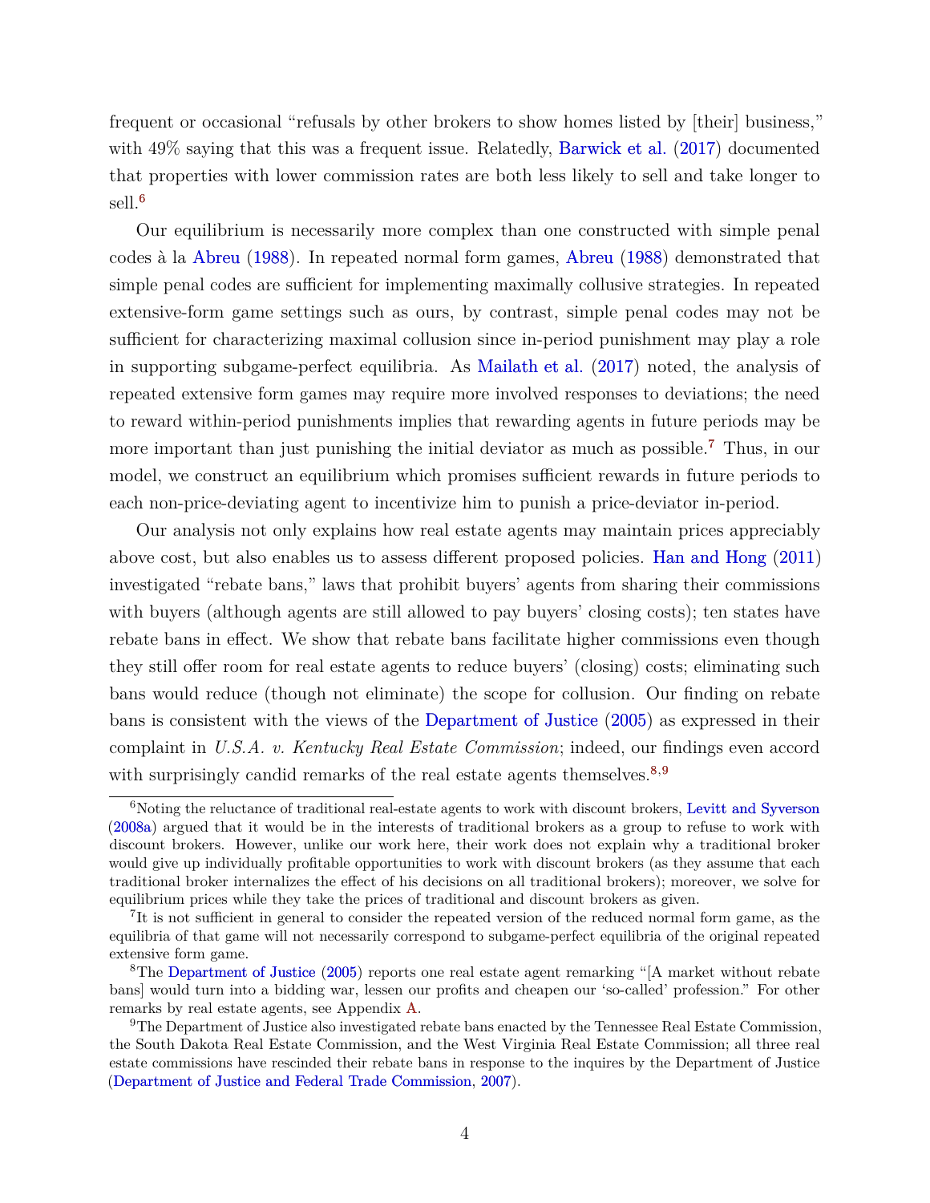frequent or occasional "refusals by other brokers to show homes listed by [their] business," with 49% saying that this was a frequent issue. Relatedly, Barwick et al. (2017) documented that properties with lower commission rates are both less likely to sell and take longer to sell.[6]

Our equilibrium is necessarily more complex than one constructed with simple penal codes à la Abreu (1988). In repeated normal form games, Abreu (1988) demonstrated that simple penal codes are sufficient for implementing maximally collusive strategies. In repeated extensive-form game settings such as ours, by contrast, simple penal codes may not be sufficient for characterizing maximal collusion since in-period punishment may play a role in supporting subgame-perfect equilibria. As Mailath et al. (2017) noted, the analysis of repeated extensive form games may require more involved responses to deviations; the need to reward within-period punishments implies that rewarding agents in future periods may be more important than just punishing the initial deviator as much as possible.[7] Thus, in our model, we construct an equilibrium which promises sufficient rewards in future periods to each non-price-deviating agent to incentivize him to punish a price-deviator in-period.

Our analysis not only explains how real estate agents may maintain prices appreciably above cost, but also enables us to assess different proposed policies. Han and Hong (2011) investigated "rebate bans," laws that prohibit buyers' agents from sharing their commissions with buyers (although agents are still allowed to pay buyers' closing costs); ten states have rebate bans in effect. We show that rebate bans facilitate higher commissions even though they still offer room for real estate agents to reduce buyers' (closing) costs; eliminating such bans would reduce (though not eliminate) the scope for collusion. Our finding on rebate bans is consistent with the views of the Department of Justice (2005) as expressed in their complaint in *U.S.A. v. Kentucky Real Estate Commission*; indeed, our findings even accord with surprisingly candid remarks of the real estate agents themselves.[8,9]

[6] Noting the reluctance of traditional real-estate agents to work with discount brokers, Levitt and Syverson (2008a) argued that it would be in the interests of traditional brokers as a group to refuse to work with discount brokers. However, unlike our work here, their work does not explain why a traditional broker would give up individually profitable opportunities to work with discount brokers (as they assume that each traditional broker internalizes the effect of his decisions on all traditional brokers); moreover, we solve for equilibrium prices while they take the prices of traditional and discount brokers as given.

[7] It is not sufficient in general to consider the repeated version of the reduced normal form game, as the equilibria of that game will not necessarily correspond to subgame-perfect equilibria of the original repeated extensive form game.

[8] The Department of Justice (2005) reports one real estate agent remarking "[A market without rebate bans] would turn into a bidding war, lessen our profits and cheapen our 'so-called' profession." For other remarks by real estate agents, see Appendix A.

[9] The Department of Justice also investigated rebate bans enacted by the Tennessee Real Estate Commission, the South Dakota Real Estate Commission, and the West Virginia Real Estate Commission; all three real estate commissions have rescinded their rebate bans in response to the inquires by the Department of Justice (Department of Justice and Federal Trade Commission, 2007).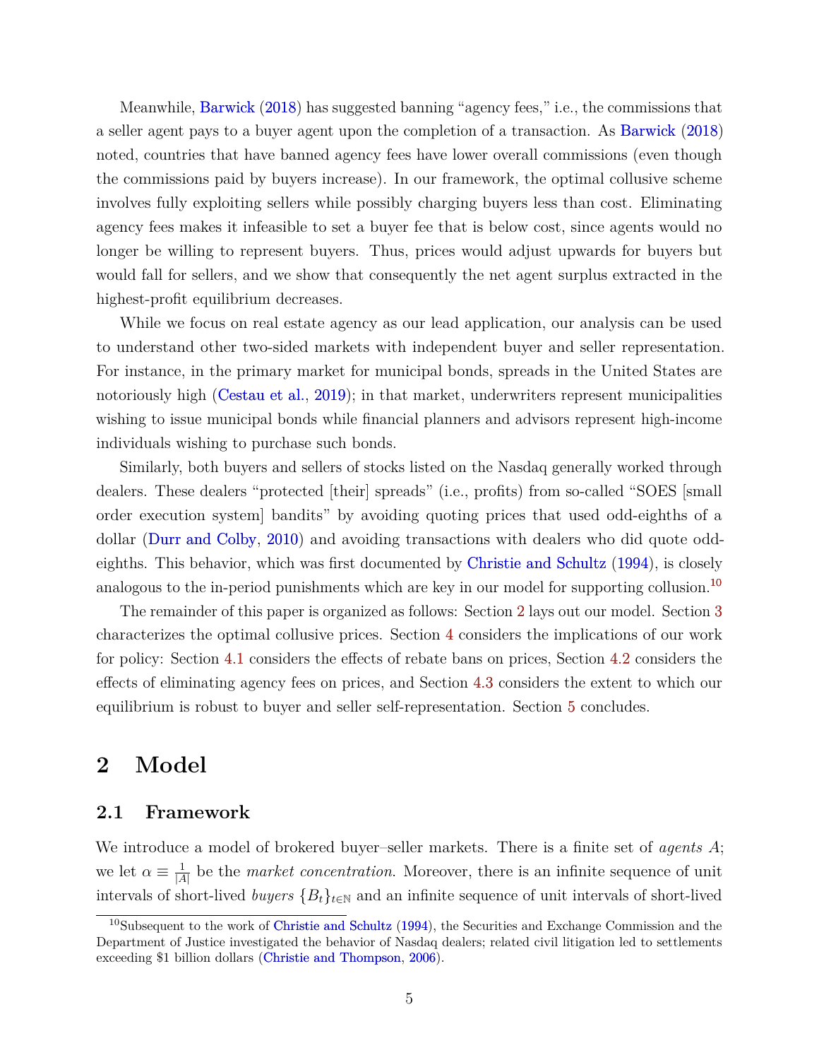Meanwhile, Barwick (2018) has suggested banning "agency fees," i.e., the commissions that a seller agent pays to a buyer agent upon the completion of a transaction. As Barwick (2018) noted, countries that have banned agency fees have lower overall commissions (even though the commissions paid by buyers increase). In our framework, the optimal collusive scheme involves fully exploiting sellers while possibly charging buyers less than cost. Eliminating agency fees makes it infeasible to set a buyer fee that is below cost, since agents would no longer be willing to represent buyers. Thus, prices would adjust upwards for buyers but would fall for sellers, and we show that consequently the net agent surplus extracted in the highest-profit equilibrium decreases.

While we focus on real estate agency as our lead application, our analysis can be used to understand other two-sided markets with independent buyer and seller representation. For instance, in the primary market for municipal bonds, spreads in the United States are notoriously high (Cestau et al., 2019); in that market, underwriters represent municipalities wishing to issue municipal bonds while financial planners and advisors represent high-income individuals wishing to purchase such bonds.

Similarly, both buyers and sellers of stocks listed on the Nasdaq generally worked through dealers. These dealers "protected [their] spreads" (i.e., profits) from so-called "SOES [small order execution system] bandits" by avoiding quoting prices that used odd-eighths of a dollar (Durr and Colby, 2010) and avoiding transactions with dealers who did quote odd-eighths. This behavior, which was first documented by Christie and Schultz (1994), is closely analogous to the in-period punishments which are key in our model for supporting collusion.[10]

The remainder of this paper is organized as follows: Section 2 lays out our model. Section 3 characterizes the optimal collusive prices. Section 4 considers the implications of our work for policy: Section 4.1 considers the effects of rebate bans on prices, Section 4.2 considers the effects of eliminating agency fees on prices, and Section 4.3 considers the extent to which our equilibrium is robust to buyer and seller self-representation. Section 5 concludes.

# 2 Model

## 2.1 Framework

We introduce a model of brokered buyer–seller markets. There is a finite set of *agents* $A$; we let $\alpha \equiv \frac{1}{|A|}$ be the *market concentration*. Moreover, there is an infinite sequence of unit intervals of short-lived *buyers* $\{B_t\}_{t\in\mathbb{N}}$ and an infinite sequence of unit intervals of short-lived

[10] Subsequent to the work of Christie and Schultz (1994), the Securities and Exchange Commission and the Department of Justice investigated the behavior of Nasdaq dealers; related civil litigation led to settlements exceeding $1 billion dollars (Christie and Thompson, 2006).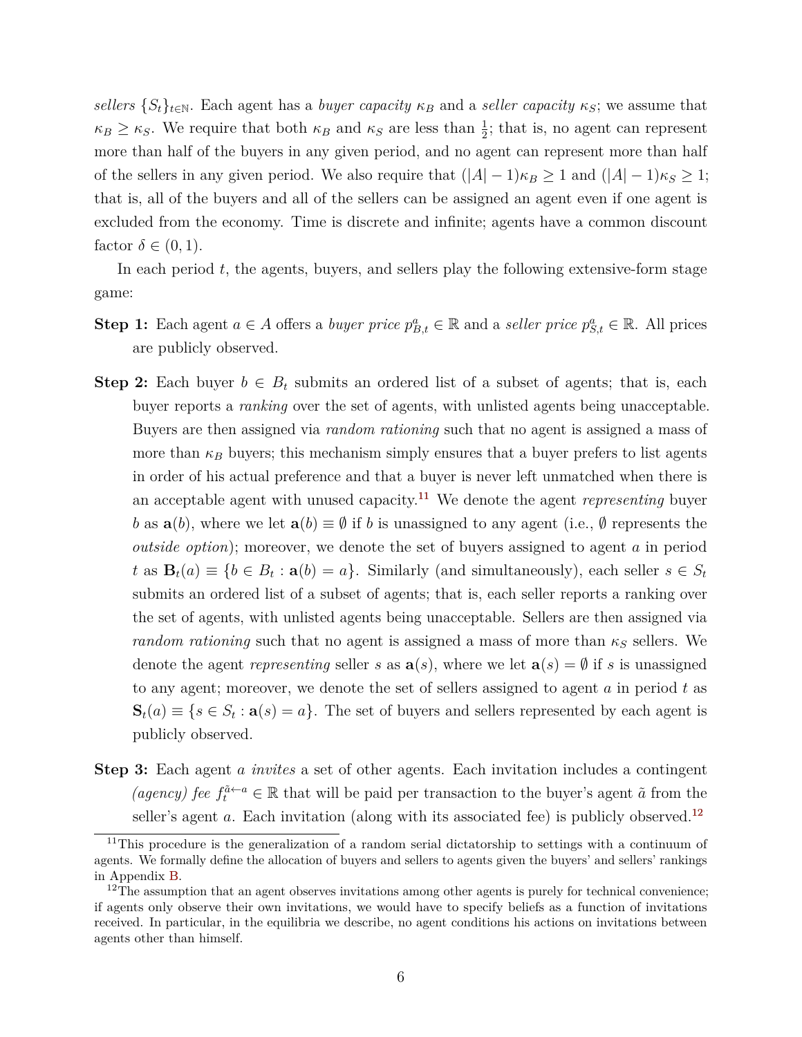*sellers* $\{S_t\}_{t\in\mathbb{N}}$. Each agent has a *buyer capacity* $\kappa_B$ and a *seller capacity* $\kappa_S$; we assume that $\kappa_B \geq \kappa_S$. We require that both $\kappa_B$ and $\kappa_S$ are less than $\frac{1}{2}$; that is, no agent can represent more than half of the buyers in any given period, and no agent can represent more than half of the sellers in any given period. We also require that $(|A|-1)\kappa_B \geq 1$ and $(|A|-1)\kappa_S \geq 1$; that is, all of the buyers and all of the sellers can be assigned an agent even if one agent is excluded from the economy. Time is discrete and infinite; agents have a common discount factor $\delta \in (0,1)$.

In each period $t$, the agents, buyers, and sellers play the following extensive-form stage game:

**Step 1:** Each agent $a \in A$ offers a *buyer price* $p^a_{B,t} \in \mathbb{R}$ and a *seller price* $p^a_{S,t} \in \mathbb{R}$. All prices are publicly observed.

**Step 2:** Each buyer $b \in B_t$ submits an ordered list of a subset of agents; that is, each buyer reports a *ranking* over the set of agents, with unlisted agents being unacceptable. Buyers are then assigned via *random rationing* such that no agent is assigned a mass of more than $\kappa_B$ buyers; this mechanism simply ensures that a buyer prefers to list agents in order of his actual preference and that a buyer is never left unmatched when there is an acceptable agent with unused capacity.[11] We denote the agent *representing* buyer $b$ as $\mathbf{a}(b)$, where we let $\mathbf{a}(b) \equiv \emptyset$ if $b$ is unassigned to any agent (i.e., $\emptyset$ represents the *outside option*); moreover, we denote the set of buyers assigned to agent $a$ in period $t$ as $\mathbf{B}_t(a) \equiv \{b \in B_t : \mathbf{a}(b) = a\}$. Similarly (and simultaneously), each seller $s \in S_t$ submits an ordered list of a subset of agents; that is, each seller reports a ranking over the set of agents, with unlisted agents being unacceptable. Sellers are then assigned via *random rationing* such that no agent is assigned a mass of more than $\kappa_S$ sellers. We denote the agent *representing* seller $s$ as $\mathbf{a}(s)$, where we let $\mathbf{a}(s) = \emptyset$ if $s$ is unassigned to any agent; moreover, we denote the set of sellers assigned to agent $a$ in period $t$ as $\mathbf{S}_t(a) \equiv \{s \in S_t : \mathbf{a}(s) = a\}$. The set of buyers and sellers represented by each agent is publicly observed.

**Step 3:** Each agent $a$ *invites* a set of other agents. Each invitation includes a contingent *(agency) fee* $f^{\tilde{a}\leftarrow a}_t \in \mathbb{R}$ that will be paid per transaction to the buyer's agent $\tilde{a}$ from the seller's agent $a$. Each invitation (along with its associated fee) is publicly observed.[12]

---

[11] This procedure is the generalization of a random serial dictatorship to settings with a continuum of agents. We formally define the allocation of buyers and sellers to agents given the buyers' and sellers' rankings in Appendix B.

[12] The assumption that an agent observes invitations among other agents is purely for technical convenience; if agents only observe their own invitations, we would have to specify beliefs as a function of invitations received. In particular, in the equilibria we describe, no agent conditions his actions on invitations between agents other than himself.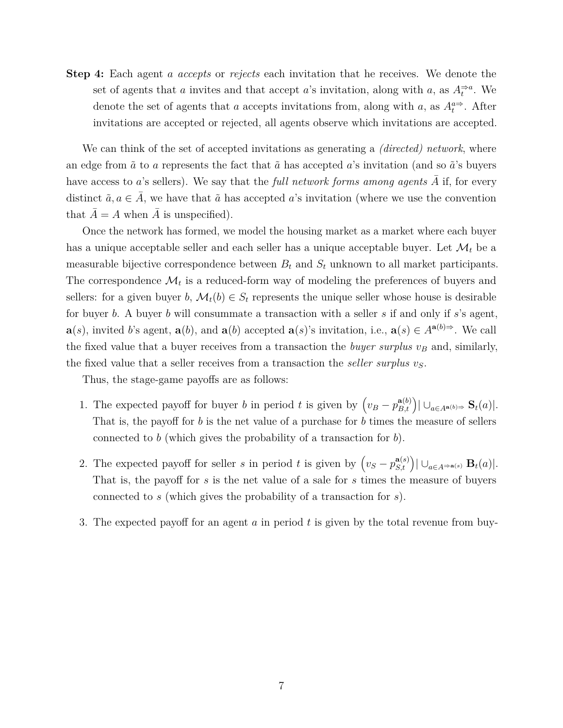**Step 4:** Each agent $a$ *accepts* or *rejects* each invitation that he receives. We denote the set of agents that $a$ invites and that accept $a$'s invitation, along with $a$, as $A_t^{\Rightarrow a}$. We denote the set of agents that $a$ accepts invitations from, along with $a$, as $A_t^{a\Rightarrow}$. After invitations are accepted or rejected, all agents observe which invitations are accepted.

We can think of the set of accepted invitations as generating a *(directed) network*, where an edge from $\tilde{a}$ to $a$ represents the fact that $\tilde{a}$ has accepted $a$'s invitation (and so $\tilde{a}$'s buyers have access to $a$'s sellers). We say that the *full network forms among agents* $\bar{A}$ if, for every distinct $\tilde{a}, a \in \bar{A}$, we have that $\tilde{a}$ has accepted $a$'s invitation (where we use the convention that $\bar{A} = A$ when $\bar{A}$ is unspecified).

Once the network has formed, we model the housing market as a market where each buyer has a unique acceptable seller and each seller has a unique acceptable buyer. Let $\mathcal{M}_t$ be a measurable bijective correspondence between $B_t$ and $S_t$ unknown to all market participants. The correspondence $\mathcal{M}_t$ is a reduced-form way of modeling the preferences of buyers and sellers: for a given buyer $b$, $\mathcal{M}_t(b) \in S_t$ represents the unique seller whose house is desirable for buyer $b$. A buyer $b$ will consummate a transaction with a seller $s$ if and only if $s$'s agent, $\mathbf{a}(s)$, invited $b$'s agent, $\mathbf{a}(b)$, and $\mathbf{a}(b)$ accepted $\mathbf{a}(s)$'s invitation, i.e., $\mathbf{a}(s) \in A^{\mathbf{a}(b)\Rightarrow}$. We call the fixed value that a buyer receives from a transaction the *buyer surplus* $v_B$ and, similarly, the fixed value that a seller receives from a transaction the *seller surplus* $v_S$.

Thus, the stage-game payoffs are as follows:

1. The expected payoff for buyer $b$ in period $t$ is given by $\left(v_B - p_{B,t}^{\mathbf{a}(b)}\right) |\cup_{a \in A^{\mathbf{a}(b)\Rightarrow}} \mathbf{S}_t(a)|$. That is, the payoff for $b$ is the net value of a purchase for $b$ times the measure of sellers connected to $b$ (which gives the probability of a transaction for $b$).

2. The expected payoff for seller $s$ in period $t$ is given by $\left(v_S - p_{S,t}^{\mathbf{a}(s)}\right) |\cup_{a \in A^{\Rightarrow \mathbf{a}(s)}} \mathbf{B}_t(a)|$. That is, the payoff for $s$ is the net value of a sale for $s$ times the measure of buyers connected to $s$ (which gives the probability of a transaction for $s$).

3. The expected payoff for an agent $a$ in period $t$ is given by the total revenue from buy-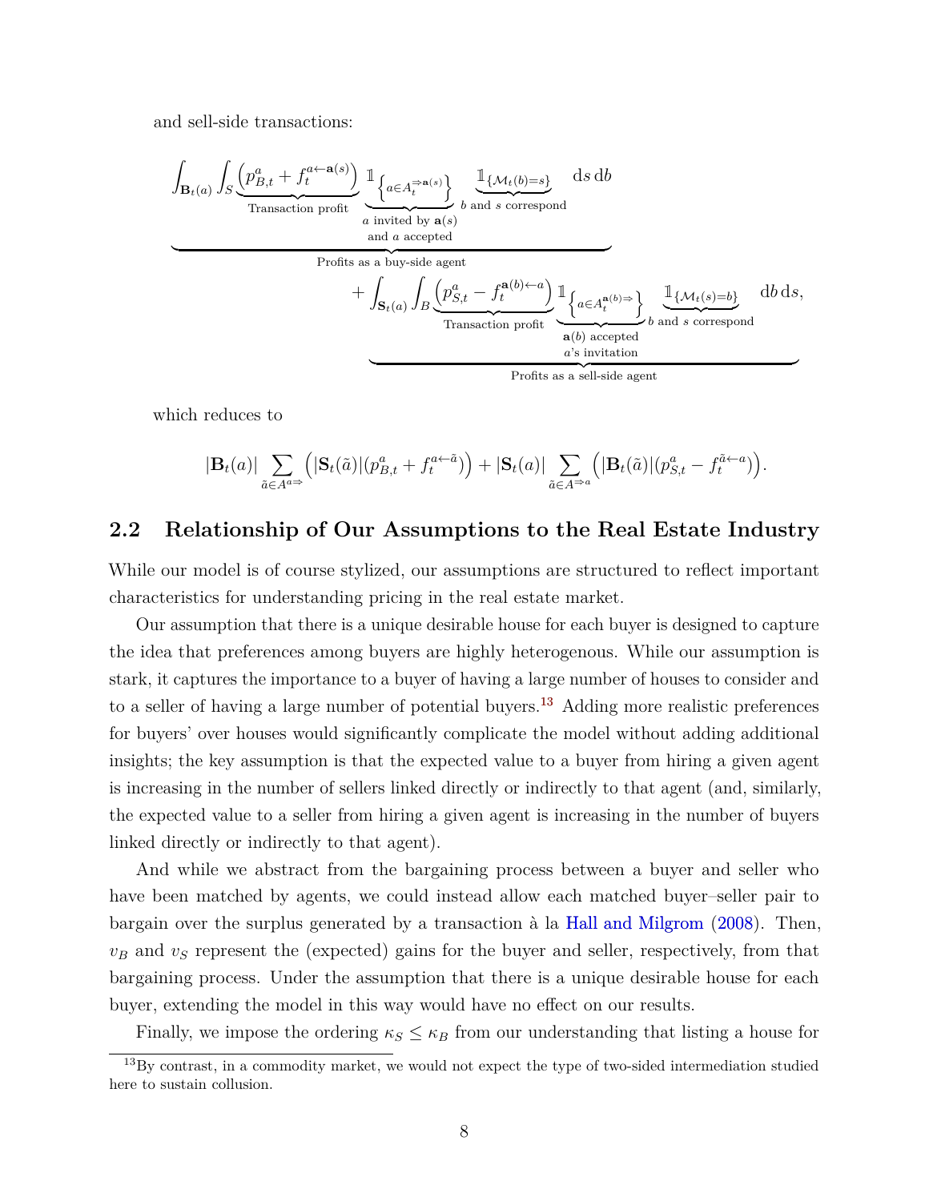and sell-side transactions:

$$
\underbrace{\int_{\mathbf{B}_t(a)} \int_S \underbrace{\left(p^a_{B,t} + f^{a \leftarrow \mathbf{a}(s)}_t\right)}_{\text{Transaction profit}} \underbrace{\mathbb{1}_{\left\{a \in A^{\Rightarrow \mathbf{a}(s)}_t\right\}}}_{\substack{a \text{ invited by } \mathbf{a}(s) \\ \text{and } a \text{ accepted}}} \underbrace{\mathbb{1}_{\{\mathcal{M}_t(b)=s\}}}_{b \text{ and } s \text{ correspond}} \, \mathrm{d}s \, \mathrm{d}b}_{\text{Profits as a buy-side agent}}
$$

$$
+ \underbrace{\int_{\mathbf{S}_t(a)} \int_B \underbrace{\left(p^a_{S,t} - f^{\mathbf{a}(b) \leftarrow a}_t\right)}_{\text{Transaction profit}} \underbrace{\mathbb{1}_{\left\{a \in A^{\mathbf{a}(b) \Rightarrow}_t\right\}}}_{\substack{\mathbf{a}(b) \text{ accepted} \\ a\text{'s invitation}}} \underbrace{\mathbb{1}_{\{\mathcal{M}_t(s)=b\}}}_{b \text{ and } s \text{ correspond}} \, \mathrm{d}b \, \mathrm{d}s,}_{\text{Profits as a sell-side agent}}
$$

which reduces to

$$
|\mathbf{B}_t(a)| \sum_{\tilde{a} \in A^{a \Rightarrow}} \Big( |\mathbf{S}_t(\tilde{a})| (p^a_{B,t} + f^{a \leftarrow \tilde{a}}_t) \Big) + |\mathbf{S}_t(a)| \sum_{\tilde{a} \in A^{\Rightarrow a}} \Big( |\mathbf{B}_t(\tilde{a})| (p^a_{S,t} - f^{\tilde{a} \leftarrow a}_t) \Big).
$$

## 2.2 Relationship of Our Assumptions to the Real Estate Industry

While our model is of course stylized, our assumptions are structured to reflect important characteristics for understanding pricing in the real estate market.

Our assumption that there is a unique desirable house for each buyer is designed to capture the idea that preferences among buyers are highly heterogenous. While our assumption is stark, it captures the importance to a buyer of having a large number of houses to consider and to a seller of having a large number of potential buyers.[13] Adding more realistic preferences for buyers' over houses would significantly complicate the model without adding additional insights; the key assumption is that the expected value to a buyer from hiring a given agent is increasing in the number of sellers linked directly or indirectly to that agent (and, similarly, the expected value to a seller from hiring a given agent is increasing in the number of buyers linked directly or indirectly to that agent).

And while we abstract from the bargaining process between a buyer and seller who have been matched by agents, we could instead allow each matched buyer–seller pair to bargain over the surplus generated by a transaction à la Hall and Milgrom (2008). Then, $v_B$ and $v_S$ represent the (expected) gains for the buyer and seller, respectively, from that bargaining process. Under the assumption that there is a unique desirable house for each buyer, extending the model in this way would have no effect on our results.

Finally, we impose the ordering $\kappa_S \leq \kappa_B$ from our understanding that listing a house for

[13] By contrast, in a commodity market, we would not expect the type of two-sided intermediation studied here to sustain collusion.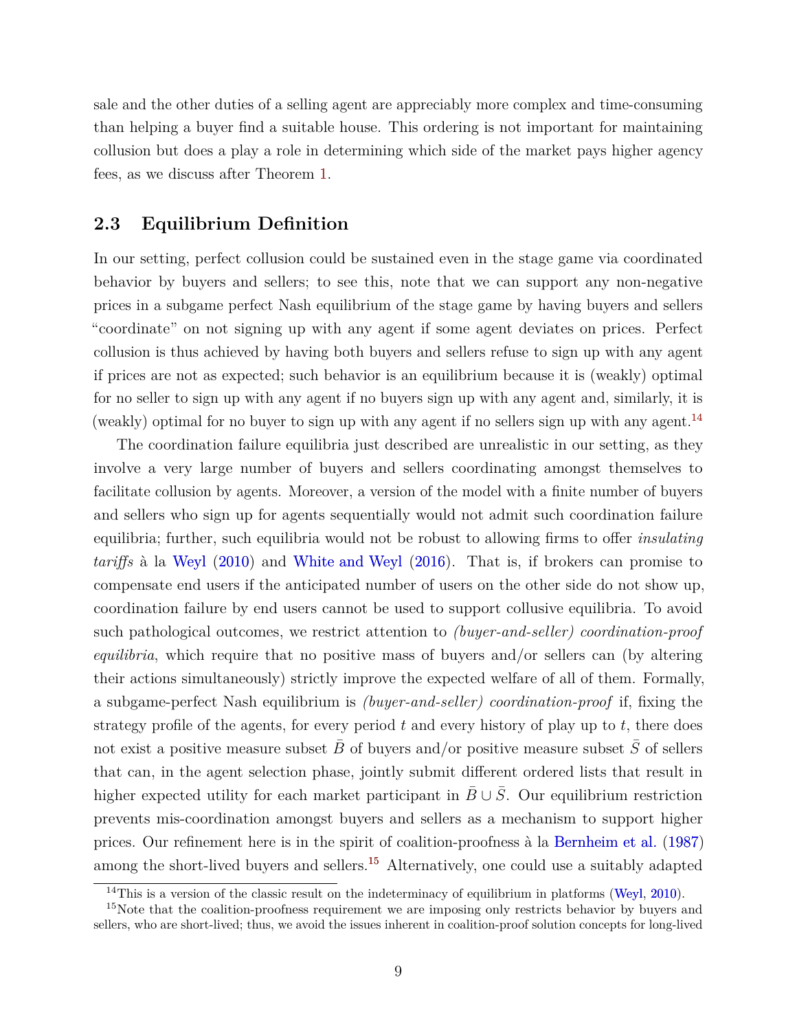sale and the other duties of a selling agent are appreciably more complex and time-consuming than helping a buyer find a suitable house. This ordering is not important for maintaining collusion but does a play a role in determining which side of the market pays higher agency fees, as we discuss after Theorem 1.

## 2.3 Equilibrium Definition

In our setting, perfect collusion could be sustained even in the stage game via coordinated behavior by buyers and sellers; to see this, note that we can support any non-negative prices in a subgame perfect Nash equilibrium of the stage game by having buyers and sellers "coordinate" on not signing up with any agent if some agent deviates on prices. Perfect collusion is thus achieved by having both buyers and sellers refuse to sign up with any agent if prices are not as expected; such behavior is an equilibrium because it is (weakly) optimal for no seller to sign up with any agent if no buyers sign up with any agent and, similarly, it is (weakly) optimal for no buyer to sign up with any agent if no sellers sign up with any agent.[14]

The coordination failure equilibria just described are unrealistic in our setting, as they involve a very large number of buyers and sellers coordinating amongst themselves to facilitate collusion by agents. Moreover, a version of the model with a finite number of buyers and sellers who sign up for agents sequentially would not admit such coordination failure equilibria; further, such equilibria would not be robust to allowing firms to offer *insulating tariffs* à la Weyl (2010) and White and Weyl (2016). That is, if brokers can promise to compensate end users if the anticipated number of users on the other side do not show up, coordination failure by end users cannot be used to support collusive equilibria. To avoid such pathological outcomes, we restrict attention to *(buyer-and-seller) coordination-proof equilibria*, which require that no positive mass of buyers and/or sellers can (by altering their actions simultaneously) strictly improve the expected welfare of all of them. Formally, a subgame-perfect Nash equilibrium is *(buyer-and-seller) coordination-proof* if, fixing the strategy profile of the agents, for every period $t$ and every history of play up to $t$, there does not exist a positive measure subset $\bar{B}$ of buyers and/or positive measure subset $\bar{S}$ of sellers that can, in the agent selection phase, jointly submit different ordered lists that result in higher expected utility for each market participant in $\bar{B} \cup \bar{S}$. Our equilibrium restriction prevents mis-coordination amongst buyers and sellers as a mechanism to support higher prices. Our refinement here is in the spirit of coalition-proofness à la Bernheim et al. (1987) among the short-lived buyers and sellers.[15] Alternatively, one could use a suitably adapted

[14] This is a version of the classic result on the indeterminacy of equilibrium in platforms (Weyl, 2010).

[15] Note that the coalition-proofness requirement we are imposing only restricts behavior by buyers and sellers, who are short-lived; thus, we avoid the issues inherent in coalition-proof solution concepts for long-lived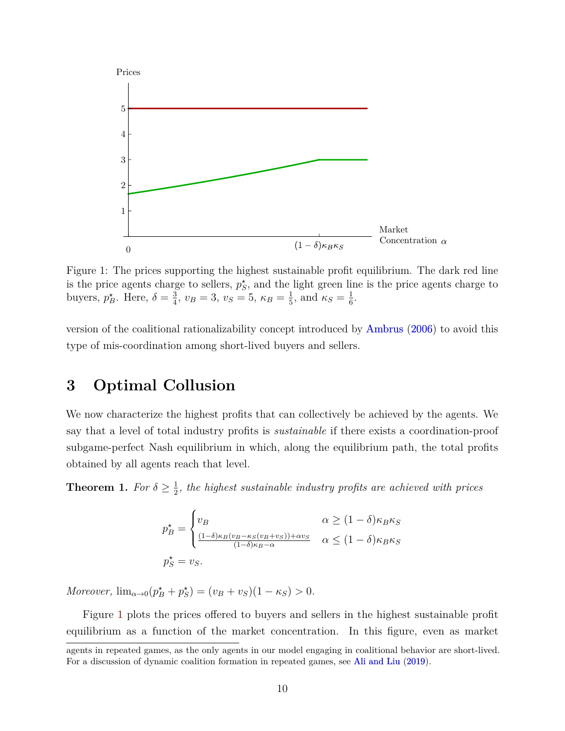Figure 1: The prices supporting the highest sustainable profit equilibrium. The dark red line is the price agents charge to sellers, $p_S^\star$, and the light green line is the price agents charge to buyers, $p_B^\star$. Here, $\delta = \frac{3}{4}$, $v_B = 3$, $v_S = 5$, $\kappa_B = \frac{1}{5}$, and $\kappa_S = \frac{1}{6}$.

version of the coalitional rationalizability concept introduced by Ambrus (2006) to avoid this type of mis-coordination among short-lived buyers and sellers.

# 3 Optimal Collusion

We now characterize the highest profits that can collectively be achieved by the agents. We say that a level of total industry profits is *sustainable* if there exists a coordination-proof subgame-perfect Nash equilibrium in which, along the equilibrium path, the total profits obtained by all agents reach that level.

**Theorem 1.** *For $\delta \geq \frac{1}{2}$, the highest sustainable industry profits are achieved with prices*

$$p_B^\star = \begin{cases} v_B & \alpha \geq (1-\delta)\kappa_B\kappa_S \\ \frac{(1-\delta)\kappa_B(v_B - \kappa_S(v_B+v_S)) + \alpha v_S}{(1-\delta)\kappa_B - \alpha} & \alpha \leq (1-\delta)\kappa_B\kappa_S \end{cases}$$

$$p_S^\star = v_S.$$

*Moreover,* $\lim_{\alpha \to 0}(p_B^\star + p_S^\star) = (v_B + v_S)(1-\kappa_S) > 0$.

Figure 1 plots the prices offered to buyers and sellers in the highest sustainable profit equilibrium as a function of the market concentration. In this figure, even as market

agents in repeated games, as the only agents in our model engaging in coalitional behavior are short-lived. For a discussion of dynamic coalition formation in repeated games, see Ali and Liu (2019).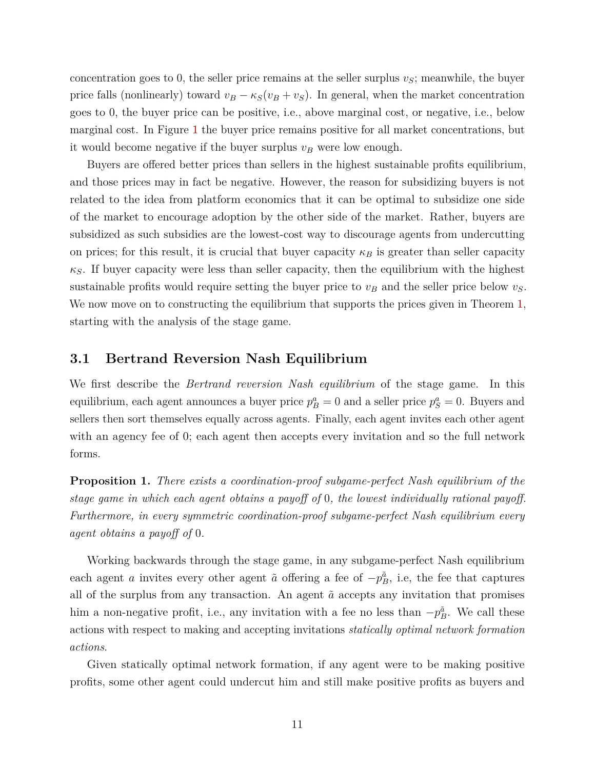concentration goes to 0, the seller price remains at the seller surplus $v_S$; meanwhile, the buyer price falls (nonlinearly) toward $v_B - \kappa_S(v_B + v_S)$. In general, when the market concentration goes to 0, the buyer price can be positive, i.e., above marginal cost, or negative, i.e., below marginal cost. In Figure 1 the buyer price remains positive for all market concentrations, but it would become negative if the buyer surplus $v_B$ were low enough.

Buyers are offered better prices than sellers in the highest sustainable profits equilibrium, and those prices may in fact be negative. However, the reason for subsidizing buyers is not related to the idea from platform economics that it can be optimal to subsidize one side of the market to encourage adoption by the other side of the market. Rather, buyers are subsidized as such subsidies are the lowest-cost way to discourage agents from undercutting on prices; for this result, it is crucial that buyer capacity $\kappa_B$ is greater than seller capacity $\kappa_S$. If buyer capacity were less than seller capacity, then the equilibrium with the highest sustainable profits would require setting the buyer price to $v_B$ and the seller price below $v_S$. We now move on to constructing the equilibrium that supports the prices given in Theorem 1, starting with the analysis of the stage game.

## 3.1 Bertrand Reversion Nash Equilibrium

We first describe the *Bertrand reversion Nash equilibrium* of the stage game. In this equilibrium, each agent announces a buyer price $p_B^a = 0$ and a seller price $p_S^a = 0$. Buyers and sellers then sort themselves equally across agents. Finally, each agent invites each other agent with an agency fee of 0; each agent then accepts every invitation and so the full network forms.

**Proposition 1.** *There exists a coordination-proof subgame-perfect Nash equilibrium of the stage game in which each agent obtains a payoff of* 0*, the lowest individually rational payoff. Furthermore, in every symmetric coordination-proof subgame-perfect Nash equilibrium every agent obtains a payoff of* 0*.*

Working backwards through the stage game, in any subgame-perfect Nash equilibrium each agent $a$ invites every other agent $\tilde{a}$ offering a fee of $-p_B^{\tilde{a}}$, i.e, the fee that captures all of the surplus from any transaction. An agent $\tilde{a}$ accepts any invitation that promises him a non-negative profit, i.e., any invitation with a fee no less than $-p_B^{\tilde{a}}$. We call these actions with respect to making and accepting invitations *statically optimal network formation actions*.

Given statically optimal network formation, if any agent were to be making positive profits, some other agent could undercut him and still make positive profits as buyers and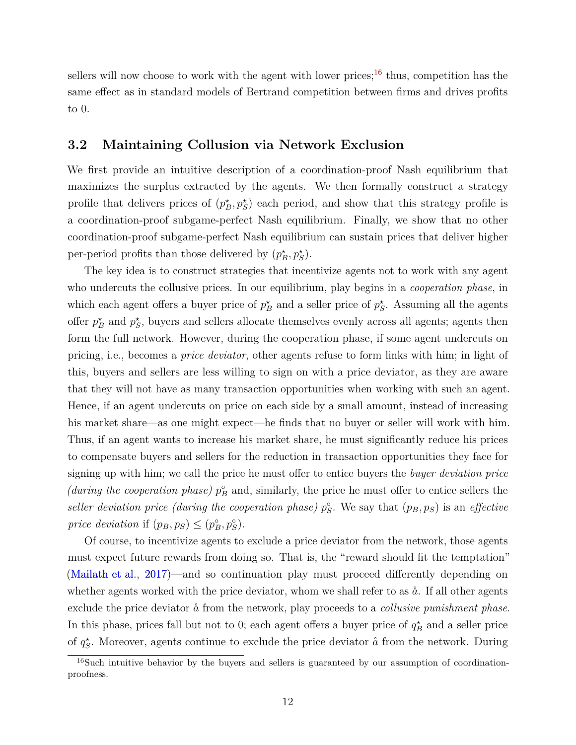sellers will now choose to work with the agent with lower prices;[16] thus, competition has the same effect as in standard models of Bertrand competition between firms and drives profits to 0.

## 3.2 Maintaining Collusion via Network Exclusion

We first provide an intuitive description of a coordination-proof Nash equilibrium that maximizes the surplus extracted by the agents. We then formally construct a strategy profile that delivers prices of $(p_B^\star, p_S^\star)$ each period, and show that this strategy profile is a coordination-proof subgame-perfect Nash equilibrium. Finally, we show that no other coordination-proof subgame-perfect Nash equilibrium can sustain prices that deliver higher per-period profits than those delivered by $(p_B^\star, p_S^\star)$.

The key idea is to construct strategies that incentivize agents not to work with any agent who undercuts the collusive prices. In our equilibrium, play begins in a *cooperation phase*, in which each agent offers a buyer price of $p_B^\star$ and a seller price of $p_S^\star$. Assuming all the agents offer $p_B^\star$ and $p_S^\star$, buyers and sellers allocate themselves evenly across all agents; agents then form the full network. However, during the cooperation phase, if some agent undercuts on pricing, i.e., becomes a *price deviator*, other agents refuse to form links with him; in light of this, buyers and sellers are less willing to sign on with a price deviator, as they are aware that they will not have as many transaction opportunities when working with such an agent. Hence, if an agent undercuts on price on each side by a small amount, instead of increasing his market share—as one might expect—he finds that no buyer or seller will work with him. Thus, if an agent wants to increase his market share, he must significantly reduce his prices to compensate buyers and sellers for the reduction in transaction opportunities they face for signing up with him; we call the price he must offer to entice buyers the *buyer deviation price (during the cooperation phase)* $p_B^\circ$ and, similarly, the price he must offer to entice sellers the *seller deviation price (during the cooperation phase)* $p_S^\circ$. We say that $(p_B, p_S)$ is an *effective price deviation* if $(p_B, p_S) \leq (p_B^\circ, p_S^\circ)$.

Of course, to incentivize agents to exclude a price deviator from the network, those agents must expect future rewards from doing so. That is, the "reward should fit the temptation" (Mailath et al., 2017)—and so continuation play must proceed differently depending on whether agents worked with the price deviator, whom we shall refer to as $\mathring{a}$. If all other agents exclude the price deviator $\mathring{a}$ from the network, play proceeds to a *collusive punishment phase*. In this phase, prices fall but not to 0; each agent offers a buyer price of $q_B^\star$ and a seller price of $q_S^\star$. Moreover, agents continue to exclude the price deviator $\mathring{a}$ from the network. During

[16] Such intuitive behavior by the buyers and sellers is guaranteed by our assumption of coordination-proofness.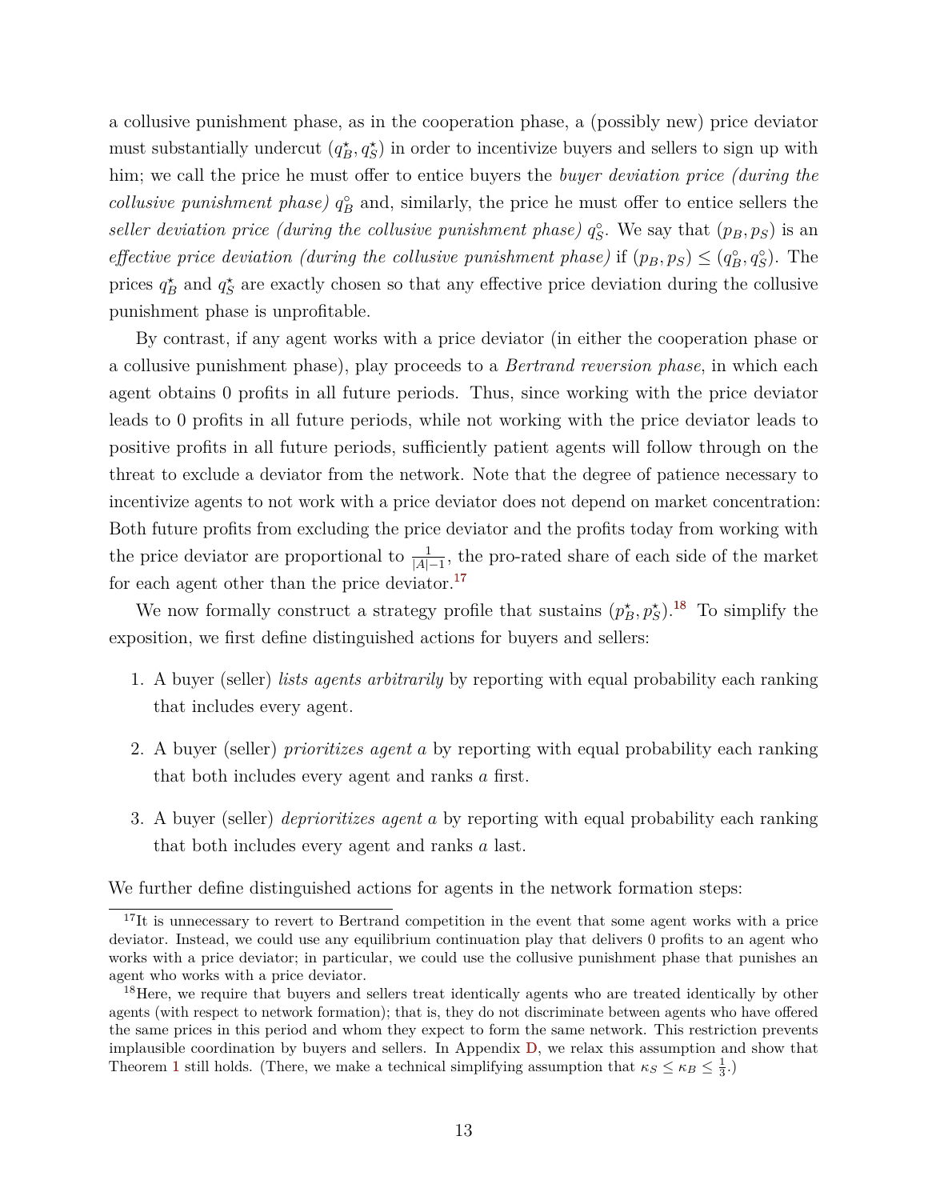a collusive punishment phase, as in the cooperation phase, a (possibly new) price deviator must substantially undercut $(q_B^\star, q_S^\star)$ in order to incentivize buyers and sellers to sign up with him; we call the price he must offer to entice buyers the *buyer deviation price (during the collusive punishment phase)* $q_B^\circ$ and, similarly, the price he must offer to entice sellers the *seller deviation price (during the collusive punishment phase)* $q_S^\circ$. We say that $(p_B, p_S)$ is an *effective price deviation (during the collusive punishment phase)* if $(p_B, p_S) \leq (q_B^\circ, q_S^\circ)$. The prices $q_B^\star$ and $q_S^\star$ are exactly chosen so that any effective price deviation during the collusive punishment phase is unprofitable.

By contrast, if any agent works with a price deviator (in either the cooperation phase or a collusive punishment phase), play proceeds to a *Bertrand reversion phase*, in which each agent obtains 0 profits in all future periods. Thus, since working with the price deviator leads to 0 profits in all future periods, while not working with the price deviator leads to positive profits in all future periods, sufficiently patient agents will follow through on the threat to exclude a deviator from the network. Note that the degree of patience necessary to incentivize agents to not work with a price deviator does not depend on market concentration: Both future profits from excluding the price deviator and the profits today from working with the price deviator are proportional to $\frac{1}{|A|-1}$, the pro-rated share of each side of the market for each agent other than the price deviator.[17]

We now formally construct a strategy profile that sustains $(p_B^\star, p_S^\star)$.[18] To simplify the exposition, we first define distinguished actions for buyers and sellers:

1. A buyer (seller) *lists agents arbitrarily* by reporting with equal probability each ranking that includes every agent.
2. A buyer (seller) *prioritizes agent $a$* by reporting with equal probability each ranking that both includes every agent and ranks $a$ first.
3. A buyer (seller) *deprioritizes agent $a$* by reporting with equal probability each ranking that both includes every agent and ranks $a$ last.

We further define distinguished actions for agents in the network formation steps:

[17] It is unnecessary to revert to Bertrand competition in the event that some agent works with a price deviator. Instead, we could use any equilibrium continuation play that delivers 0 profits to an agent who works with a price deviator; in particular, we could use the collusive punishment phase that punishes an agent who works with a price deviator.

[18] Here, we require that buyers and sellers treat identically agents who are treated identically by other agents (with respect to network formation); that is, they do not discriminate between agents who have offered the same prices in this period and whom they expect to form the same network. This restriction prevents implausible coordination by buyers and sellers. In Appendix D, we relax this assumption and show that Theorem 1 still holds. (There, we make a technical simplifying assumption that $\kappa_S \leq \kappa_B \leq \frac{1}{3}$.)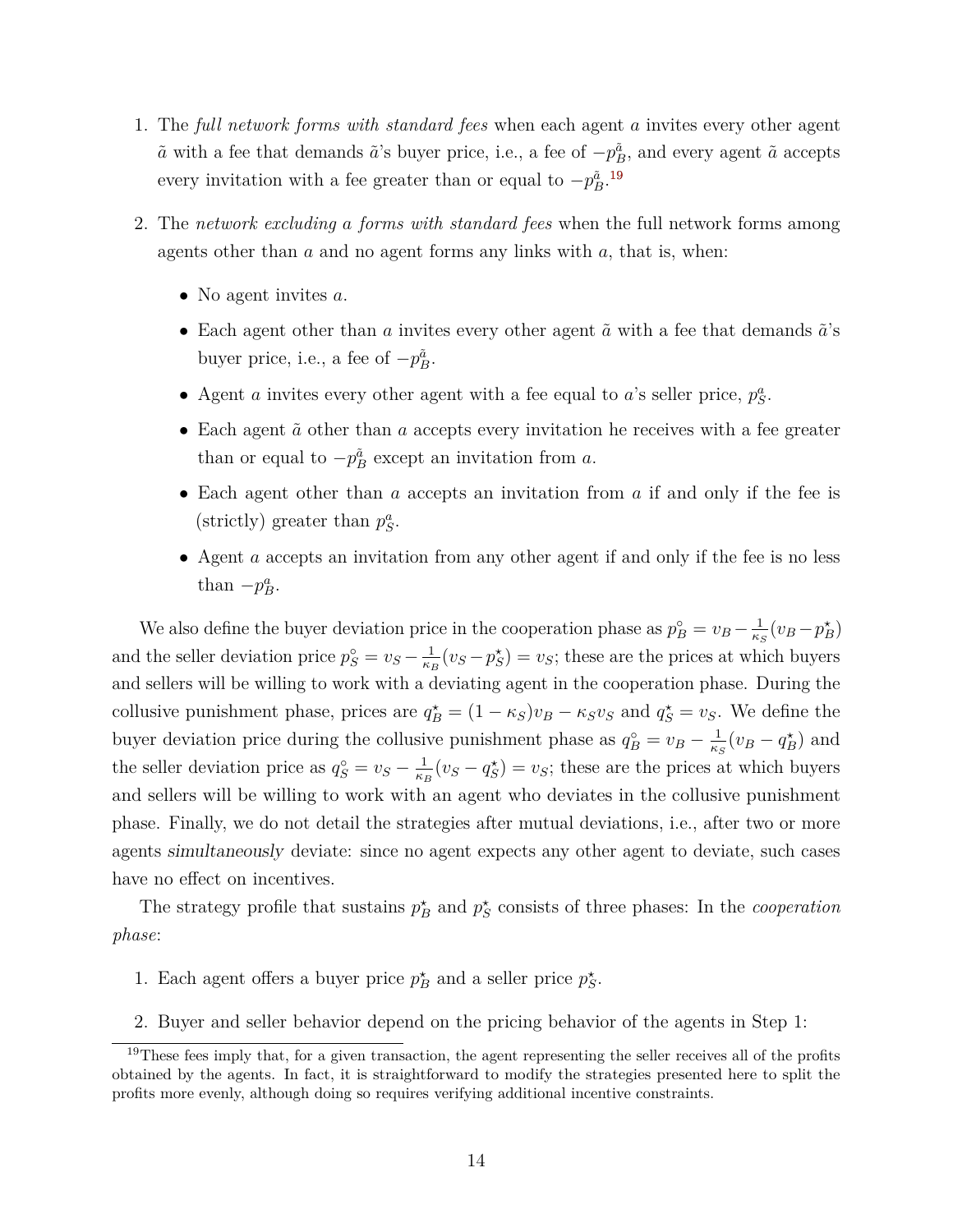1. The *full network forms with standard fees* when each agent $a$ invites every other agent $\tilde{a}$ with a fee that demands $\tilde{a}$'s buyer price, i.e., a fee of $-p_B^{\tilde{a}}$, and every agent $\tilde{a}$ accepts every invitation with a fee greater than or equal to $-p_B^{\tilde{a}}$.[19]

2. The *network excluding a forms with standard fees* when the full network forms among agents other than $a$ and no agent forms any links with $a$, that is, when:

   - No agent invites $a$.
   - Each agent other than $a$ invites every other agent $\tilde{a}$ with a fee that demands $\tilde{a}$'s buyer price, i.e., a fee of $-p_B^{\tilde{a}}$.
   - Agent $a$ invites every other agent with a fee equal to $a$'s seller price, $p_S^a$.
   - Each agent $\tilde{a}$ other than $a$ accepts every invitation he receives with a fee greater than or equal to $-p_B^{\tilde{a}}$ except an invitation from $a$.
   - Each agent other than $a$ accepts an invitation from $a$ if and only if the fee is (strictly) greater than $p_S^a$.
   - Agent $a$ accepts an invitation from any other agent if and only if the fee is no less than $-p_B^a$.

We also define the buyer deviation price in the cooperation phase as $p_B^\circ = v_B - \frac{1}{\kappa_S}(v_B - p_B^\star)$ and the seller deviation price $p_S^\circ = v_S - \frac{1}{\kappa_B}(v_S - p_S^\star) = v_S$; these are the prices at which buyers and sellers will be willing to work with a deviating agent in the cooperation phase. During the collusive punishment phase, prices are $q_B^\star = (1 - \kappa_S)v_B - \kappa_S v_S$ and $q_S^\star = v_S$. We define the buyer deviation price during the collusive punishment phase as $q_B^\circ = v_B - \frac{1}{\kappa_S}(v_B - q_B^\star)$ and the seller deviation price as $q_S^\circ = v_S - \frac{1}{\kappa_B}(v_S - q_S^\star) = v_S$; these are the prices at which buyers and sellers will be willing to work with an agent who deviates in the collusive punishment phase. Finally, we do not detail the strategies after mutual deviations, i.e., after two or more agents *simultaneously* deviate: since no agent expects any other agent to deviate, such cases have no effect on incentives.

The strategy profile that sustains $p_B^\star$ and $p_S^\star$ consists of three phases: In the *cooperation phase*:

1. Each agent offers a buyer price $p_B^\star$ and a seller price $p_S^\star$.

2. Buyer and seller behavior depend on the pricing behavior of the agents in Step 1:

[19] These fees imply that, for a given transaction, the agent representing the seller receives all of the profits obtained by the agents. In fact, it is straightforward to modify the strategies presented here to split the profits more evenly, although doing so requires verifying additional incentive constraints.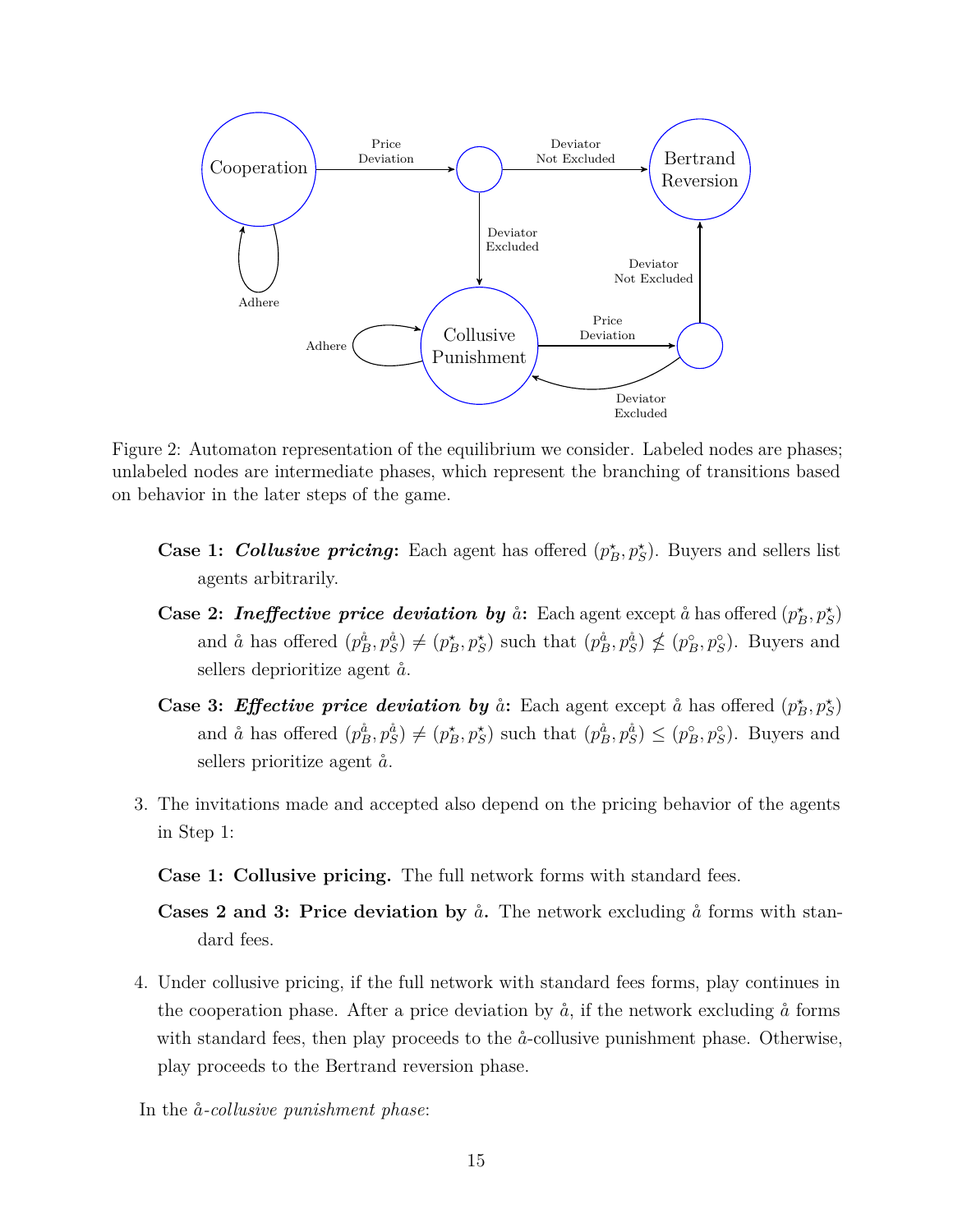Figure 2: Automaton representation of the equilibrium we consider. Labeled nodes are phases; unlabeled nodes are intermediate phases, which represent the branching of transitions based on behavior in the later steps of the game.

- **Case 1: *Collusive pricing*:** Each agent has offered $(p_B^\star, p_S^\star)$. Buyers and sellers list agents arbitrarily.
- **Case 2: *Ineffective price deviation by* $\mathring{a}$:** Each agent except $\mathring{a}$ has offered $(p_B^\star, p_S^\star)$ and $\mathring{a}$ has offered $(p_B^{\mathring{a}}, p_S^{\mathring{a}}) \neq (p_B^\star, p_S^\star)$ such that $(p_B^{\mathring{a}}, p_S^{\mathring{a}}) \nleq (p_B^\circ, p_S^\circ)$. Buyers and sellers deprioritize agent $\mathring{a}$.
- **Case 3: *Effective price deviation by* $\mathring{a}$:** Each agent except $\mathring{a}$ has offered $(p_B^\star, p_S^\star)$ and $\mathring{a}$ has offered $(p_B^{\mathring{a}}, p_S^{\mathring{a}}) \neq (p_B^\star, p_S^\star)$ such that $(p_B^{\mathring{a}}, p_S^{\mathring{a}}) \leq (p_B^\circ, p_S^\circ)$. Buyers and sellers prioritize agent $\mathring{a}$.

3. The invitations made and accepted also depend on the pricing behavior of the agents in Step 1:

   **Case 1: Collusive pricing.** The full network forms with standard fees.

   **Cases 2 and 3: Price deviation by $\mathring{a}$.** The network excluding $\mathring{a}$ forms with standard fees.

4. Under collusive pricing, if the full network with standard fees forms, play continues in the cooperation phase. After a price deviation by $\mathring{a}$, if the network excluding $\mathring{a}$ forms with standard fees, then play proceeds to the $\mathring{a}$-collusive punishment phase. Otherwise, play proceeds to the Bertrand reversion phase.

In the *$\mathring{a}$-collusive punishment phase*: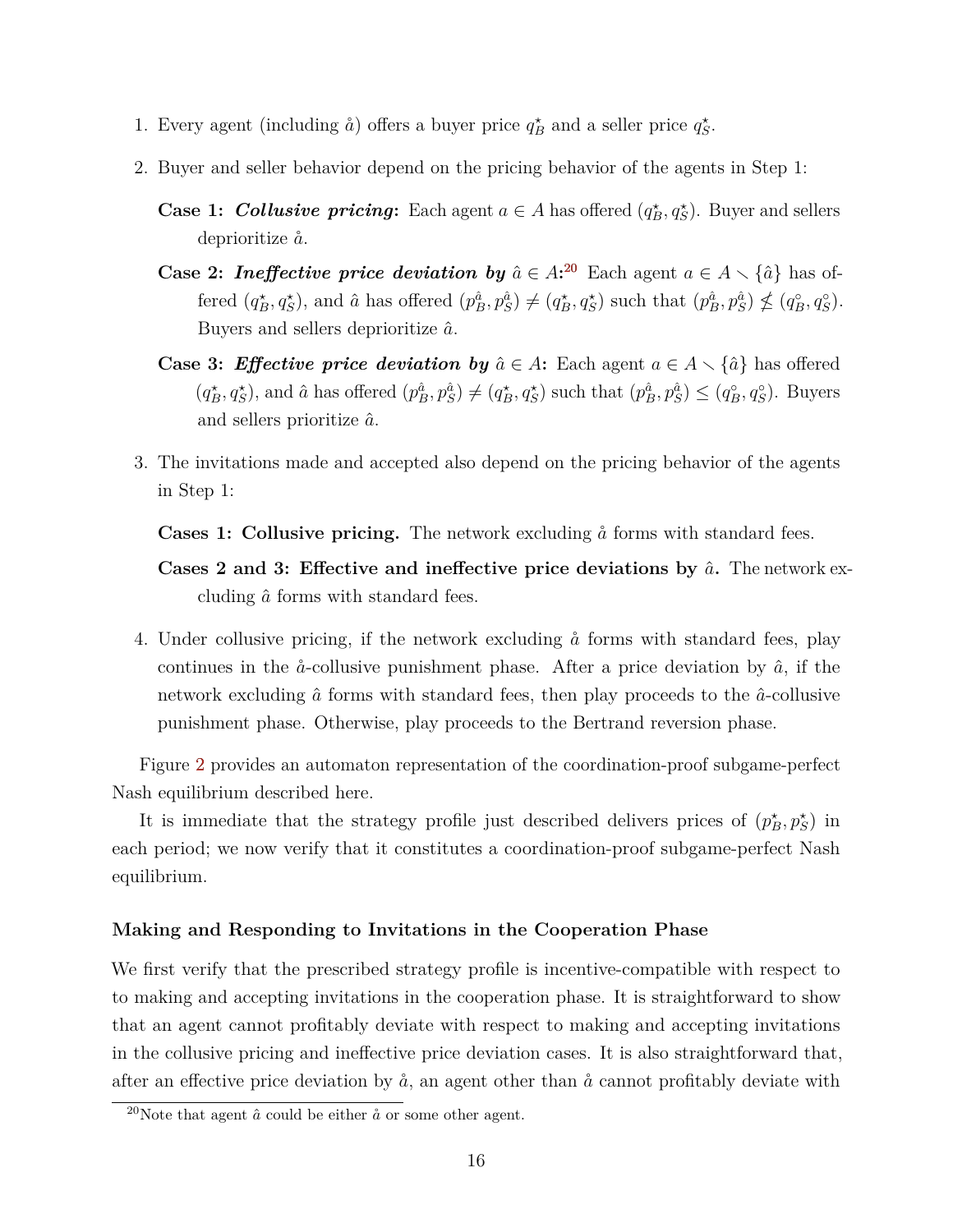1. Every agent (including $\mathring{a}$) offers a buyer price $q_B^\star$ and a seller price $q_S^\star$.

2. Buyer and seller behavior depend on the pricing behavior of the agents in Step 1:

   **Case 1:** ***Collusive pricing*****:** Each agent $a \in A$ has offered $(q_B^\star, q_S^\star)$. Buyer and sellers deprioritize $\mathring{a}$.

   **Case 2:** ***Ineffective price deviation by*** $\hat{a} \in A$**:**[20] Each agent $a \in A \smallsetminus \{\hat{a}\}$ has offered $(q_B^\star, q_S^\star)$, and $\hat{a}$ has offered $(p_B^{\hat{a}}, p_S^{\hat{a}}) \neq (q_B^\star, q_S^\star)$ such that $(p_B^{\hat{a}}, p_S^{\hat{a}}) \nleq (q_B^\circ, q_S^\circ)$. Buyers and sellers deprioritize $\hat{a}$.

   **Case 3:** ***Effective price deviation by*** $\hat{a} \in A$**:** Each agent $a \in A \smallsetminus \{\hat{a}\}$ has offered $(q_B^\star, q_S^\star)$, and $\hat{a}$ has offered $(p_B^{\hat{a}}, p_S^{\hat{a}}) \neq (q_B^\star, q_S^\star)$ such that $(p_B^{\hat{a}}, p_S^{\hat{a}}) \leq (q_B^\circ, q_S^\circ)$. Buyers and sellers prioritize $\hat{a}$.

3. The invitations made and accepted also depend on the pricing behavior of the agents in Step 1:

   **Cases 1: Collusive pricing.** The network excluding $\mathring{a}$ forms with standard fees.

   **Cases 2 and 3: Effective and ineffective price deviations by** $\hat{a}$**.** The network excluding $\hat{a}$ forms with standard fees.

4. Under collusive pricing, if the network excluding $\mathring{a}$ forms with standard fees, play continues in the $\mathring{a}$-collusive punishment phase. After a price deviation by $\hat{a}$, if the network excluding $\hat{a}$ forms with standard fees, then play proceeds to the $\hat{a}$-collusive punishment phase. Otherwise, play proceeds to the Bertrand reversion phase.

Figure 2 provides an automaton representation of the coordination-proof subgame-perfect Nash equilibrium described here.

It is immediate that the strategy profile just described delivers prices of $(p_B^\star, p_S^\star)$ in each period; we now verify that it constitutes a coordination-proof subgame-perfect Nash equilibrium.

### Making and Responding to Invitations in the Cooperation Phase

We first verify that the prescribed strategy profile is incentive-compatible with respect to to making and accepting invitations in the cooperation phase. It is straightforward to show that an agent cannot profitably deviate with respect to making and accepting invitations in the collusive pricing and ineffective price deviation cases. It is also straightforward that, after an effective price deviation by $\mathring{a}$, an agent other than $\mathring{a}$ cannot profitably deviate with

[20]Note that agent $\hat{a}$ could be either $\mathring{a}$ or some other agent.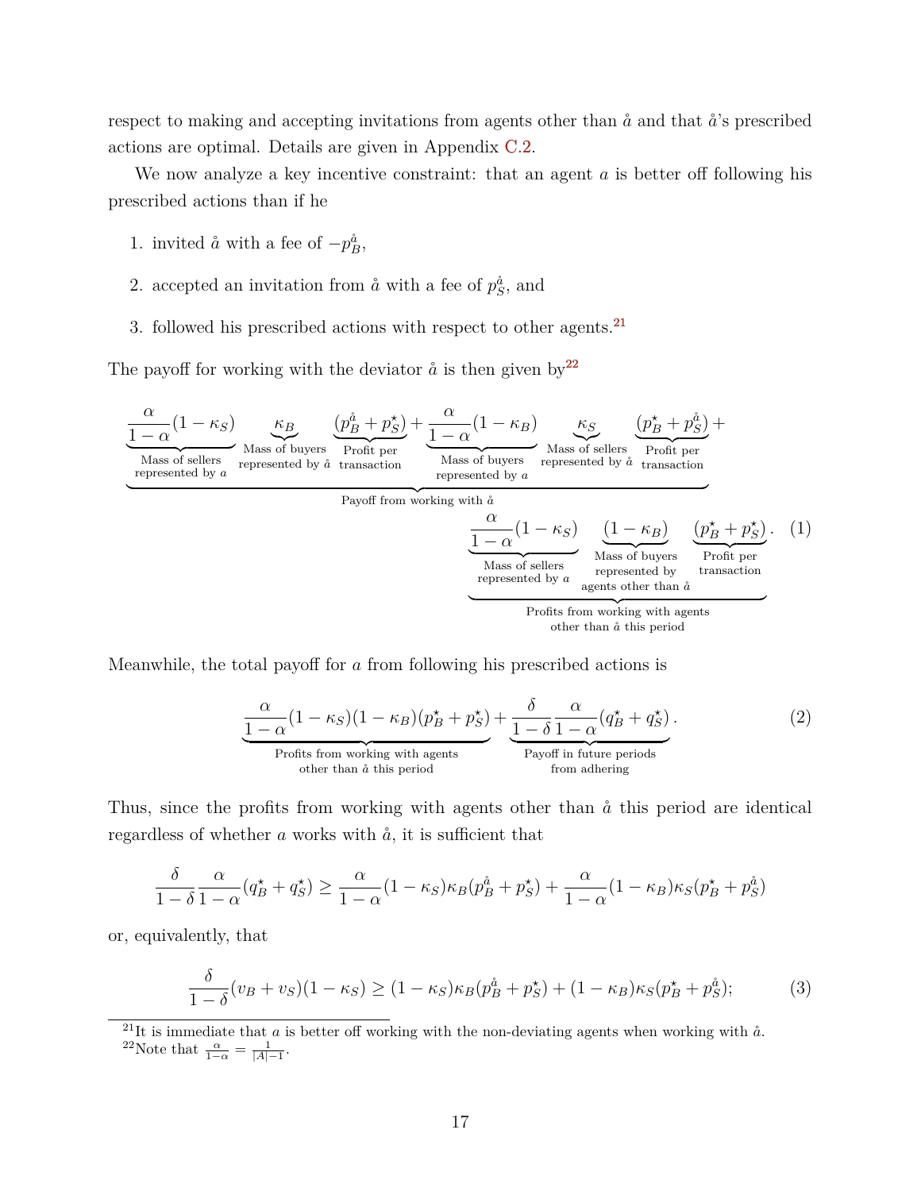respect to making and accepting invitations from agents other than $\mathring{a}$ and that $\mathring{a}$'s prescribed actions are optimal. Details are given in Appendix C.2.

We now analyze a key incentive constraint: that an agent $a$ is better off following his prescribed actions than if he

1. invited $\mathring{a}$ with a fee of $-p_B^{\mathring{a}}$,
2. accepted an invitation from $\mathring{a}$ with a fee of $p_S^{\mathring{a}}$, and
3. followed his prescribed actions with respect to other agents.[21]

The payoff for working with the deviator $\mathring{a}$ is then given by[22]

$$\underbrace{\underbrace{\frac{\alpha}{1-\alpha}(1-\kappa_S)}_{\substack{\text{Mass of sellers} \\ \text{represented by } a}} \underbrace{\kappa_B}_{\substack{\text{Mass of buyers} \\ \text{represented by } \mathring{a}}} \underbrace{(p_B^{\mathring{a}} + p_S^\star)}_{\substack{\text{Profit per} \\ \text{transaction}}} + \underbrace{\frac{\alpha}{1-\alpha}(1-\kappa_B)}_{\substack{\text{Mass of buyers} \\ \text{represented by } a}} \underbrace{\kappa_S}_{\substack{\text{Mass of sellers} \\ \text{represented by } \mathring{a}}} \underbrace{(p_B^\star + p_S^{\mathring{a}})}_{\substack{\text{Profit per} \\ \text{transaction}}}}_{\text{Payoff from working with } \mathring{a}} +$$

$$\underbrace{\underbrace{\frac{\alpha}{1-\alpha}(1-\kappa_S)}_{\substack{\text{Mass of sellers} \\ \text{represented by } a}} \underbrace{(1-\kappa_B)}_{\substack{\text{Mass of buyers} \\ \text{represented by} \\ \text{agents other than } \mathring{a}}} \underbrace{(p_B^\star + p_S^\star)}_{\substack{\text{Profit per} \\ \text{transaction}}}}_{\substack{\text{Profits from working with agents} \\ \text{other than } \mathring{a} \text{ this period}}}. \tag{1}$$

Meanwhile, the total payoff for $a$ from following his prescribed actions is

$$\underbrace{\frac{\alpha}{1-\alpha}(1-\kappa_S)(1-\kappa_B)(p_B^\star + p_S^\star)}_{\substack{\text{Profits from working with agents} \\ \text{other than } \mathring{a} \text{ this period}}} + \underbrace{\frac{\delta}{1-\delta}\frac{\alpha}{1-\alpha}(q_B^\star + q_S^\star)}_{\substack{\text{Payoff in future periods} \\ \text{from adhering}}}. \tag{2}$$

Thus, since the profits from working with agents other than $\mathring{a}$ this period are identical regardless of whether $a$ works with $\mathring{a}$, it is sufficient that

$$\frac{\delta}{1-\delta}\frac{\alpha}{1-\alpha}(q_B^\star + q_S^\star) \geq \frac{\alpha}{1-\alpha}(1-\kappa_S)\kappa_B(p_B^{\mathring{a}} + p_S^\star) + \frac{\alpha}{1-\alpha}(1-\kappa_B)\kappa_S(p_B^\star + p_S^{\mathring{a}})$$

or, equivalently, that

$$\frac{\delta}{1-\delta}(v_B + v_S)(1-\kappa_S) \geq (1-\kappa_S)\kappa_B(p_B^{\mathring{a}} + p_S^\star) + (1-\kappa_B)\kappa_S(p_B^\star + p_S^{\mathring{a}}); \tag{3}$$

[21] It is immediate that $a$ is better off working with the non-deviating agents when working with $\mathring{a}$.

[22] Note that $\frac{\alpha}{1-\alpha} = \frac{1}{|A|-1}$.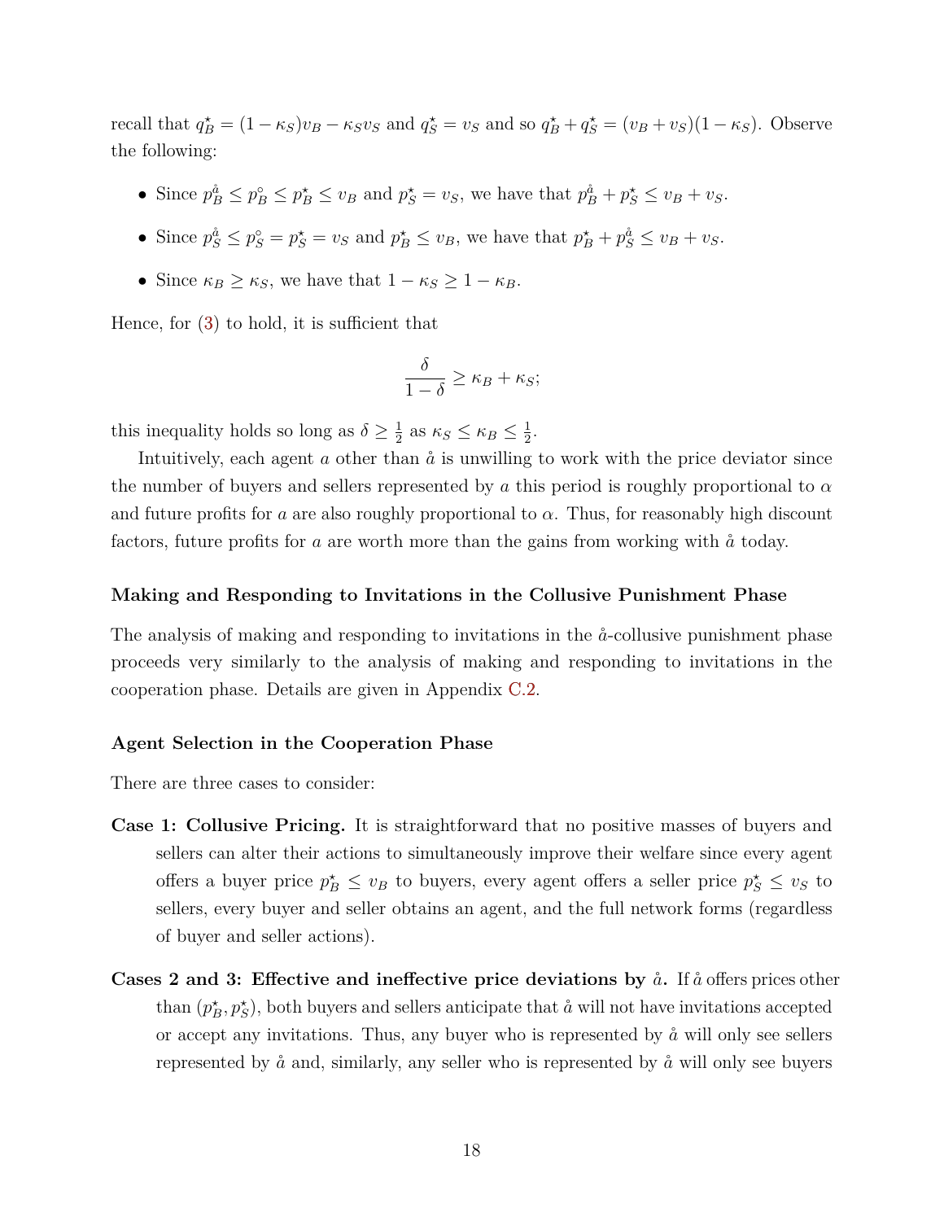recall that $q_B^\star = (1-\kappa_S)v_B - \kappa_S v_S$ and $q_S^\star = v_S$ and so $q_B^\star + q_S^\star = (v_B + v_S)(1-\kappa_S)$. Observe the following:

- Since $p_B^{\mathring{a}} \leq p_B^\circ \leq p_B^\star \leq v_B$ and $p_S^\star = v_S$, we have that $p_B^{\mathring{a}} + p_S^\star \leq v_B + v_S$.
- Since $p_S^{\mathring{a}} \leq p_S^\circ = p_S^\star = v_S$ and $p_B^\star \leq v_B$, we have that $p_B^\star + p_S^{\mathring{a}} \leq v_B + v_S$.
- Since $\kappa_B \geq \kappa_S$, we have that $1 - \kappa_S \geq 1 - \kappa_B$.

Hence, for (3) to hold, it is sufficient that

$$\frac{\delta}{1-\delta} \geq \kappa_B + \kappa_S;$$

this inequality holds so long as $\delta \geq \frac{1}{2}$ as $\kappa_S \leq \kappa_B \leq \frac{1}{2}$.

Intuitively, each agent $a$ other than $\mathring{a}$ is unwilling to work with the price deviator since the number of buyers and sellers represented by $a$ this period is roughly proportional to $\alpha$ and future profits for $a$ are also roughly proportional to $\alpha$. Thus, for reasonably high discount factors, future profits for $a$ are worth more than the gains from working with $\mathring{a}$ today.

#### Making and Responding to Invitations in the Collusive Punishment Phase

The analysis of making and responding to invitations in the $\mathring{a}$-collusive punishment phase proceeds very similarly to the analysis of making and responding to invitations in the cooperation phase. Details are given in Appendix C.2.

#### Agent Selection in the Cooperation Phase

There are three cases to consider:

**Case 1: Collusive Pricing.** It is straightforward that no positive masses of buyers and sellers can alter their actions to simultaneously improve their welfare since every agent offers a buyer price $p_B^\star \leq v_B$ to buyers, every agent offers a seller price $p_S^\star \leq v_S$ to sellers, every buyer and seller obtains an agent, and the full network forms (regardless of buyer and seller actions).

**Cases 2 and 3: Effective and ineffective price deviations by $\mathring{a}$.** If $\mathring{a}$ offers prices other than $(p_B^\star, p_S^\star)$, both buyers and sellers anticipate that $\mathring{a}$ will not have invitations accepted or accept any invitations. Thus, any buyer who is represented by $\mathring{a}$ will only see sellers represented by $\mathring{a}$ and, similarly, any seller who is represented by $\mathring{a}$ will only see buyers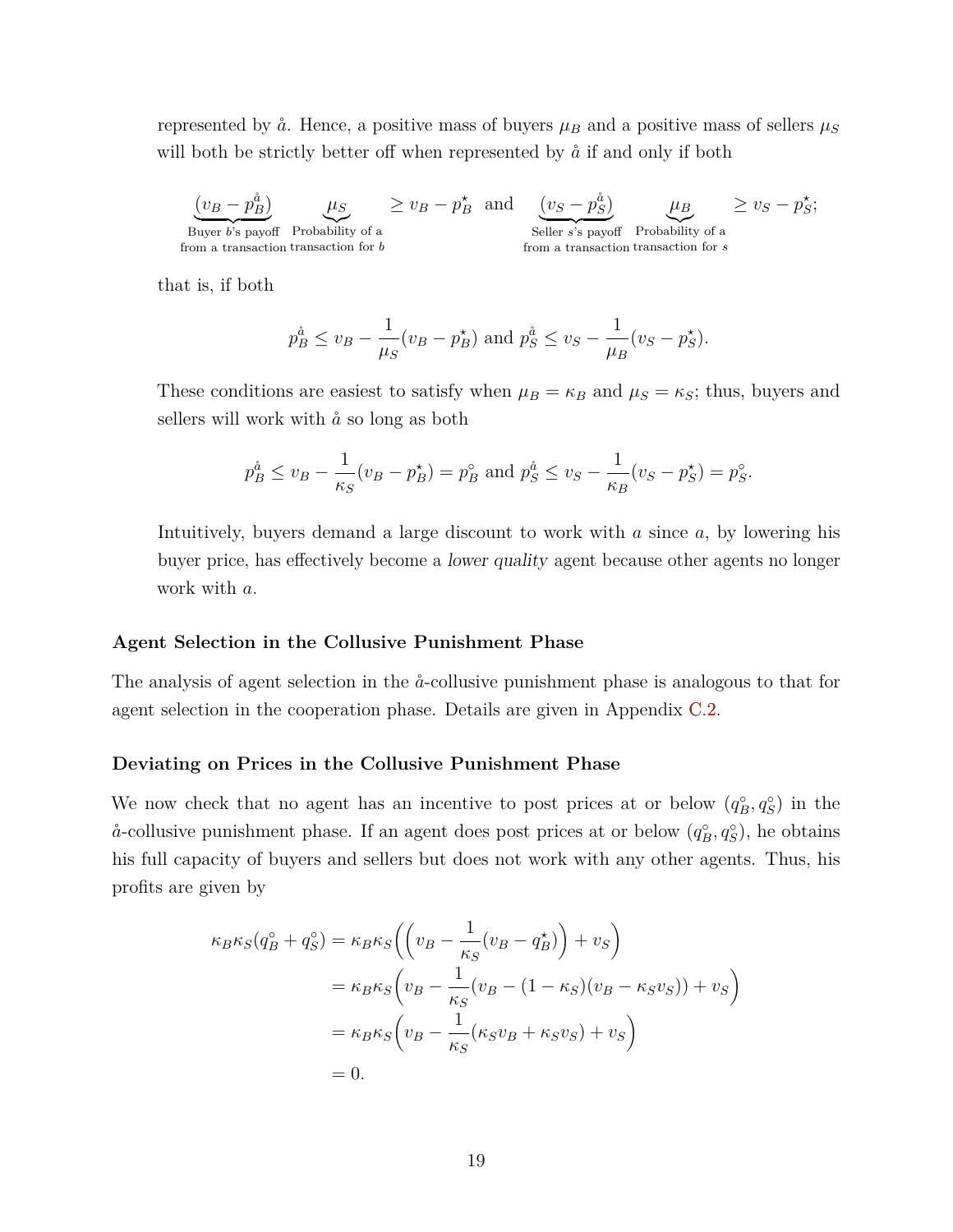represented by $\mathring{a}$. Hence, a positive mass of buyers $\mu_B$ and a positive mass of sellers $\mu_S$ will both be strictly better off when represented by $\mathring{a}$ if and only if both

$$\underbrace{(v_B - p_B^{\mathring{a}})}_{\substack{\text{Buyer } b\text{'s payoff} \\ \text{from a transaction}}} \underbrace{\mu_S}_{\substack{\text{Probability of a} \\ \text{transaction for } b}} \geq v_B - p_B^\star \quad \text{and} \quad \underbrace{(v_S - p_S^{\mathring{a}})}_{\substack{\text{Seller } s\text{'s payoff} \\ \text{from a transaction}}} \underbrace{\mu_B}_{\substack{\text{Probability of a} \\ \text{transaction for } s}} \geq v_S - p_S^\star;$$

that is, if both

$$p_B^{\mathring{a}} \leq v_B - \frac{1}{\mu_S}(v_B - p_B^\star) \text{ and } p_S^{\mathring{a}} \leq v_S - \frac{1}{\mu_B}(v_S - p_S^\star).$$

These conditions are easiest to satisfy when $\mu_B = \kappa_B$ and $\mu_S = \kappa_S$; thus, buyers and sellers will work with $\mathring{a}$ so long as both

$$p_B^{\mathring{a}} \leq v_B - \frac{1}{\kappa_S}(v_B - p_B^\star) = p_B^\circ \text{ and } p_S^{\mathring{a}} \leq v_S - \frac{1}{\kappa_B}(v_S - p_S^\star) = p_S^\circ.$$

Intuitively, buyers demand a large discount to work with $a$ since $a$, by lowering his buyer price, has effectively become a *lower quality* agent because other agents no longer work with $a$.

### Agent Selection in the Collusive Punishment Phase

The analysis of agent selection in the $\mathring{a}$-collusive punishment phase is analogous to that for agent selection in the cooperation phase. Details are given in Appendix C.2.

### Deviating on Prices in the Collusive Punishment Phase

We now check that no agent has an incentive to post prices at or below $(q_B^\circ, q_S^\circ)$ in the $\mathring{a}$-collusive punishment phase. If an agent does post prices at or below $(q_B^\circ, q_S^\circ)$, he obtains his full capacity of buyers and sellers but does not work with any other agents. Thus, his profits are given by

$$\begin{aligned}
\kappa_B\kappa_S(q_B^\circ + q_S^\circ) &= \kappa_B\kappa_S\Big(\Big(v_B - \frac{1}{\kappa_S}(v_B - q_B^\star)\Big) + v_S\Big) \\
&= \kappa_B\kappa_S\Big(v_B - \frac{1}{\kappa_S}(v_B - (1-\kappa_S)(v_B - \kappa_S v_S)) + v_S\Big) \\
&= \kappa_B\kappa_S\Big(v_B - \frac{1}{\kappa_S}(\kappa_S v_B + \kappa_S v_S) + v_S\Big) \\
&= 0.
\end{aligned}$$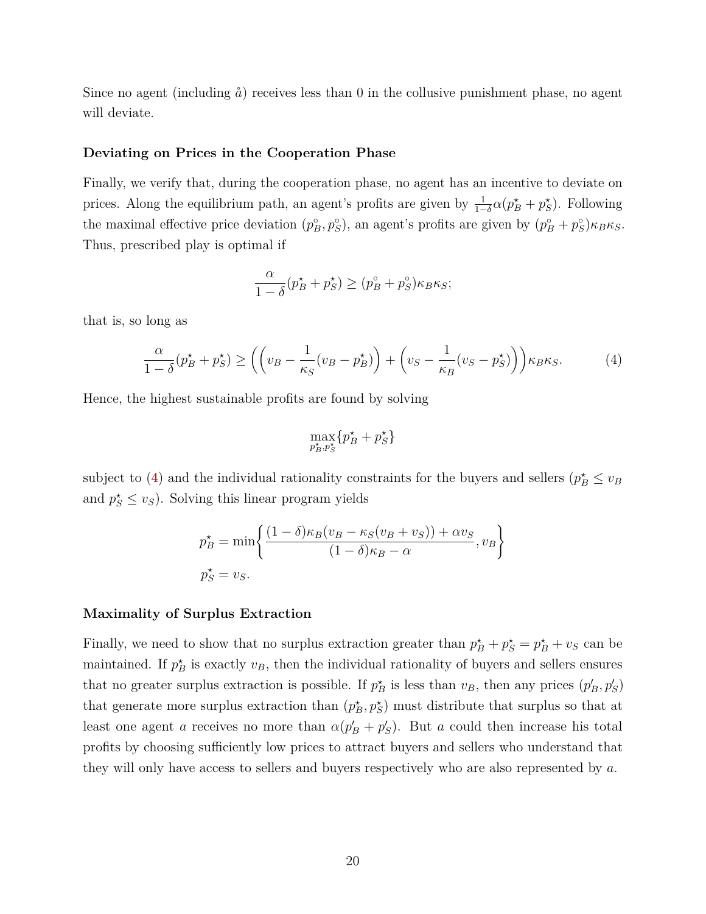Since no agent (including $\mathring{a}$) receives less than 0 in the collusive punishment phase, no agent will deviate.

#### Deviating on Prices in the Cooperation Phase

Finally, we verify that, during the cooperation phase, no agent has an incentive to deviate on prices. Along the equilibrium path, an agent's profits are given by $\frac{1}{1-\delta}\alpha(p_B^\star + p_S^\star)$. Following the maximal effective price deviation $(p_B^\circ, p_S^\circ)$, an agent's profits are given by $(p_B^\circ + p_S^\circ)\kappa_B\kappa_S$. Thus, prescribed play is optimal if

$$\frac{\alpha}{1-\delta}(p_B^\star + p_S^\star) \geq (p_B^\circ + p_S^\circ)\kappa_B\kappa_S;$$

that is, so long as

$$\frac{\alpha}{1-\delta}(p_B^\star + p_S^\star) \geq \left(\left(v_B - \frac{1}{\kappa_S}(v_B - p_B^\star)\right) + \left(v_S - \frac{1}{\kappa_B}(v_S - p_S^\star)\right)\right)\kappa_B\kappa_S. \tag{4}$$

Hence, the highest sustainable profits are found by solving

$$\max_{p_B^\star, p_S^\star}\{p_B^\star + p_S^\star\}$$

subject to (4) and the individual rationality constraints for the buyers and sellers ($p_B^\star \leq v_B$ and $p_S^\star \leq v_S$). Solving this linear program yields

$$p_B^\star = \min\left\{\frac{(1-\delta)\kappa_B(v_B - \kappa_S(v_B + v_S)) + \alpha v_S}{(1-\delta)\kappa_B - \alpha}, v_B\right\}$$
$$p_S^\star = v_S.$$

#### Maximality of Surplus Extraction

Finally, we need to show that no surplus extraction greater than $p_B^\star + p_S^\star = p_B^\star + v_S$ can be maintained. If $p_B^\star$ is exactly $v_B$, then the individual rationality of buyers and sellers ensures that no greater surplus extraction is possible. If $p_B^\star$ is less than $v_B$, then any prices $(p_B', p_S')$ that generate more surplus extraction than $(p_B^\star, p_S^\star)$ must distribute that surplus so that at least one agent $a$ receives no more than $\alpha(p_B' + p_S')$. But $a$ could then increase his total profits by choosing sufficiently low prices to attract buyers and sellers who understand that they will only have access to sellers and buyers respectively who are also represented by $a$.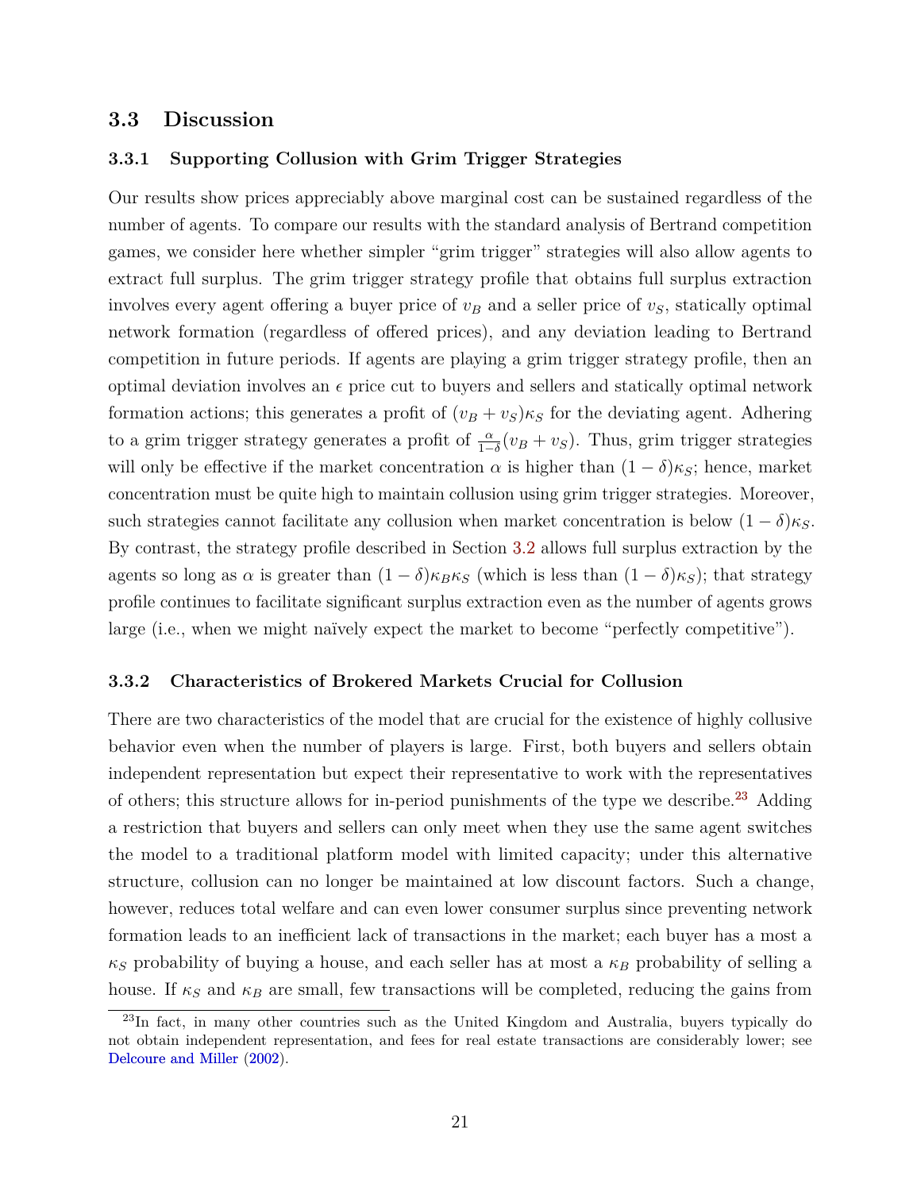## 3.3 Discussion

### 3.3.1 Supporting Collusion with Grim Trigger Strategies

Our results show prices appreciably above marginal cost can be sustained regardless of the number of agents. To compare our results with the standard analysis of Bertrand competition games, we consider here whether simpler "grim trigger" strategies will also allow agents to extract full surplus. The grim trigger strategy profile that obtains full surplus extraction involves every agent offering a buyer price of $v_B$ and a seller price of $v_S$, statically optimal network formation (regardless of offered prices), and any deviation leading to Bertrand competition in future periods. If agents are playing a grim trigger strategy profile, then an optimal deviation involves an $\epsilon$ price cut to buyers and sellers and statically optimal network formation actions; this generates a profit of $(v_B + v_S)\kappa_S$ for the deviating agent. Adhering to a grim trigger strategy generates a profit of $\frac{\alpha}{1-\delta}(v_B + v_S)$. Thus, grim trigger strategies will only be effective if the market concentration $\alpha$ is higher than $(1-\delta)\kappa_S$; hence, market concentration must be quite high to maintain collusion using grim trigger strategies. Moreover, such strategies cannot facilitate any collusion when market concentration is below $(1-\delta)\kappa_S$. By contrast, the strategy profile described in Section 3.2 allows full surplus extraction by the agents so long as $\alpha$ is greater than $(1-\delta)\kappa_B\kappa_S$ (which is less than $(1-\delta)\kappa_S$); that strategy profile continues to facilitate significant surplus extraction even as the number of agents grows large (i.e., when we might naïvely expect the market to become "perfectly competitive").

### 3.3.2 Characteristics of Brokered Markets Crucial for Collusion

There are two characteristics of the model that are crucial for the existence of highly collusive behavior even when the number of players is large. First, both buyers and sellers obtain independent representation but expect their representative to work with the representatives of others; this structure allows for in-period punishments of the type we describe.[23] Adding a restriction that buyers and sellers can only meet when they use the same agent switches the model to a traditional platform model with limited capacity; under this alternative structure, collusion can no longer be maintained at low discount factors. Such a change, however, reduces total welfare and can even lower consumer surplus since preventing network formation leads to an inefficient lack of transactions in the market; each buyer has a most a $\kappa_S$ probability of buying a house, and each seller has at most a $\kappa_B$ probability of selling a house. If $\kappa_S$ and $\kappa_B$ are small, few transactions will be completed, reducing the gains from

[23] In fact, in many other countries such as the United Kingdom and Australia, buyers typically do not obtain independent representation, and fees for real estate transactions are considerably lower; see Delcoure and Miller (2002).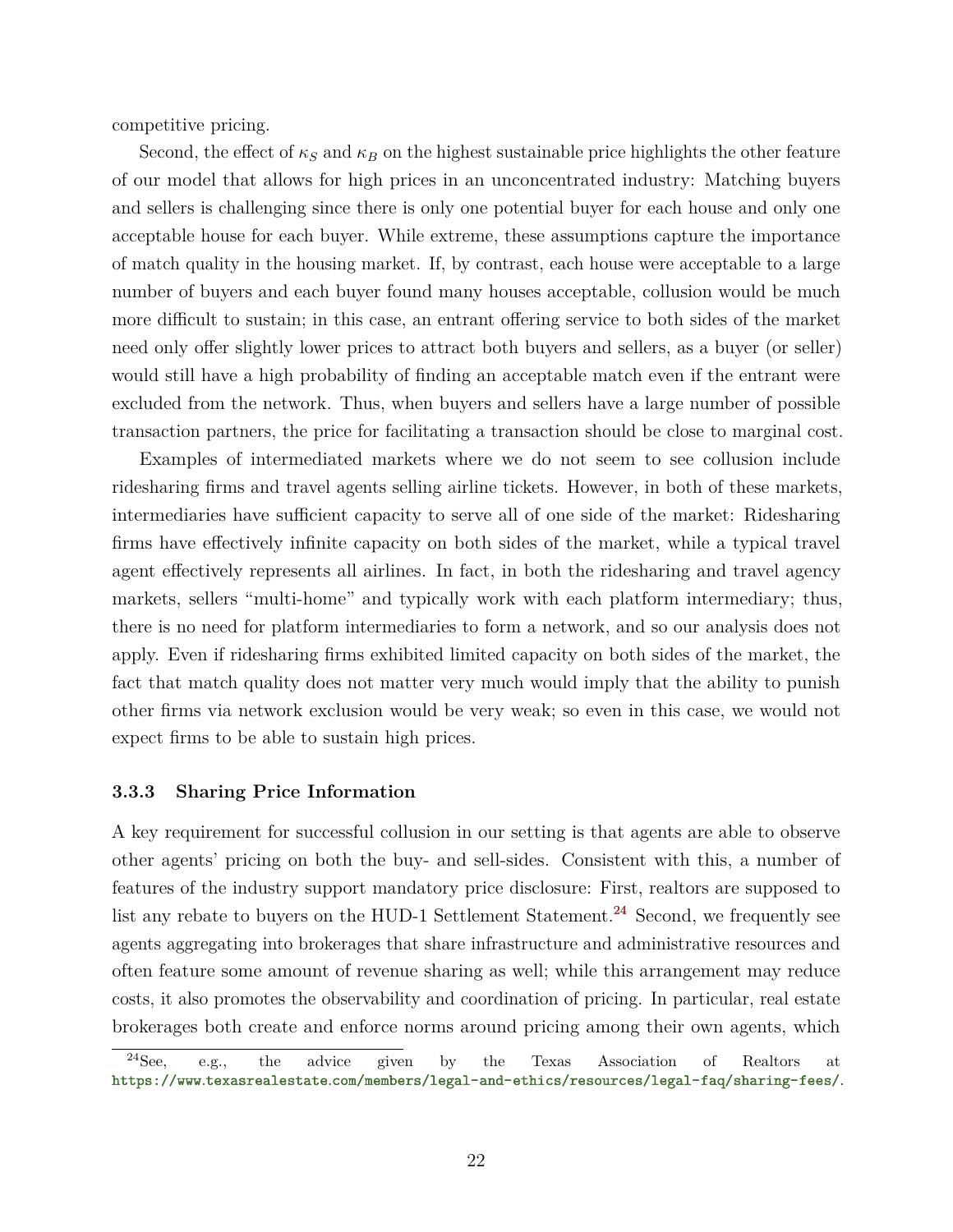competitive pricing.

Second, the effect of $\kappa_S$ and $\kappa_B$ on the highest sustainable price highlights the other feature of our model that allows for high prices in an unconcentrated industry: Matching buyers and sellers is challenging since there is only one potential buyer for each house and only one acceptable house for each buyer. While extreme, these assumptions capture the importance of match quality in the housing market. If, by contrast, each house were acceptable to a large number of buyers and each buyer found many houses acceptable, collusion would be much more difficult to sustain; in this case, an entrant offering service to both sides of the market need only offer slightly lower prices to attract both buyers and sellers, as a buyer (or seller) would still have a high probability of finding an acceptable match even if the entrant were excluded from the network. Thus, when buyers and sellers have a large number of possible transaction partners, the price for facilitating a transaction should be close to marginal cost.

Examples of intermediated markets where we do not seem to see collusion include ridesharing firms and travel agents selling airline tickets. However, in both of these markets, intermediaries have sufficient capacity to serve all of one side of the market: Ridesharing firms have effectively infinite capacity on both sides of the market, while a typical travel agent effectively represents all airlines. In fact, in both the ridesharing and travel agency markets, sellers "multi-home" and typically work with each platform intermediary; thus, there is no need for platform intermediaries to form a network, and so our analysis does not apply. Even if ridesharing firms exhibited limited capacity on both sides of the market, the fact that match quality does not matter very much would imply that the ability to punish other firms via network exclusion would be very weak; so even in this case, we would not expect firms to be able to sustain high prices.

### 3.3.3 Sharing Price Information

A key requirement for successful collusion in our setting is that agents are able to observe other agents' pricing on both the buy- and sell-sides. Consistent with this, a number of features of the industry support mandatory price disclosure: First, realtors are supposed to list any rebate to buyers on the HUD-1 Settlement Statement.[24] Second, we frequently see agents aggregating into brokerages that share infrastructure and administrative resources and often feature some amount of revenue sharing as well; while this arrangement may reduce costs, it also promotes the observability and coordination of pricing. In particular, real estate brokerages both create and enforce norms around pricing among their own agents, which

[24] See, e.g., the advice given by the Texas Association of Realtors at https://www.texasrealestate.com/members/legal-and-ethics/resources/legal-faq/sharing-fees/.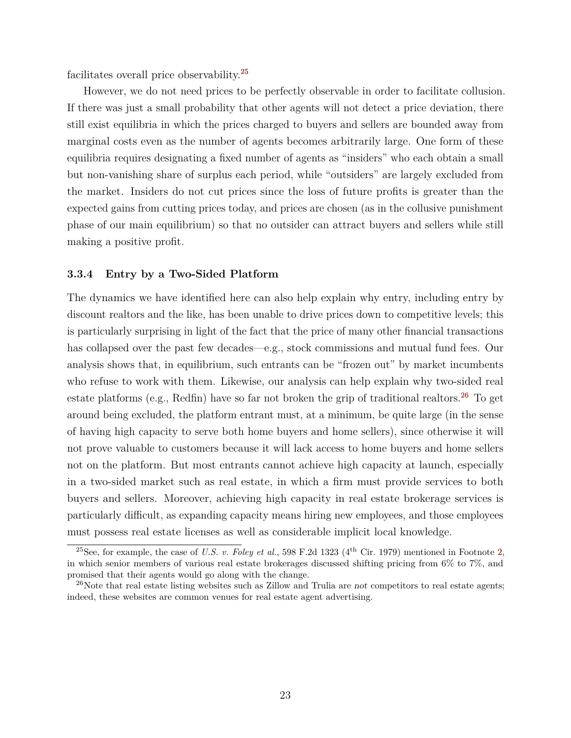facilitates overall price observability.[25]

However, we do not need prices to be perfectly observable in order to facilitate collusion. If there was just a small probability that other agents will not detect a price deviation, there still exist equilibria in which the prices charged to buyers and sellers are bounded away from marginal costs even as the number of agents becomes arbitrarily large. One form of these equilibria requires designating a fixed number of agents as "insiders" who each obtain a small but non-vanishing share of surplus each period, while "outsiders" are largely excluded from the market. Insiders do not cut prices since the loss of future profits is greater than the expected gains from cutting prices today, and prices are chosen (as in the collusive punishment phase of our main equilibrium) so that no outsider can attract buyers and sellers while still making a positive profit.

### 3.3.4 Entry by a Two-Sided Platform

The dynamics we have identified here can also help explain why entry, including entry by discount realtors and the like, has been unable to drive prices down to competitive levels; this is particularly surprising in light of the fact that the price of many other financial transactions has collapsed over the past few decades—e.g., stock commissions and mutual fund fees. Our analysis shows that, in equilibrium, such entrants can be "frozen out" by market incumbents who refuse to work with them. Likewise, our analysis can help explain why two-sided real estate platforms (e.g., Redfin) have so far not broken the grip of traditional realtors.[26] To get around being excluded, the platform entrant must, at a minimum, be quite large (in the sense of having high capacity to serve both home buyers and home sellers), since otherwise it will not prove valuable to customers because it will lack access to home buyers and home sellers not on the platform. But most entrants cannot achieve high capacity at launch, especially in a two-sided market such as real estate, in which a firm must provide services to both buyers and sellers. Moreover, achieving high capacity in real estate brokerage services is particularly difficult, as expanding capacity means hiring new employees, and those employees must possess real estate licenses as well as considerable implicit local knowledge.

---

[25] See, for example, the case of *U.S. v. Foley et al.*, 598 F.2d 1323 (4th Cir. 1979) mentioned in Footnote 2, in which senior members of various real estate brokerages discussed shifting pricing from 6% to 7%, and promised that their agents would go along with the change.

[26] Note that real estate listing websites such as Zillow and Trulia are *not* competitors to real estate agents; indeed, these websites are common venues for real estate agent advertising.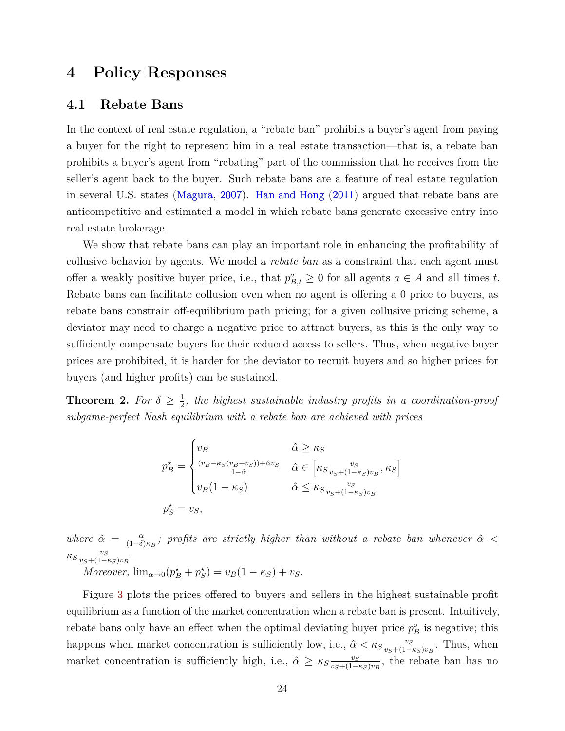# 4 Policy Responses

## 4.1 Rebate Bans

In the context of real estate regulation, a "rebate ban" prohibits a buyer's agent from paying a buyer for the right to represent him in a real estate transaction—that is, a rebate ban prohibits a buyer's agent from "rebating" part of the commission that he receives from the seller's agent back to the buyer. Such rebate bans are a feature of real estate regulation in several U.S. states (Magura, 2007). Han and Hong (2011) argued that rebate bans are anticompetitive and estimated a model in which rebate bans generate excessive entry into real estate brokerage.

We show that rebate bans can play an important role in enhancing the profitability of collusive behavior by agents. We model a *rebate ban* as a constraint that each agent must offer a weakly positive buyer price, i.e., that $p^a_{B,t} \geq 0$ for all agents $a \in A$ and all times $t$. Rebate bans can facilitate collusion even when no agent is offering a 0 price to buyers, as rebate bans constrain off-equilibrium path pricing; for a given collusive pricing scheme, a deviator may need to charge a negative price to attract buyers, as this is the only way to sufficiently compensate buyers for their reduced access to sellers. Thus, when negative buyer prices are prohibited, it is harder for the deviator to recruit buyers and so higher prices for buyers (and higher profits) can be sustained.

**Theorem 2.** *For $\delta \geq \frac{1}{2}$, the highest sustainable industry profits in a coordination-proof subgame-perfect Nash equilibrium with a rebate ban are achieved with prices*

$$p^\star_B = \begin{cases} v_B & \hat{\alpha} \geq \kappa_S \\ \frac{(v_B - \kappa_S(v_B+v_S)) + \hat{\alpha} v_S}{1-\hat{\alpha}} & \hat{\alpha} \in \left[\kappa_S \frac{v_S}{v_S+(1-\kappa_S)v_B}, \kappa_S\right] \\ v_B(1-\kappa_S) & \hat{\alpha} \leq \kappa_S \frac{v_S}{v_S+(1-\kappa_S)v_B} \end{cases}$$

$$p^\star_S = v_S,$$

*where $\hat{\alpha} = \frac{\alpha}{(1-\delta)\kappa_B}$; profits are strictly higher than without a rebate ban whenever $\hat{\alpha} < \kappa_S \frac{v_S}{v_S+(1-\kappa_S)v_B}$.*

*Moreover,* $\lim_{\alpha \to 0}(p^\star_B + p^\star_S) = v_B(1-\kappa_S) + v_S$.

Figure 3 plots the prices offered to buyers and sellers in the highest sustainable profit equilibrium as a function of the market concentration when a rebate ban is present. Intuitively, rebate bans only have an effect when the optimal deviating buyer price $p^\circ_B$ is negative; this happens when market concentration is sufficiently low, i.e., $\hat{\alpha} < \kappa_S \frac{v_S}{v_S+(1-\kappa_S)v_B}$. Thus, when market concentration is sufficiently high, i.e., $\hat{\alpha} \geq \kappa_S \frac{v_S}{v_S+(1-\kappa_S)v_B}$, the rebate ban has no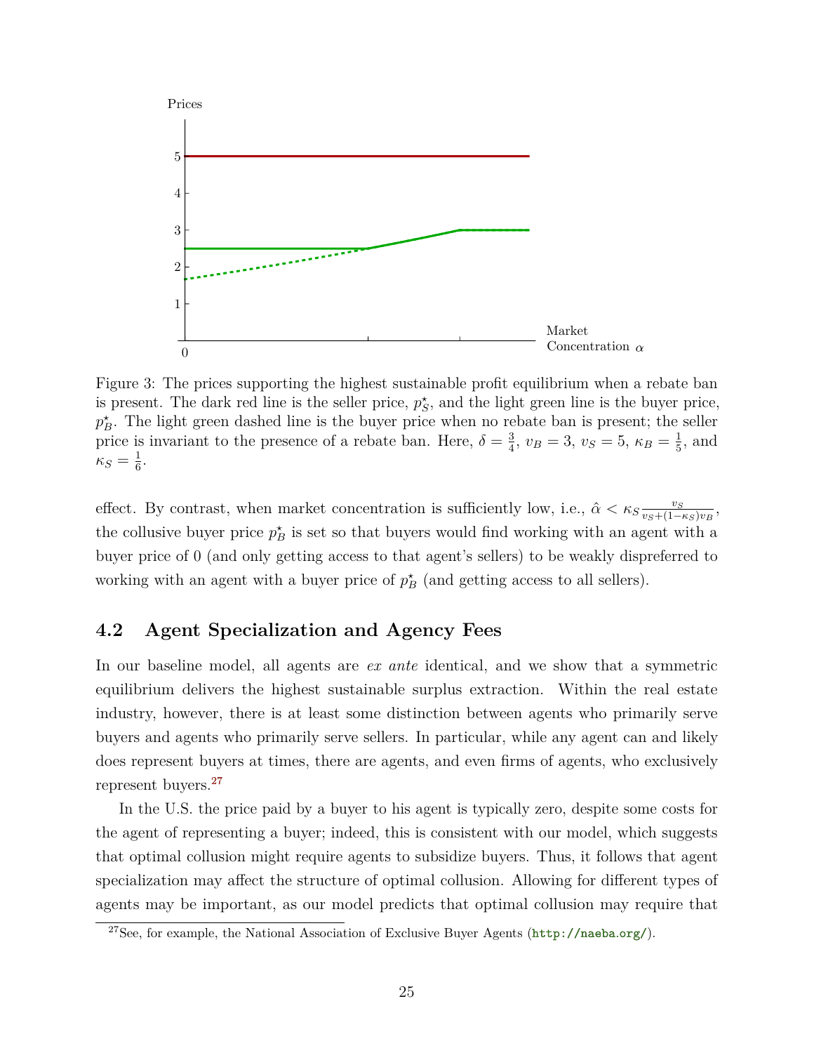Figure 3: The prices supporting the highest sustainable profit equilibrium when a rebate ban is present. The dark red line is the seller price, $p_S^\star$, and the light green line is the buyer price, $p_B^\star$. The light green dashed line is the buyer price when no rebate ban is present; the seller price is invariant to the presence of a rebate ban. Here, $\delta = \frac{3}{4}$, $v_B = 3$, $v_S = 5$, $\kappa_B = \frac{1}{5}$, and $\kappa_S = \frac{1}{6}$.

effect. By contrast, when market concentration is sufficiently low, i.e., $\hat{\alpha} < \kappa_S \frac{v_S}{v_S + (1-\kappa_S)v_B}$, the collusive buyer price $p_B^\star$ is set so that buyers would find working with an agent with a buyer price of 0 (and only getting access to that agent's sellers) to be weakly dispreferred to working with an agent with a buyer price of $p_B^\star$ (and getting access to all sellers).

## 4.2 Agent Specialization and Agency Fees

In our baseline model, all agents are *ex ante* identical, and we show that a symmetric equilibrium delivers the highest sustainable surplus extraction. Within the real estate industry, however, there is at least some distinction between agents who primarily serve buyers and agents who primarily serve sellers. In particular, while any agent can and likely does represent buyers at times, there are agents, and even firms of agents, who exclusively represent buyers.[27]

In the U.S. the price paid by a buyer to his agent is typically zero, despite some costs for the agent of representing a buyer; indeed, this is consistent with our model, which suggests that optimal collusion might require agents to subsidize buyers. Thus, it follows that agent specialization may affect the structure of optimal collusion. Allowing for different types of agents may be important, as our model predicts that optimal collusion may require that

[27] See, for example, the National Association of Exclusive Buyer Agents (http://naeba.org/).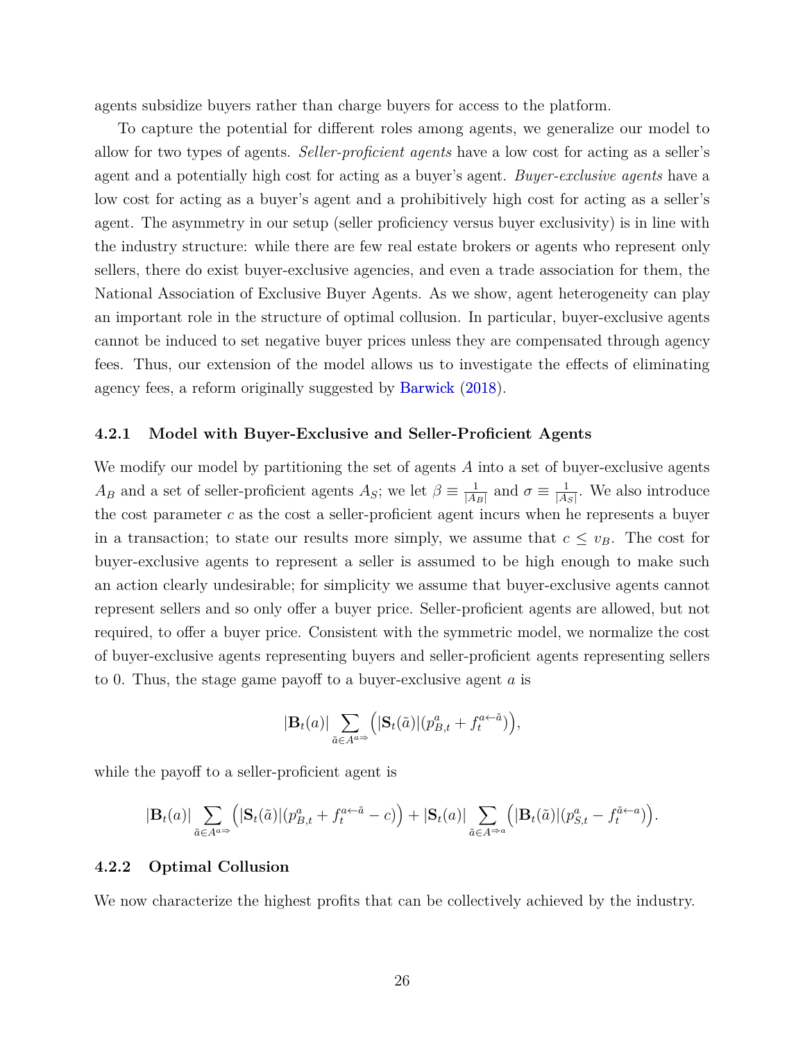agents subsidize buyers rather than charge buyers for access to the platform.

To capture the potential for different roles among agents, we generalize our model to allow for two types of agents. *Seller-proficient agents* have a low cost for acting as a seller's agent and a potentially high cost for acting as a buyer's agent. *Buyer-exclusive agents* have a low cost for acting as a buyer's agent and a prohibitively high cost for acting as a seller's agent. The asymmetry in our setup (seller proficiency versus buyer exclusivity) is in line with the industry structure: while there are few real estate brokers or agents who represent only sellers, there do exist buyer-exclusive agencies, and even a trade association for them, the National Association of Exclusive Buyer Agents. As we show, agent heterogeneity can play an important role in the structure of optimal collusion. In particular, buyer-exclusive agents cannot be induced to set negative buyer prices unless they are compensated through agency fees. Thus, our extension of the model allows us to investigate the effects of eliminating agency fees, a reform originally suggested by Barwick (2018).

### 4.2.1 Model with Buyer-Exclusive and Seller-Proficient Agents

We modify our model by partitioning the set of agents $A$ into a set of buyer-exclusive agents $A_B$ and a set of seller-proficient agents $A_S$; we let $\beta \equiv \frac{1}{|A_B|}$ and $\sigma \equiv \frac{1}{|A_S|}$. We also introduce the cost parameter $c$ as the cost a seller-proficient agent incurs when he represents a buyer in a transaction; to state our results more simply, we assume that $c \leq v_B$. The cost for buyer-exclusive agents to represent a seller is assumed to be high enough to make such an action clearly undesirable; for simplicity we assume that buyer-exclusive agents cannot represent sellers and so only offer a buyer price. Seller-proficient agents are allowed, but not required, to offer a buyer price. Consistent with the symmetric model, we normalize the cost of buyer-exclusive agents representing buyers and seller-proficient agents representing sellers to 0. Thus, the stage game payoff to a buyer-exclusive agent $a$ is

$$|\mathbf{B}_t(a)| \sum_{\tilde{a} \in A^{a\Rightarrow}} \Big( |\mathbf{S}_t(\tilde{a})| (p^a_{B,t} + f^{a\leftarrow\tilde{a}}_t) \Big),$$

while the payoff to a seller-proficient agent is

$$|\mathbf{B}_t(a)| \sum_{\tilde{a} \in A^{a\Rightarrow}} \Big( |\mathbf{S}_t(\tilde{a})| (p^a_{B,t} + f^{a\leftarrow\tilde{a}}_t - c) \Big) + |\mathbf{S}_t(a)| \sum_{\tilde{a} \in A^{\Rightarrow a}} \Big( |\mathbf{B}_t(\tilde{a})| (p^a_{S,t} - f^{\tilde{a}\leftarrow a}_t) \Big).$$

### 4.2.2 Optimal Collusion

We now characterize the highest profits that can be collectively achieved by the industry.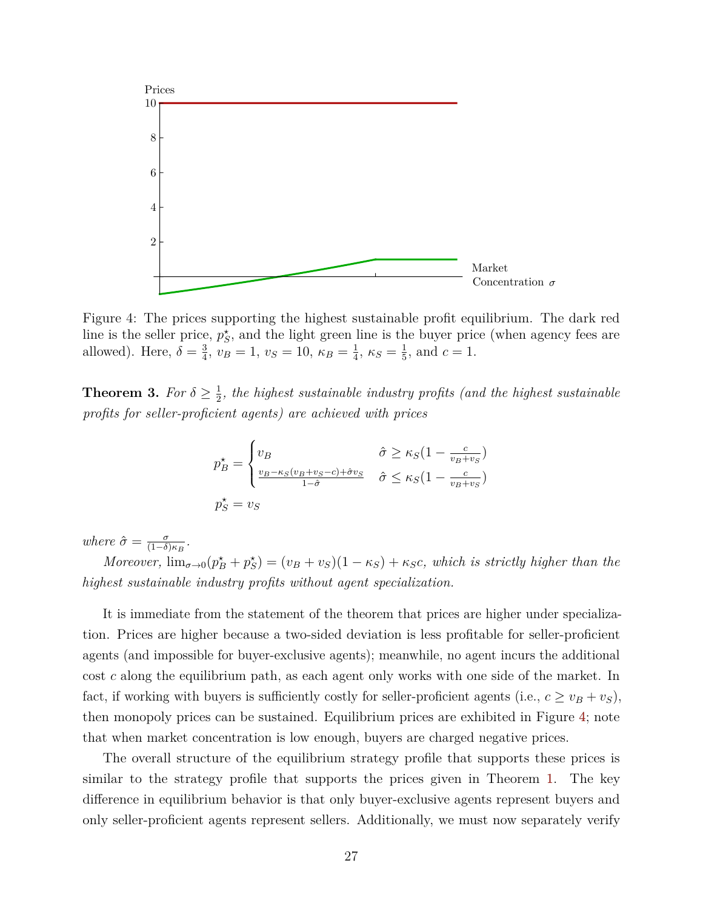Figure 4: The prices supporting the highest sustainable profit equilibrium. The dark red line is the seller price, $p^\star_S$, and the light green line is the buyer price (when agency fees are allowed). Here, $\delta = \frac{3}{4}$, $v_B = 1$, $v_S = 10$, $\kappa_B = \frac{1}{4}$, $\kappa_S = \frac{1}{5}$, and $c = 1$.

**Theorem 3.** *For $\delta \geq \frac{1}{2}$, the highest sustainable industry profits (and the highest sustainable profits for seller-proficient agents) are achieved with prices*

$$p^\star_B = \begin{cases} v_B & \hat{\sigma} \geq \kappa_S(1 - \frac{c}{v_B + v_S}) \\ \frac{v_B - \kappa_S(v_B + v_S - c) + \hat{\sigma} v_S}{1 - \hat{\sigma}} & \hat{\sigma} \leq \kappa_S(1 - \frac{c}{v_B + v_S}) \end{cases}$$

$$p^\star_S = v_S$$

*where $\hat{\sigma} = \frac{\sigma}{(1-\delta)\kappa_B}$.*

*Moreover, $\lim_{\sigma \to 0}(p^\star_B + p^\star_S) = (v_B + v_S)(1 - \kappa_S) + \kappa_S c$, which is strictly higher than the highest sustainable industry profits without agent specialization.*

It is immediate from the statement of the theorem that prices are higher under specialization. Prices are higher because a two-sided deviation is less profitable for seller-proficient agents (and impossible for buyer-exclusive agents); meanwhile, no agent incurs the additional cost $c$ along the equilibrium path, as each agent only works with one side of the market. In fact, if working with buyers is sufficiently costly for seller-proficient agents (i.e., $c \geq v_B + v_S$), then monopoly prices can be sustained. Equilibrium prices are exhibited in Figure 4; note that when market concentration is low enough, buyers are charged negative prices.

The overall structure of the equilibrium strategy profile that supports these prices is similar to the strategy profile that supports the prices given in Theorem 1. The key difference in equilibrium behavior is that only buyer-exclusive agents represent buyers and only seller-proficient agents represent sellers. Additionally, we must now separately verify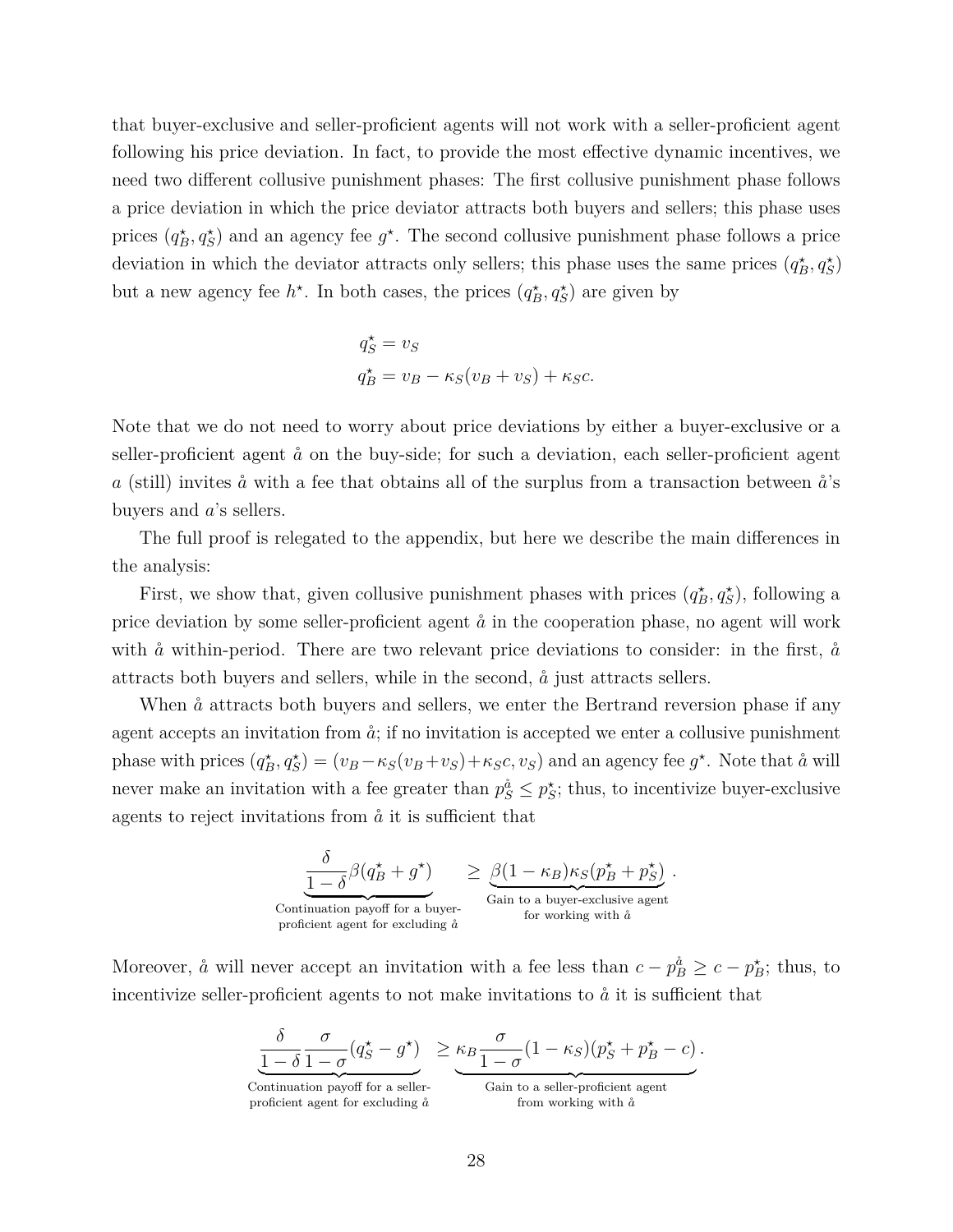that buyer-exclusive and seller-proficient agents will not work with a seller-proficient agent following his price deviation. In fact, to provide the most effective dynamic incentives, we need two different collusive punishment phases: The first collusive punishment phase follows a price deviation in which the price deviator attracts both buyers and sellers; this phase uses prices $(q_B^\star, q_S^\star)$ and an agency fee $g^\star$. The second collusive punishment phase follows a price deviation in which the deviator attracts only sellers; this phase uses the same prices $(q_B^\star, q_S^\star)$ but a new agency fee $h^\star$. In both cases, the prices $(q_B^\star, q_S^\star)$ are given by

$$
\begin{aligned}
q_S^\star &= v_S \\
q_B^\star &= v_B - \kappa_S(v_B + v_S) + \kappa_S c.
\end{aligned}
$$

Note that we do not need to worry about price deviations by either a buyer-exclusive or a seller-proficient agent $\mathring{a}$ on the buy-side; for such a deviation, each seller-proficient agent $a$ (still) invites $\mathring{a}$ with a fee that obtains all of the surplus from a transaction between $\mathring{a}$'s buyers and $a$'s sellers.

The full proof is relegated to the appendix, but here we describe the main differences in the analysis:

First, we show that, given collusive punishment phases with prices $(q_B^\star, q_S^\star)$, following a price deviation by some seller-proficient agent $\mathring{a}$ in the cooperation phase, no agent will work with $\mathring{a}$ within-period. There are two relevant price deviations to consider: in the first, $\mathring{a}$ attracts both buyers and sellers, while in the second, $\mathring{a}$ just attracts sellers.

When $\mathring{a}$ attracts both buyers and sellers, we enter the Bertrand reversion phase if any agent accepts an invitation from $\mathring{a}$; if no invitation is accepted we enter a collusive punishment phase with prices $(q_B^\star, q_S^\star) = (v_B - \kappa_S(v_B + v_S) + \kappa_S c, v_S)$ and an agency fee $g^\star$. Note that $\mathring{a}$ will never make an invitation with a fee greater than $p_S^{\mathring{a}} \le p_S^\star$; thus, to incentivize buyer-exclusive agents to reject invitations from $\mathring{a}$ it is sufficient that

$$
\underbrace{\frac{\delta}{1-\delta}\beta(q_B^\star + g^\star)}_{\substack{\text{Continuation payoff for a buyer-}\\\text{proficient agent for excluding } \mathring{a}}} \quad \ge \underbrace{\beta(1-\kappa_B)\kappa_S(p_B^\star + p_S^\star)}_{\substack{\text{Gain to a buyer-exclusive agent}\\\text{for working with } \mathring{a}}}.
$$

Moreover, $\mathring{a}$ will never accept an invitation with a fee less than $c - p_B^{\mathring{a}} \ge c - p_B^\star$; thus, to incentivize seller-proficient agents to not make invitations to $\mathring{a}$ it is sufficient that

$$
\underbrace{\frac{\delta}{1-\delta}\frac{\sigma}{1-\sigma}(q_S^\star - g^\star)}_{\substack{\text{Continuation payoff for a seller-}\\\text{proficient agent for excluding } \mathring{a}}} \ge \underbrace{\kappa_B \frac{\sigma}{1-\sigma}(1-\kappa_S)(p_S^\star + p_B^\star - c)}_{\substack{\text{Gain to a seller-proficient agent}\\\text{from working with } \mathring{a}}}.
$$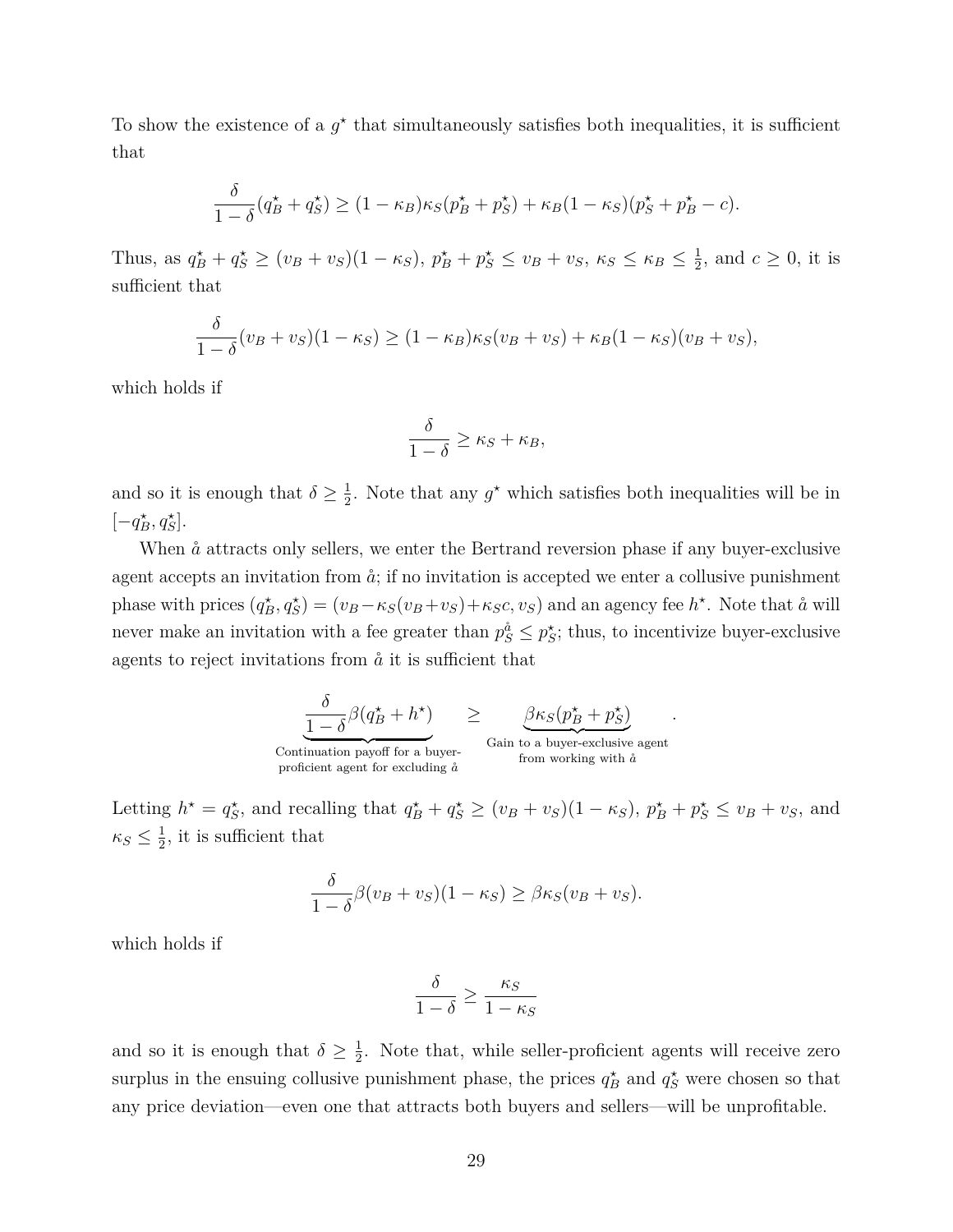To show the existence of a $g^\star$ that simultaneously satisfies both inequalities, it is sufficient that

$$\frac{\delta}{1-\delta}(q_B^\star + q_S^\star) \geq (1-\kappa_B)\kappa_S(p_B^\star + p_S^\star) + \kappa_B(1-\kappa_S)(p_S^\star + p_B^\star - c).$$

Thus, as $q_B^\star + q_S^\star \geq (v_B + v_S)(1-\kappa_S)$, $p_B^\star + p_S^\star \leq v_B + v_S$, $\kappa_S \leq \kappa_B \leq \frac{1}{2}$, and $c \geq 0$, it is sufficient that

$$\frac{\delta}{1-\delta}(v_B + v_S)(1-\kappa_S) \geq (1-\kappa_B)\kappa_S(v_B + v_S) + \kappa_B(1-\kappa_S)(v_B + v_S),$$

which holds if

$$\frac{\delta}{1-\delta} \geq \kappa_S + \kappa_B,$$

and so it is enough that $\delta \geq \frac{1}{2}$. Note that any $g^\star$ which satisfies both inequalities will be in $[-q_B^\star, q_S^\star]$.

When $\mathring{a}$ attracts only sellers, we enter the Bertrand reversion phase if any buyer-exclusive agent accepts an invitation from $\mathring{a}$; if no invitation is accepted we enter a collusive punishment phase with prices $(q_B^\star, q_S^\star) = (v_B - \kappa_S(v_B + v_S) + \kappa_S c, v_S)$ and an agency fee $h^\star$. Note that $\mathring{a}$ will never make an invitation with a fee greater than $p_S^{\mathring{a}} \leq p_S^\star$; thus, to incentivize buyer-exclusive agents to reject invitations from $\mathring{a}$ it is sufficient that

$$\underbrace{\frac{\delta}{1-\delta}\beta(q_B^\star + h^\star)}_{\substack{\text{Continuation payoff for a buyer-} \\ \text{proficient agent for excluding } \mathring{a}}} \quad \geq \quad \underbrace{\beta\kappa_S(p_B^\star + p_S^\star)}_{\substack{\text{Gain to a buyer-exclusive agent} \\ \text{from working with } \mathring{a}}}.$$

Letting $h^\star = q_S^\star$, and recalling that $q_B^\star + q_S^\star \geq (v_B + v_S)(1-\kappa_S)$, $p_B^\star + p_S^\star \leq v_B + v_S$, and $\kappa_S \leq \frac{1}{2}$, it is sufficient that

$$\frac{\delta}{1-\delta}\beta(v_B + v_S)(1-\kappa_S) \geq \beta\kappa_S(v_B + v_S).$$

which holds if

$$\frac{\delta}{1-\delta} \geq \frac{\kappa_S}{1-\kappa_S}$$

and so it is enough that $\delta \geq \frac{1}{2}$. Note that, while seller-proficient agents will receive zero surplus in the ensuing collusive punishment phase, the prices $q_B^\star$ and $q_S^\star$ were chosen so that any price deviation—even one that attracts both buyers and sellers—will be unprofitable.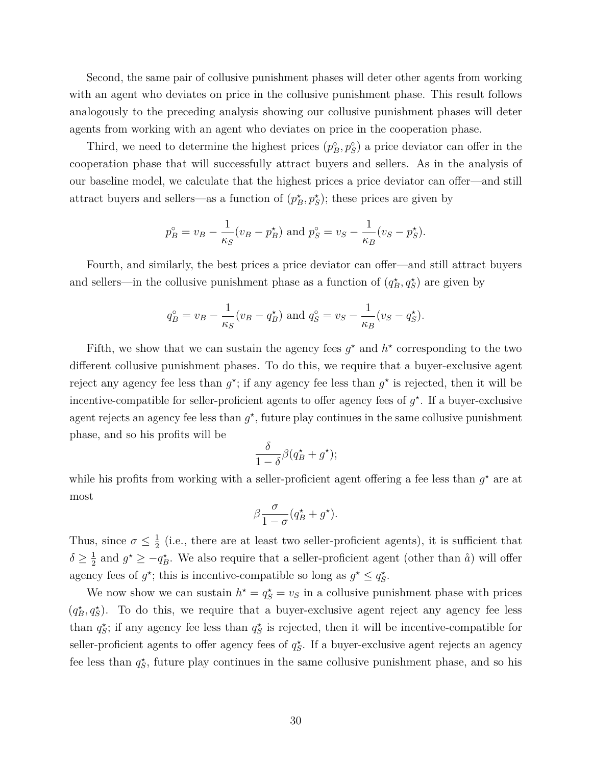Second, the same pair of collusive punishment phases will deter other agents from working with an agent who deviates on price in the collusive punishment phase. This result follows analogously to the preceding analysis showing our collusive punishment phases will deter agents from working with an agent who deviates on price in the cooperation phase.

Third, we need to determine the highest prices $(p_B^\circ, p_S^\circ)$ a price deviator can offer in the cooperation phase that will successfully attract buyers and sellers. As in the analysis of our baseline model, we calculate that the highest prices a price deviator can offer—and still attract buyers and sellers—as a function of $(p_B^\star, p_S^\star)$; these prices are given by

$$p_B^\circ = v_B - \frac{1}{\kappa_S}(v_B - p_B^\star) \text{ and } p_S^\circ = v_S - \frac{1}{\kappa_B}(v_S - p_S^\star).$$

Fourth, and similarly, the best prices a price deviator can offer—and still attract buyers and sellers—in the collusive punishment phase as a function of $(q_B^\star, q_S^\star)$ are given by

$$q_B^\circ = v_B - \frac{1}{\kappa_S}(v_B - q_B^\star) \text{ and } q_S^\circ = v_S - \frac{1}{\kappa_B}(v_S - q_S^\star).$$

Fifth, we show that we can sustain the agency fees $g^\star$ and $h^\star$ corresponding to the two different collusive punishment phases. To do this, we require that a buyer-exclusive agent reject any agency fee less than $g^\star$; if any agency fee less than $g^\star$ is rejected, then it will be incentive-compatible for seller-proficient agents to offer agency fees of $g^\star$. If a buyer-exclusive agent rejects an agency fee less than $g^\star$, future play continues in the same collusive punishment phase, and so his profits will be

$$\frac{\delta}{1-\delta}\beta(q_B^\star + g^\star);$$

while his profits from working with a seller-proficient agent offering a fee less than $g^\star$ are at most

$$\beta\frac{\sigma}{1-\sigma}(q_B^\star + g^\star).$$

Thus, since $\sigma \leq \frac{1}{2}$ (i.e., there are at least two seller-proficient agents), it is sufficient that $\delta \geq \frac{1}{2}$ and $g^\star \geq -q_B^\star$. We also require that a seller-proficient agent (other than $\mathring{a}$) will offer agency fees of $g^\star$; this is incentive-compatible so long as $g^\star \leq q_S^\star$.

We now show we can sustain $h^\star = q_S^\star = v_S$ in a collusive punishment phase with prices $(q_B^\star, q_S^\star)$. To do this, we require that a buyer-exclusive agent reject any agency fee less than $q_S^\star$; if any agency fee less than $q_S^\star$ is rejected, then it will be incentive-compatible for seller-proficient agents to offer agency fees of $q_S^\star$. If a buyer-exclusive agent rejects an agency fee less than $q_S^\star$, future play continues in the same collusive punishment phase, and so his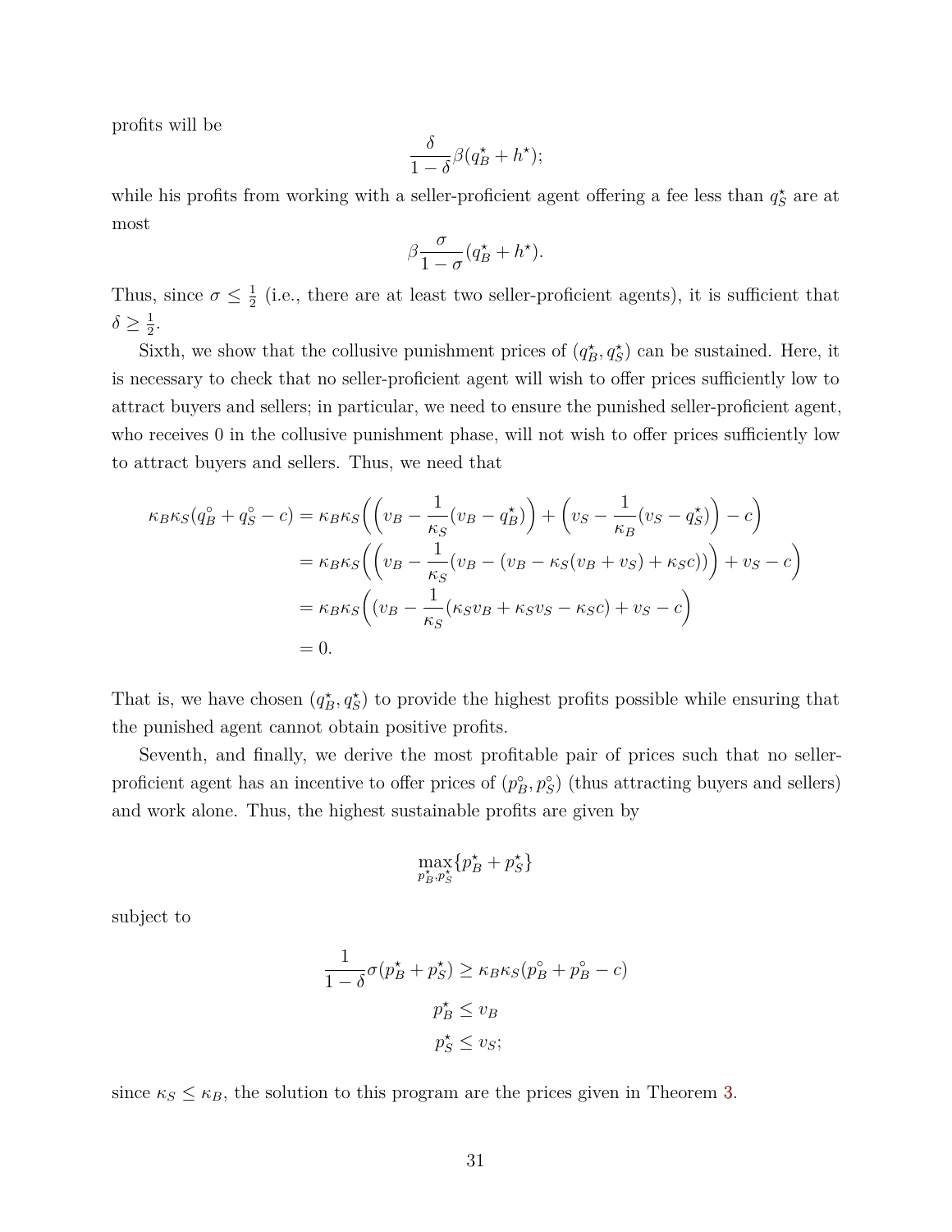profits will be

$$\frac{\delta}{1-\delta}\beta(q_B^\star + h^\star);$$

while his profits from working with a seller-proficient agent offering a fee less than $q_S^\star$ are at most

$$\beta\frac{\sigma}{1-\sigma}(q_B^\star + h^\star).$$

Thus, since $\sigma \leq \frac{1}{2}$ (i.e., there are at least two seller-proficient agents), it is sufficient that $\delta \geq \frac{1}{2}$.

Sixth, we show that the collusive punishment prices of $(q_B^\star, q_S^\star)$ can be sustained. Here, it is necessary to check that no seller-proficient agent will wish to offer prices sufficiently low to attract buyers and sellers; in particular, we need to ensure the punished seller-proficient agent, who receives 0 in the collusive punishment phase, will not wish to offer prices sufficiently low to attract buyers and sellers. Thus, we need that

$$\begin{aligned}
\kappa_B\kappa_S(q_B^\circ + q_S^\circ - c) &= \kappa_B\kappa_S\Big(\Big(v_B - \frac{1}{\kappa_S}(v_B - q_B^\star)\Big) + \Big(v_S - \frac{1}{\kappa_B}(v_S - q_S^\star)\Big) - c\Big) \\
&= \kappa_B\kappa_S\Big(\Big(v_B - \frac{1}{\kappa_S}(v_B - (v_B - \kappa_S(v_B + v_S) + \kappa_S c))\Big) + v_S - c\Big) \\
&= \kappa_B\kappa_S\Big((v_B - \frac{1}{\kappa_S}(\kappa_S v_B + \kappa_S v_S - \kappa_S c) + v_S - c\Big) \\
&= 0.
\end{aligned}$$

That is, we have chosen $(q_B^\star, q_S^\star)$ to provide the highest profits possible while ensuring that the punished agent cannot obtain positive profits.

Seventh, and finally, we derive the most profitable pair of prices such that no seller-proficient agent has an incentive to offer prices of $(p_B^\circ, p_S^\circ)$ (thus attracting buyers and sellers) and work alone. Thus, the highest sustainable profits are given by

$$\max_{p_B^\star, p_S^\star}\{p_B^\star + p_S^\star\}$$

subject to

$$\begin{gathered}
\frac{1}{1-\delta}\sigma(p_B^\star + p_S^\star) \geq \kappa_B\kappa_S(p_B^\circ + p_B^\circ - c) \\
p_B^\star \leq v_B \\
p_S^\star \leq v_S;
\end{gathered}$$

since $\kappa_S \leq \kappa_B$, the solution to this program are the prices given in Theorem 3.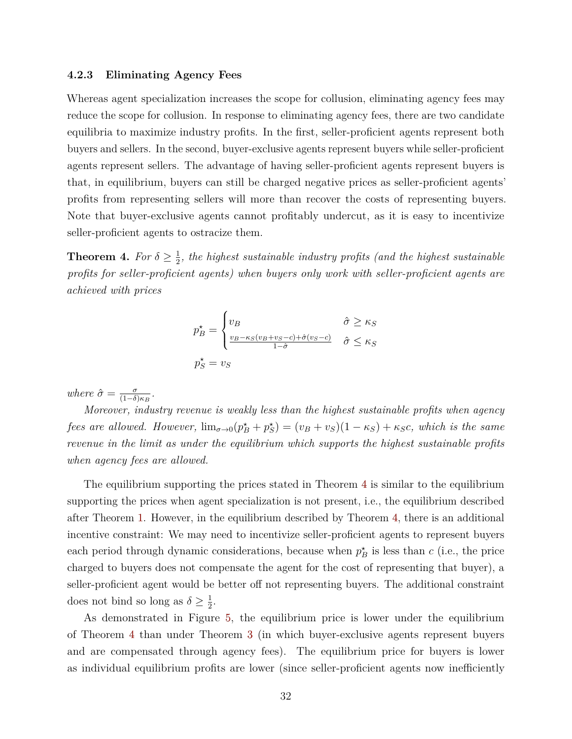### 4.2.3 Eliminating Agency Fees

Whereas agent specialization increases the scope for collusion, eliminating agency fees may reduce the scope for collusion. In response to eliminating agency fees, there are two candidate equilibria to maximize industry profits. In the first, seller-proficient agents represent both buyers and sellers. In the second, buyer-exclusive agents represent buyers while seller-proficient agents represent sellers. The advantage of having seller-proficient agents represent buyers is that, in equilibrium, buyers can still be charged negative prices as seller-proficient agents' profits from representing sellers will more than recover the costs of representing buyers. Note that buyer-exclusive agents cannot profitably undercut, as it is easy to incentivize seller-proficient agents to ostracize them.

**Theorem 4.** *For $\delta \geq \frac{1}{2}$, the highest sustainable industry profits (and the highest sustainable profits for seller-proficient agents) when buyers only work with seller-proficient agents are achieved with prices*

$$p_B^\star = \begin{cases} v_B & \hat{\sigma} \geq \kappa_S \\ \frac{v_B - \kappa_S(v_B + v_S - c) + \hat{\sigma}(v_S - c)}{1 - \hat{\sigma}} & \hat{\sigma} \leq \kappa_S \end{cases}$$

$$p_S^\star = v_S$$

*where $\hat{\sigma} = \frac{\sigma}{(1-\delta)\kappa_B}$.*

*Moreover, industry revenue is weakly less than the highest sustainable profits when agency fees are allowed. However, $\lim_{\sigma \to 0}(p_B^\star + p_S^\star) = (v_B + v_S)(1 - \kappa_S) + \kappa_S c$, which is the same revenue in the limit as under the equilibrium which supports the highest sustainable profits when agency fees are allowed.*

The equilibrium supporting the prices stated in Theorem 4 is similar to the equilibrium supporting the prices when agent specialization is not present, i.e., the equilibrium described after Theorem 1. However, in the equilibrium described by Theorem 4, there is an additional incentive constraint: We may need to incentivize seller-proficient agents to represent buyers each period through dynamic considerations, because when $p_B^\star$ is less than $c$ (i.e., the price charged to buyers does not compensate the agent for the cost of representing that buyer), a seller-proficient agent would be better off not representing buyers. The additional constraint does not bind so long as $\delta \geq \frac{1}{2}$.

As demonstrated in Figure 5, the equilibrium price is lower under the equilibrium of Theorem 4 than under Theorem 3 (in which buyer-exclusive agents represent buyers and are compensated through agency fees). The equilibrium price for buyers is lower as individual equilibrium profits are lower (since seller-proficient agents now inefficiently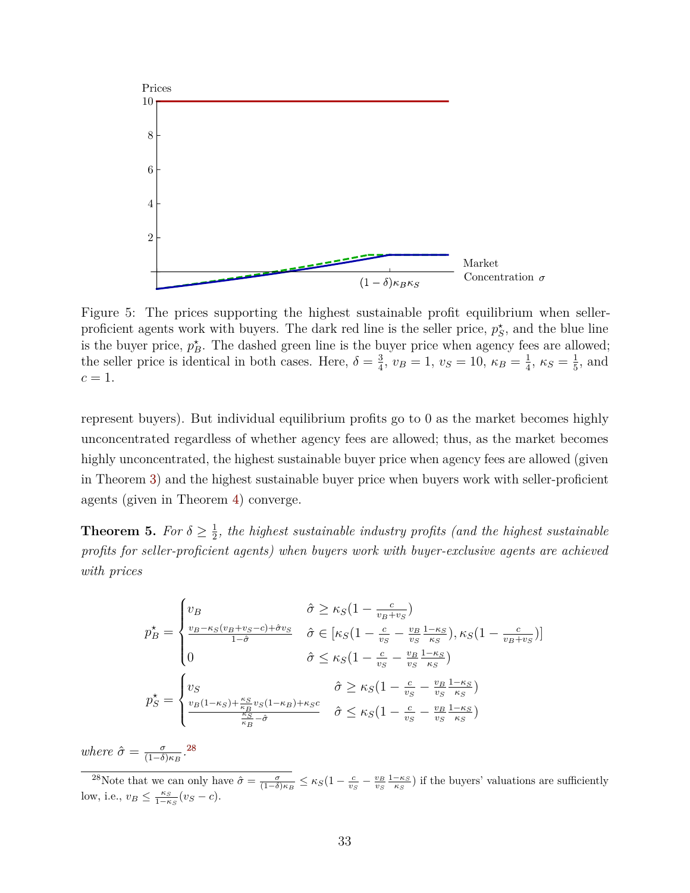Figure 5: The prices supporting the highest sustainable profit equilibrium when seller-proficient agents work with buyers. The dark red line is the seller price, $p^\star_S$, and the blue line is the buyer price, $p^\star_B$. The dashed green line is the buyer price when agency fees are allowed; the seller price is identical in both cases. Here, $\delta = \frac{3}{4}$, $v_B = 1$, $v_S = 10$, $\kappa_B = \frac{1}{4}$, $\kappa_S = \frac{1}{5}$, and $c = 1$.

represent buyers). But individual equilibrium profits go to 0 as the market becomes highly unconcentrated regardless of whether agency fees are allowed; thus, as the market becomes highly unconcentrated, the highest sustainable buyer price when agency fees are allowed (given in Theorem 3) and the highest sustainable buyer price when buyers work with seller-proficient agents (given in Theorem 4) converge.

**Theorem 5.** *For $\delta \geq \frac{1}{2}$, the highest sustainable industry profits (and the highest sustainable profits for seller-proficient agents) when buyers work with buyer-exclusive agents are achieved with prices*

$$p^\star_B = \begin{cases} v_B & \hat{\sigma} \geq \kappa_S(1 - \frac{c}{v_B+v_S}) \\ \frac{v_B - \kappa_S(v_B+v_S-c)+\hat{\sigma}v_S}{1-\hat{\sigma}} & \hat{\sigma} \in [\kappa_S(1 - \frac{c}{v_S} - \frac{v_B}{v_S}\frac{1-\kappa_S}{\kappa_S}), \kappa_S(1 - \frac{c}{v_B+v_S})] \\ 0 & \hat{\sigma} \leq \kappa_S(1 - \frac{c}{v_S} - \frac{v_B}{v_S}\frac{1-\kappa_S}{\kappa_S}) \end{cases}$$

$$p^\star_S = \begin{cases} v_S & \hat{\sigma} \geq \kappa_S(1 - \frac{c}{v_S} - \frac{v_B}{v_S}\frac{1-\kappa_S}{\kappa_S}) \\ \frac{v_B(1-\kappa_S)+\frac{\kappa_S}{\kappa_B}v_S(1-\kappa_B)+\kappa_S c}{\frac{\kappa_S}{\kappa_B}-\hat{\sigma}} & \hat{\sigma} \leq \kappa_S(1 - \frac{c}{v_S} - \frac{v_B}{v_S}\frac{1-\kappa_S}{\kappa_S}) \end{cases}$$

*where $\hat{\sigma} = \frac{\sigma}{(1-\delta)\kappa_B}$.*[28]

[28] Note that we can only have $\hat{\sigma} = \frac{\sigma}{(1-\delta)\kappa_B} \leq \kappa_S(1 - \frac{c}{v_S} - \frac{v_B}{v_S}\frac{1-\kappa_S}{\kappa_S})$ if the buyers' valuations are sufficiently low, i.e., $v_B \leq \frac{\kappa_S}{1-\kappa_S}(v_S - c)$.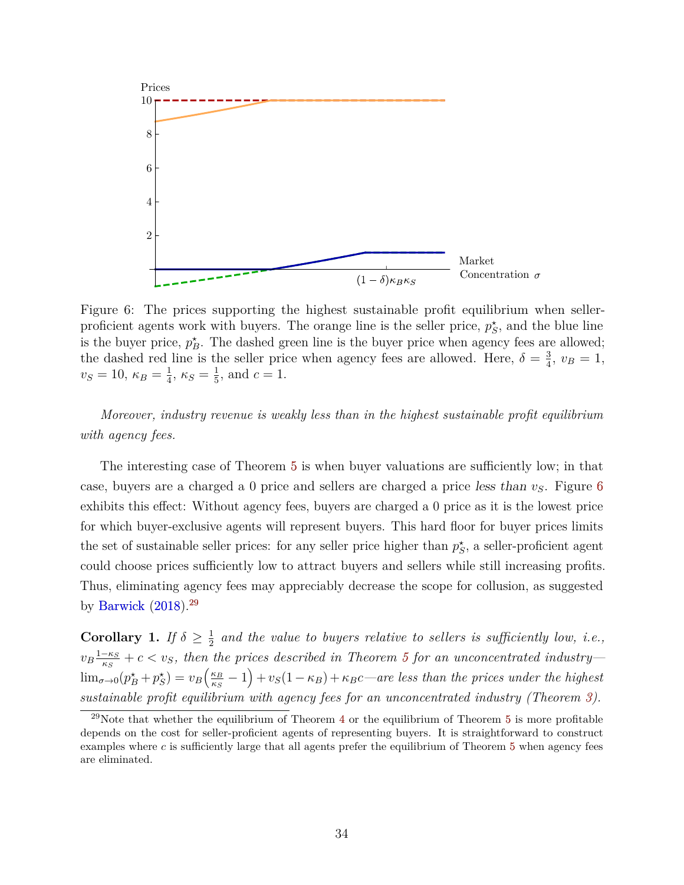Figure 6: The prices supporting the highest sustainable profit equilibrium when seller-proficient agents work with buyers. The orange line is the seller price, $p^\star_S$, and the blue line is the buyer price, $p^\star_B$. The dashed green line is the buyer price when agency fees are allowed; the dashed red line is the seller price when agency fees are allowed. Here, $\delta = \frac{3}{4}$, $v_B = 1$, $v_S = 10$, $\kappa_B = \frac{1}{4}$, $\kappa_S = \frac{1}{5}$, and $c = 1$.

*Moreover, industry revenue is weakly less than in the highest sustainable profit equilibrium with agency fees.*

The interesting case of Theorem 5 is when buyer valuations are sufficiently low; in that case, buyers are a charged a 0 price and sellers are charged a price *less than* $v_S$. Figure 6 exhibits this effect: Without agency fees, buyers are charged a 0 price as it is the lowest price for which buyer-exclusive agents will represent buyers. This hard floor for buyer prices limits the set of sustainable seller prices: for any seller price higher than $p^\star_S$, a seller-proficient agent could choose prices sufficiently low to attract buyers and sellers while still increasing profits. Thus, eliminating agency fees may appreciably decrease the scope for collusion, as suggested by Barwick (2018).[29]

**Corollary 1.** *If $\delta \geq \frac{1}{2}$ and the value to buyers relative to sellers is sufficiently low, i.e., $v_B \frac{1-\kappa_S}{\kappa_S} + c < v_S$, then the prices described in Theorem 5 for an unconcentrated industry—$\lim_{\sigma \to 0}(p^\star_B + p^\star_S) = v_B\left(\frac{\kappa_B}{\kappa_S} - 1\right) + v_S(1-\kappa_B) + \kappa_B c$—are less than the prices under the highest sustainable profit equilibrium with agency fees for an unconcentrated industry (Theorem 3).*

[29]Note that whether the equilibrium of Theorem 4 or the equilibrium of Theorem 5 is more profitable depends on the cost for seller-proficient agents of representing buyers. It is straightforward to construct examples where $c$ is sufficiently large that all agents prefer the equilibrium of Theorem 5 when agency fees are eliminated.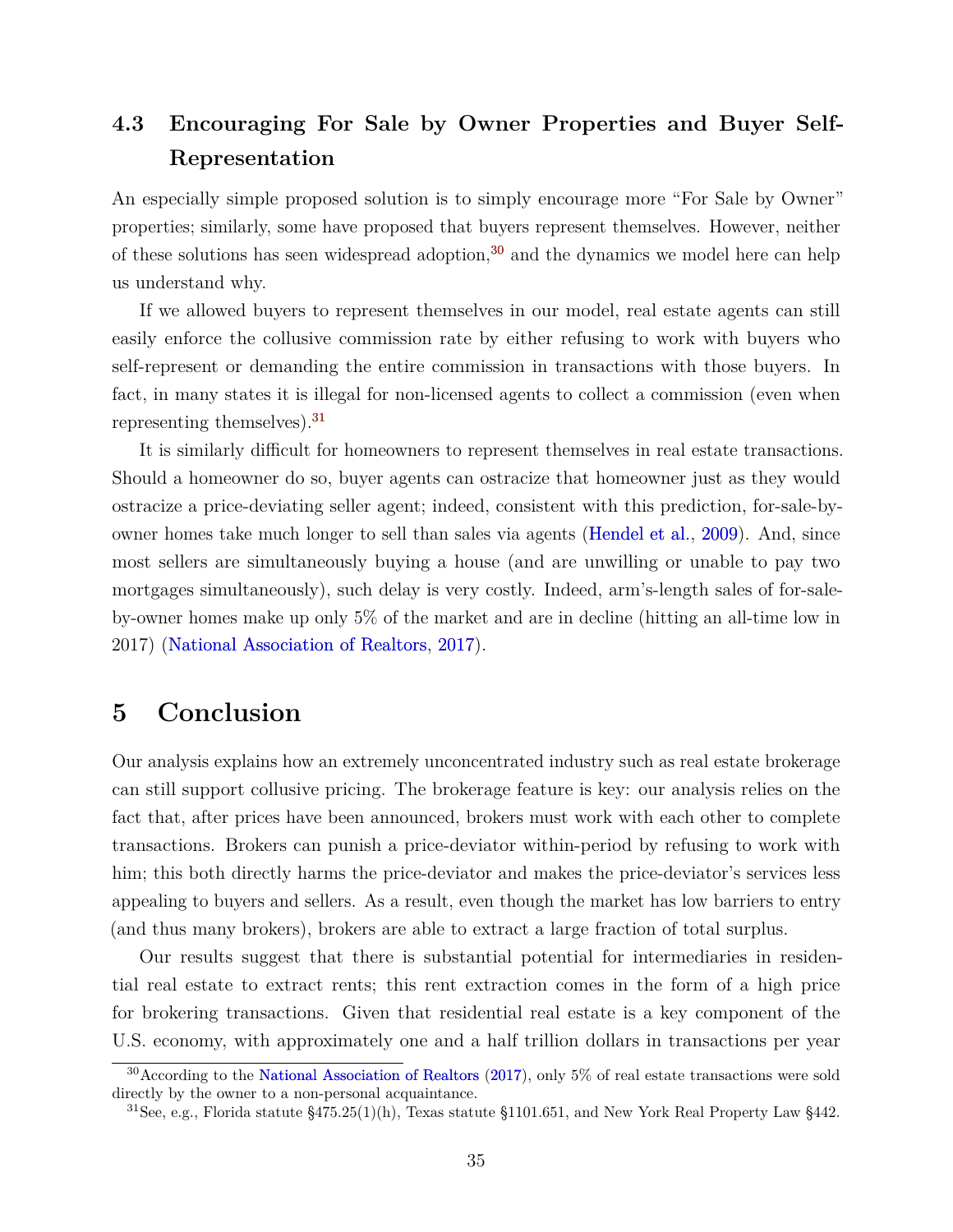### 4.3 Encouraging For Sale by Owner Properties and Buyer Self-Representation

An especially simple proposed solution is to simply encourage more "For Sale by Owner" properties; similarly, some have proposed that buyers represent themselves. However, neither of these solutions has seen widespread adoption,[30] and the dynamics we model here can help us understand why.

If we allowed buyers to represent themselves in our model, real estate agents can still easily enforce the collusive commission rate by either refusing to work with buyers who self-represent or demanding the entire commission in transactions with those buyers. In fact, in many states it is illegal for non-licensed agents to collect a commission (even when representing themselves).[31]

It is similarly difficult for homeowners to represent themselves in real estate transactions. Should a homeowner do so, buyer agents can ostracize that homeowner just as they would ostracize a price-deviating seller agent; indeed, consistent with this prediction, for-sale-by-owner homes take much longer to sell than sales via agents (Hendel et al., 2009). And, since most sellers are simultaneously buying a house (and are unwilling or unable to pay two mortgages simultaneously), such delay is very costly. Indeed, arm's-length sales of for-sale-by-owner homes make up only 5% of the market and are in decline (hitting an all-time low in 2017) (National Association of Realtors, 2017).

# 5 Conclusion

Our analysis explains how an extremely unconcentrated industry such as real estate brokerage can still support collusive pricing. The brokerage feature is key: our analysis relies on the fact that, after prices have been announced, brokers must work with each other to complete transactions. Brokers can punish a price-deviator within-period by refusing to work with him; this both directly harms the price-deviator and makes the price-deviator's services less appealing to buyers and sellers. As a result, even though the market has low barriers to entry (and thus many brokers), brokers are able to extract a large fraction of total surplus.

Our results suggest that there is substantial potential for intermediaries in residential real estate to extract rents; this rent extraction comes in the form of a high price for brokering transactions. Given that residential real estate is a key component of the U.S. economy, with approximately one and a half trillion dollars in transactions per year

[30] According to the National Association of Realtors (2017), only 5% of real estate transactions were sold directly by the owner to a non-personal acquaintance.

[31] See, e.g., Florida statute §475.25(1)(h), Texas statute §1101.651, and New York Real Property Law §442.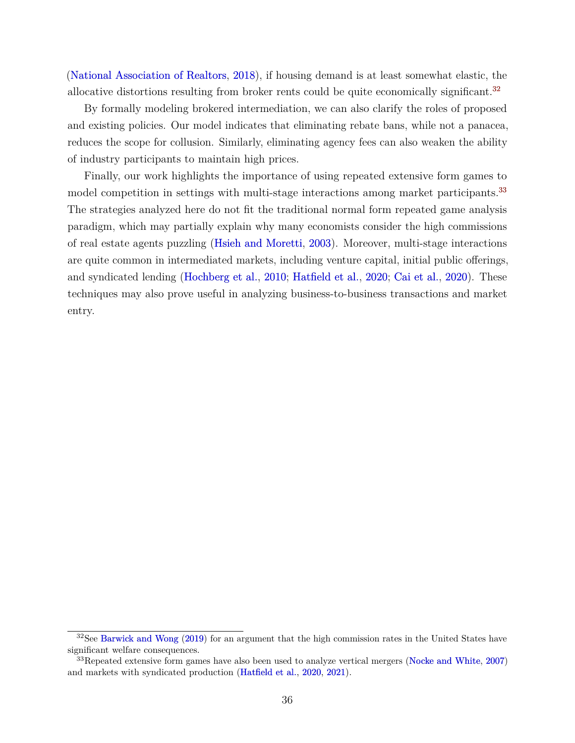(National Association of Realtors, 2018), if housing demand is at least somewhat elastic, the allocative distortions resulting from broker rents could be quite economically significant.[32]

By formally modeling brokered intermediation, we can also clarify the roles of proposed and existing policies. Our model indicates that eliminating rebate bans, while not a panacea, reduces the scope for collusion. Similarly, eliminating agency fees can also weaken the ability of industry participants to maintain high prices.

Finally, our work highlights the importance of using repeated extensive form games to model competition in settings with multi-stage interactions among market participants.[33] The strategies analyzed here do not fit the traditional normal form repeated game analysis paradigm, which may partially explain why many economists consider the high commissions of real estate agents puzzling (Hsieh and Moretti, 2003). Moreover, multi-stage interactions are quite common in intermediated markets, including venture capital, initial public offerings, and syndicated lending (Hochberg et al., 2010; Hatfield et al., 2020; Cai et al., 2020). These techniques may also prove useful in analyzing business-to-business transactions and market entry.

---

[32] See Barwick and Wong (2019) for an argument that the high commission rates in the United States have significant welfare consequences.

[33] Repeated extensive form games have also been used to analyze vertical mergers (Nocke and White, 2007) and markets with syndicated production (Hatfield et al., 2020, 2021).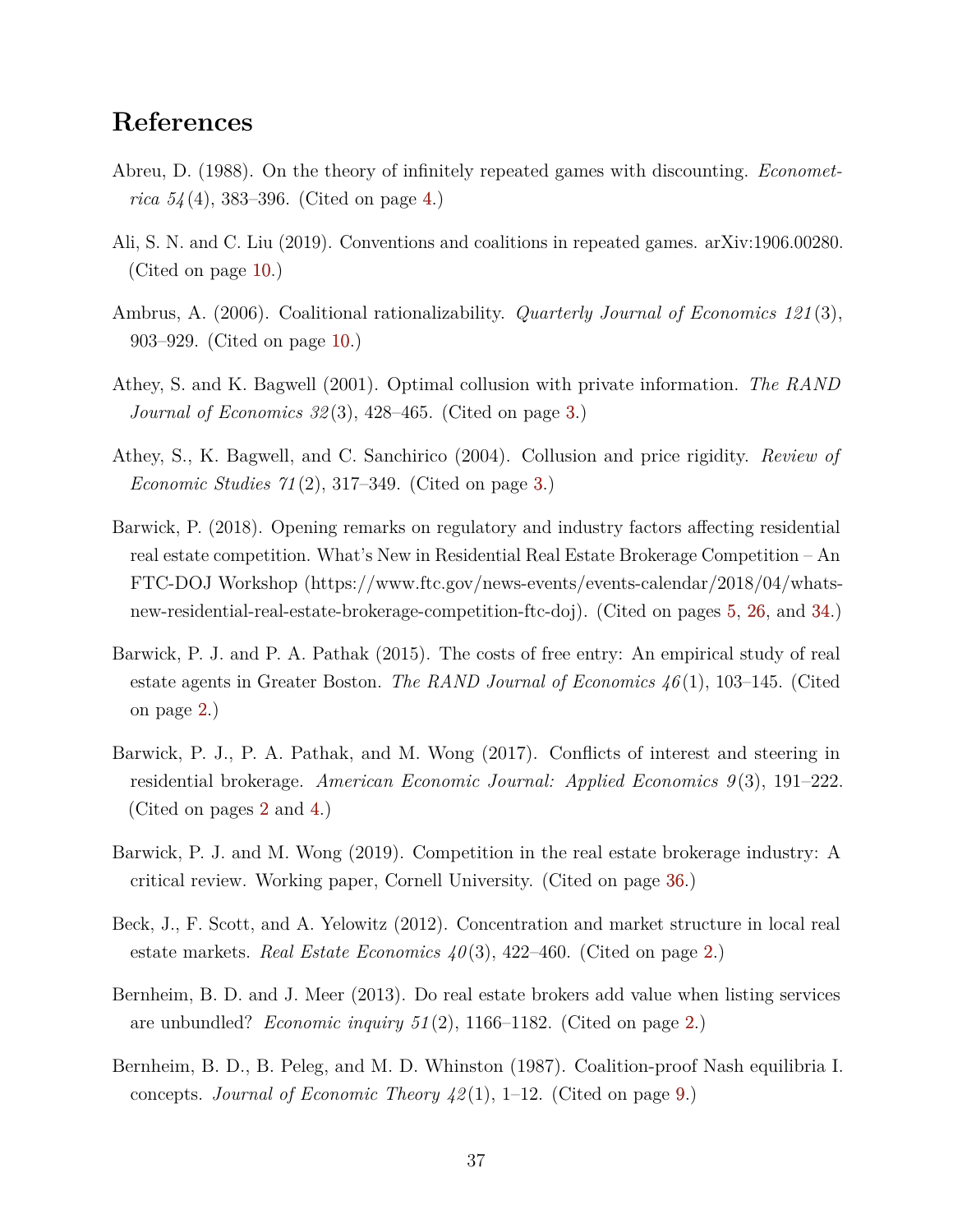## References

Abreu, D. (1988). On the theory of infinitely repeated games with discounting. *Econometrica 54*(4), 383–396. (Cited on page 4.)

Ali, S. N. and C. Liu (2019). Conventions and coalitions in repeated games. arXiv:1906.00280. (Cited on page 10.)

Ambrus, A. (2006). Coalitional rationalizability. *Quarterly Journal of Economics 121*(3), 903–929. (Cited on page 10.)

Athey, S. and K. Bagwell (2001). Optimal collusion with private information. *The RAND Journal of Economics 32*(3), 428–465. (Cited on page 3.)

Athey, S., K. Bagwell, and C. Sanchirico (2004). Collusion and price rigidity. *Review of Economic Studies 71*(2), 317–349. (Cited on page 3.)

Barwick, P. (2018). Opening remarks on regulatory and industry factors affecting residential real estate competition. What's New in Residential Real Estate Brokerage Competition – An FTC-DOJ Workshop (https://www.ftc.gov/news-events/events-calendar/2018/04/whats-new-residential-real-estate-brokerage-competition-ftc-doj). (Cited on pages 5, 26, and 34.)

Barwick, P. J. and P. A. Pathak (2015). The costs of free entry: An empirical study of real estate agents in Greater Boston. *The RAND Journal of Economics 46*(1), 103–145. (Cited on page 2.)

Barwick, P. J., P. A. Pathak, and M. Wong (2017). Conflicts of interest and steering in residential brokerage. *American Economic Journal: Applied Economics 9*(3), 191–222. (Cited on pages 2 and 4.)

Barwick, P. J. and M. Wong (2019). Competition in the real estate brokerage industry: A critical review. Working paper, Cornell University. (Cited on page 36.)

Beck, J., F. Scott, and A. Yelowitz (2012). Concentration and market structure in local real estate markets. *Real Estate Economics 40*(3), 422–460. (Cited on page 2.)

Bernheim, B. D. and J. Meer (2013). Do real estate brokers add value when listing services are unbundled? *Economic inquiry 51*(2), 1166–1182. (Cited on page 2.)

Bernheim, B. D., B. Peleg, and M. D. Whinston (1987). Coalition-proof Nash equilibria I. concepts. *Journal of Economic Theory 42*(1), 1–12. (Cited on page 9.)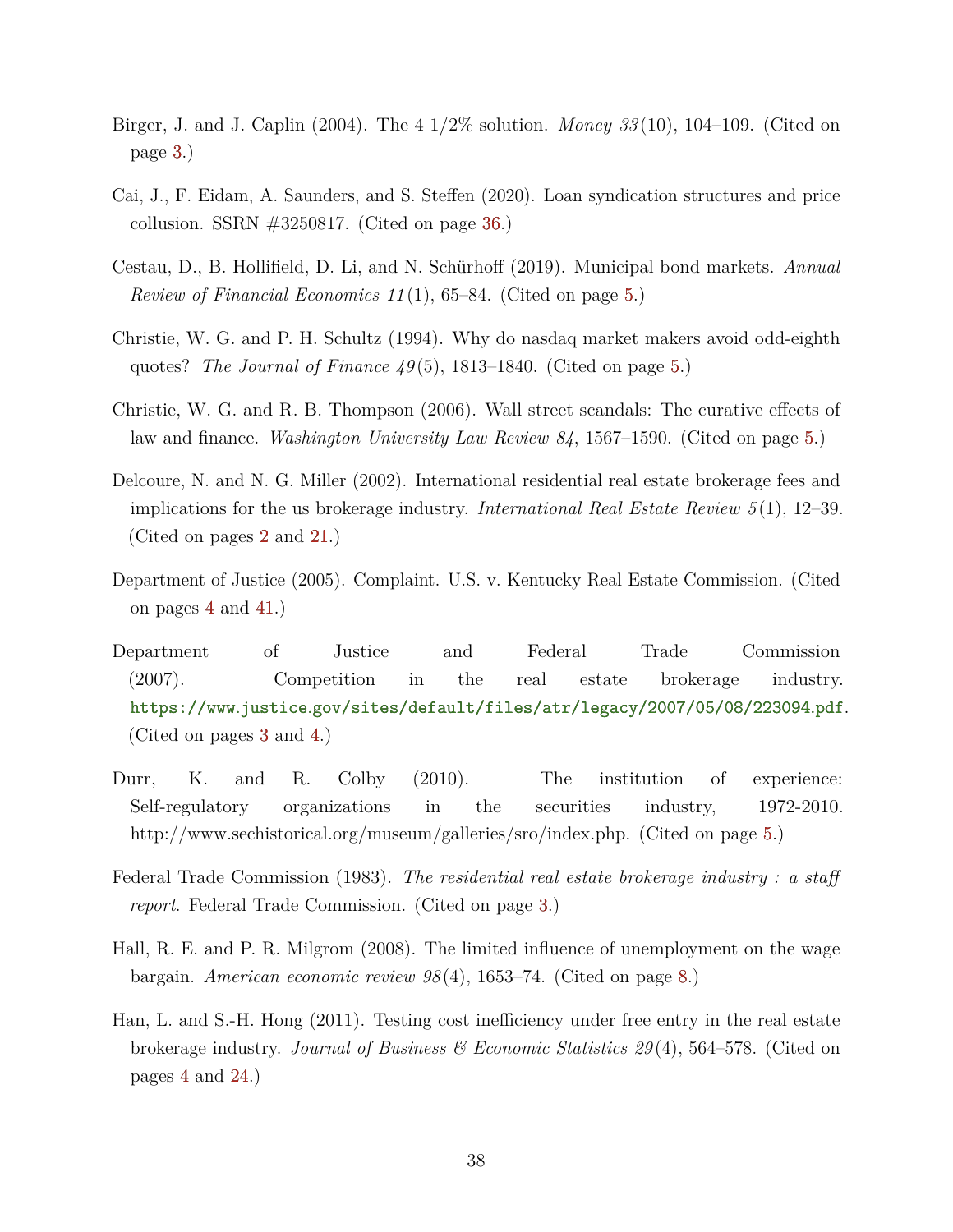Birger, J. and J. Caplin (2004). The 4 1/2% solution. *Money 33*(10), 104–109. (Cited on page 3.)

Cai, J., F. Eidam, A. Saunders, and S. Steffen (2020). Loan syndication structures and price collusion. SSRN #3250817. (Cited on page 36.)

Cestau, D., B. Hollifield, D. Li, and N. Schürhoff (2019). Municipal bond markets. *Annual Review of Financial Economics 11*(1), 65–84. (Cited on page 5.)

Christie, W. G. and P. H. Schultz (1994). Why do nasdaq market makers avoid odd-eighth quotes? *The Journal of Finance 49*(5), 1813–1840. (Cited on page 5.)

Christie, W. G. and R. B. Thompson (2006). Wall street scandals: The curative effects of law and finance. *Washington University Law Review 84*, 1567–1590. (Cited on page 5.)

Delcoure, N. and N. G. Miller (2002). International residential real estate brokerage fees and implications for the us brokerage industry. *International Real Estate Review 5*(1), 12–39. (Cited on pages 2 and 21.)

Department of Justice (2005). Complaint. U.S. v. Kentucky Real Estate Commission. (Cited on pages 4 and 41.)

Department of Justice and Federal Trade Commission (2007). Competition in the real estate brokerage industry. https://www.justice.gov/sites/default/files/atr/legacy/2007/05/08/223094.pdf. (Cited on pages 3 and 4.)

Durr, K. and R. Colby (2010). The institution of experience: Self-regulatory organizations in the securities industry, 1972-2010. http://www.sechistorical.org/museum/galleries/sro/index.php. (Cited on page 5.)

Federal Trade Commission (1983). *The residential real estate brokerage industry : a staff report*. Federal Trade Commission. (Cited on page 3.)

Hall, R. E. and P. R. Milgrom (2008). The limited influence of unemployment on the wage bargain. *American economic review 98*(4), 1653–74. (Cited on page 8.)

Han, L. and S.-H. Hong (2011). Testing cost inefficiency under free entry in the real estate brokerage industry. *Journal of Business & Economic Statistics 29*(4), 564–578. (Cited on pages 4 and 24.)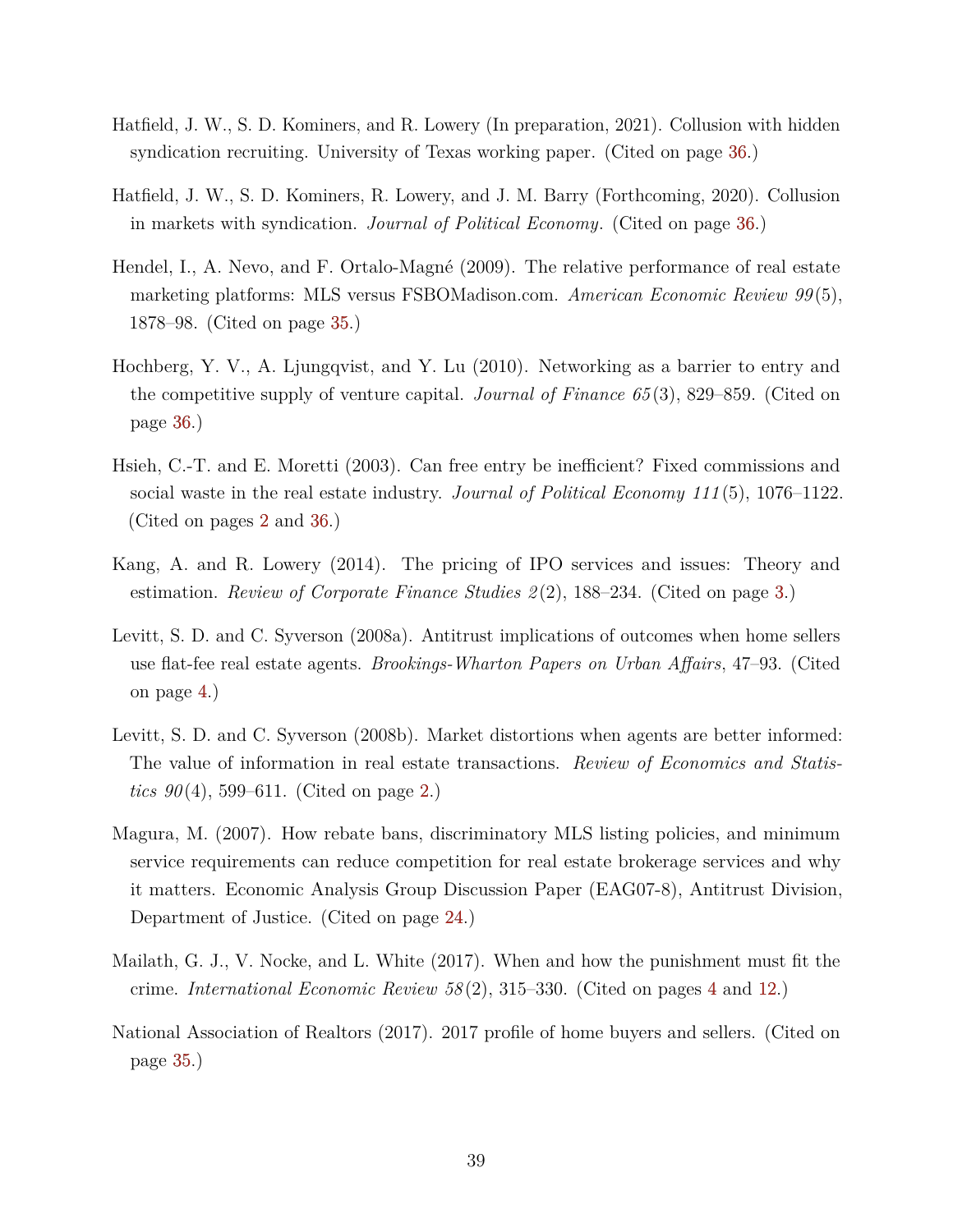Hatfield, J. W., S. D. Kominers, and R. Lowery (In preparation, 2021). Collusion with hidden syndication recruiting. University of Texas working paper. (Cited on page 36.)

Hatfield, J. W., S. D. Kominers, R. Lowery, and J. M. Barry (Forthcoming, 2020). Collusion in markets with syndication. *Journal of Political Economy*. (Cited on page 36.)

Hendel, I., A. Nevo, and F. Ortalo-Magné (2009). The relative performance of real estate marketing platforms: MLS versus FSBOMadison.com. *American Economic Review 99*(5), 1878–98. (Cited on page 35.)

Hochberg, Y. V., A. Ljungqvist, and Y. Lu (2010). Networking as a barrier to entry and the competitive supply of venture capital. *Journal of Finance 65*(3), 829–859. (Cited on page 36.)

Hsieh, C.-T. and E. Moretti (2003). Can free entry be inefficient? Fixed commissions and social waste in the real estate industry. *Journal of Political Economy 111*(5), 1076–1122. (Cited on pages 2 and 36.)

Kang, A. and R. Lowery (2014). The pricing of IPO services and issues: Theory and estimation. *Review of Corporate Finance Studies 2*(2), 188–234. (Cited on page 3.)

Levitt, S. D. and C. Syverson (2008a). Antitrust implications of outcomes when home sellers use flat-fee real estate agents. *Brookings-Wharton Papers on Urban Affairs*, 47–93. (Cited on page 4.)

Levitt, S. D. and C. Syverson (2008b). Market distortions when agents are better informed: The value of information in real estate transactions. *Review of Economics and Statistics 90*(4), 599–611. (Cited on page 2.)

Magura, M. (2007). How rebate bans, discriminatory MLS listing policies, and minimum service requirements can reduce competition for real estate brokerage services and why it matters. Economic Analysis Group Discussion Paper (EAG07-8), Antitrust Division, Department of Justice. (Cited on page 24.)

Mailath, G. J., V. Nocke, and L. White (2017). When and how the punishment must fit the crime. *International Economic Review 58*(2), 315–330. (Cited on pages 4 and 12.)

National Association of Realtors (2017). 2017 profile of home buyers and sellers. (Cited on page 35.)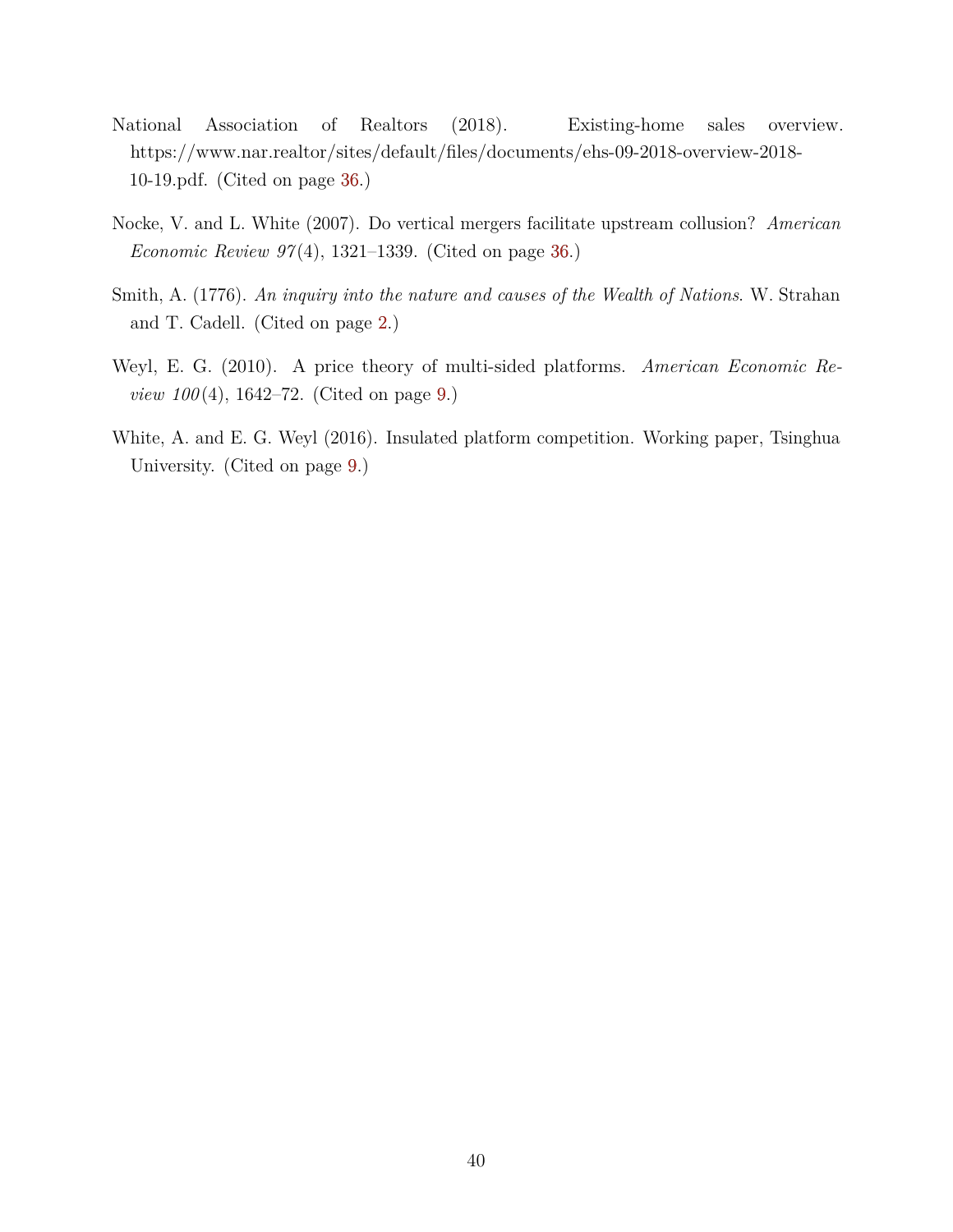National Association of Realtors (2018). Existing-home sales overview. https://www.nar.realtor/sites/default/files/documents/ehs-09-2018-overview-2018-10-19.pdf. (Cited on page 36.)

Nocke, V. and L. White (2007). Do vertical mergers facilitate upstream collusion? *American Economic Review 97*(4), 1321–1339. (Cited on page 36.)

Smith, A. (1776). *An inquiry into the nature and causes of the Wealth of Nations*. W. Strahan and T. Cadell. (Cited on page 2.)

Weyl, E. G. (2010). A price theory of multi-sided platforms. *American Economic Review 100*(4), 1642–72. (Cited on page 9.)

White, A. and E. G. Weyl (2016). Insulated platform competition. Working paper, Tsinghua University. (Cited on page 9.)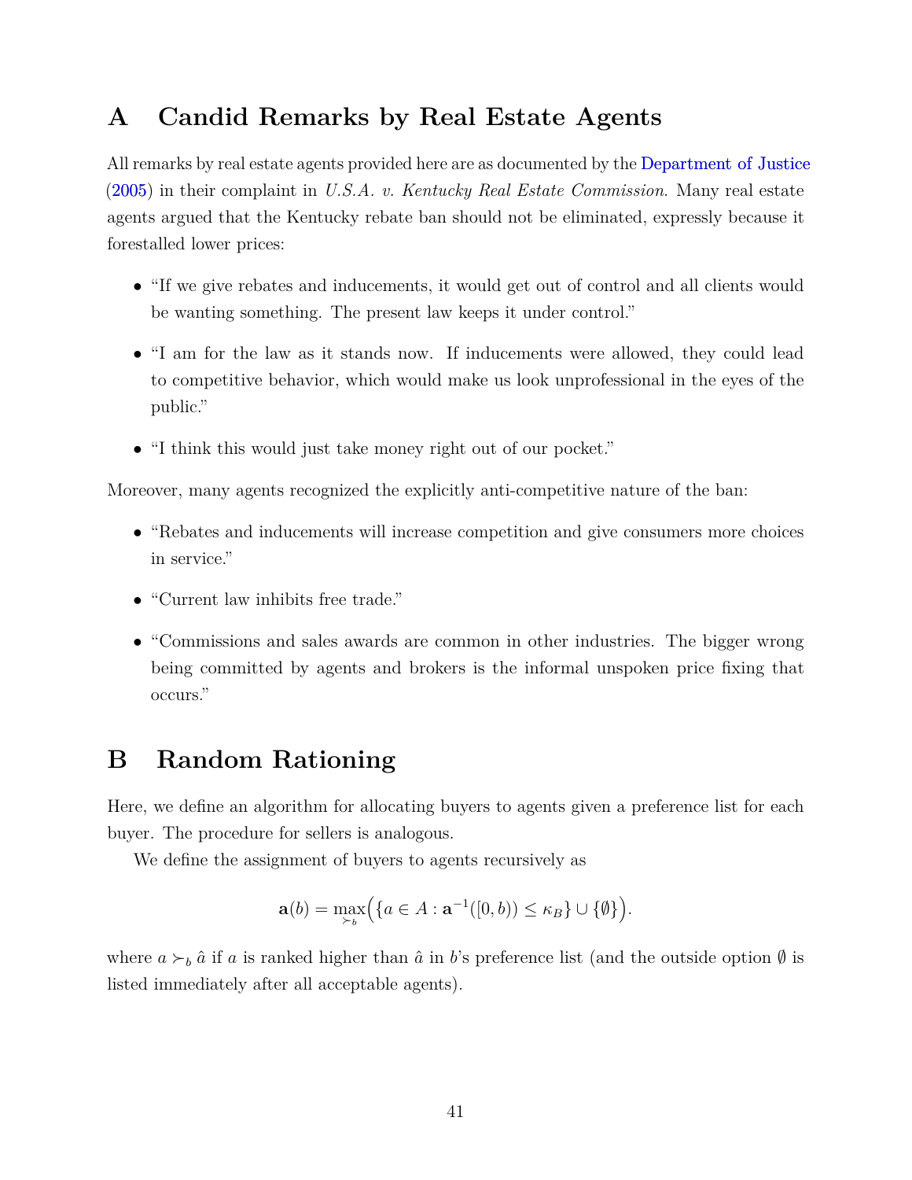# A Candid Remarks by Real Estate Agents

All remarks by real estate agents provided here are as documented by the Department of Justice (2005) in their complaint in *U.S.A. v. Kentucky Real Estate Commission*. Many real estate agents argued that the Kentucky rebate ban should not be eliminated, expressly because it forestalled lower prices:

- "If we give rebates and inducements, it would get out of control and all clients would be wanting something. The present law keeps it under control."
- "I am for the law as it stands now. If inducements were allowed, they could lead to competitive behavior, which would make us look unprofessional in the eyes of the public."
- "I think this would just take money right out of our pocket."

Moreover, many agents recognized the explicitly anti-competitive nature of the ban:

- "Rebates and inducements will increase competition and give consumers more choices in service."
- "Current law inhibits free trade."
- "Commissions and sales awards are common in other industries. The bigger wrong being committed by agents and brokers is the informal unspoken price fixing that occurs."

# B Random Rationing

Here, we define an algorithm for allocating buyers to agents given a preference list for each buyer. The procedure for sellers is analogous.

We define the assignment of buyers to agents recursively as

$$\mathbf{a}(b) = \max_{\succ_b}\Big(\{a \in A : \mathbf{a}^{-1}([0,b)) \leq \kappa_B\} \cup \{\emptyset\}\Big).$$

where $a \succ_b \hat{a}$ if $a$ is ranked higher than $\hat{a}$ in $b$'s preference list (and the outside option $\emptyset$ is listed immediately after all acceptable agents).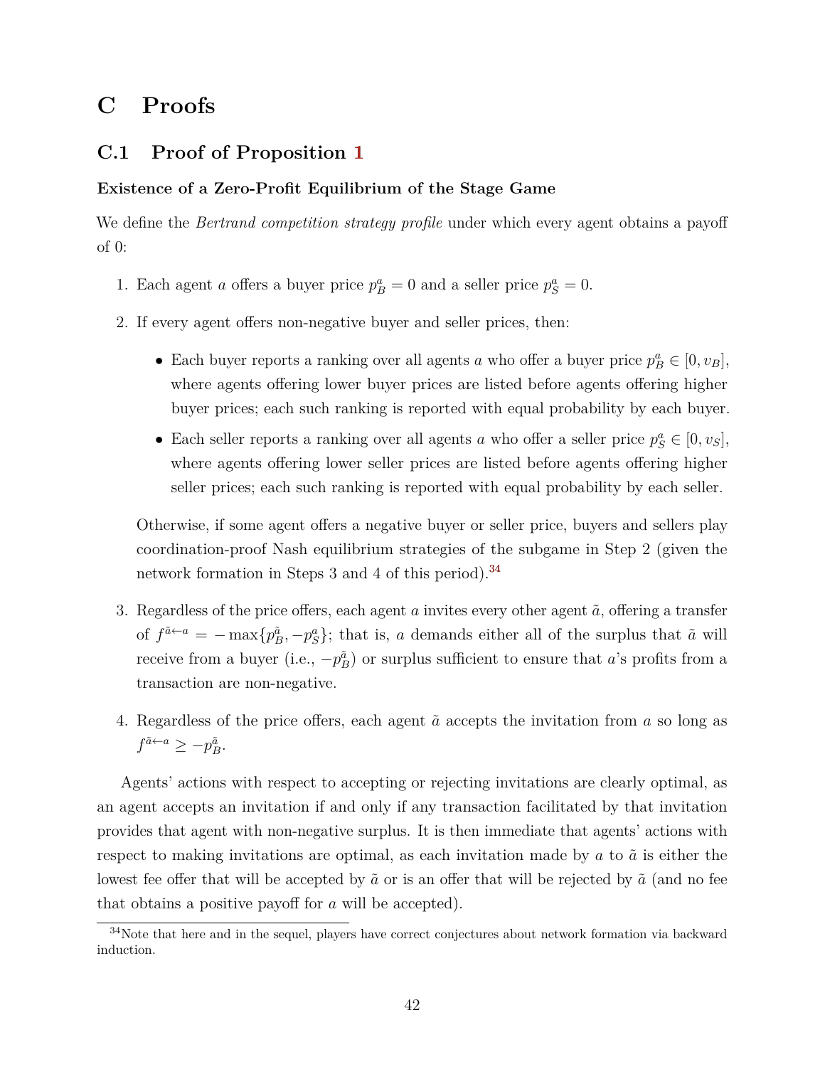# C Proofs

## C.1 Proof of Proposition 1

**Existence of a Zero-Profit Equilibrium of the Stage Game**

We define the *Bertrand competition strategy profile* under which every agent obtains a payoff of 0:

1. Each agent $a$ offers a buyer price $p_B^a = 0$ and a seller price $p_S^a = 0$.

2. If every agent offers non-negative buyer and seller prices, then:

   - Each buyer reports a ranking over all agents $a$ who offer a buyer price $p_B^a \in [0, v_B]$, where agents offering lower buyer prices are listed before agents offering higher buyer prices; each such ranking is reported with equal probability by each buyer.
   - Each seller reports a ranking over all agents $a$ who offer a seller price $p_S^a \in [0, v_S]$, where agents offering lower seller prices are listed before agents offering higher seller prices; each such ranking is reported with equal probability by each seller.

   Otherwise, if some agent offers a negative buyer or seller price, buyers and sellers play coordination-proof Nash equilibrium strategies of the subgame in Step 2 (given the network formation in Steps 3 and 4 of this period).[34]

3. Regardless of the price offers, each agent $a$ invites every other agent $\tilde{a}$, offering a transfer of $f^{\tilde{a} \leftarrow a} = -\max\{p_B^{\tilde{a}}, -p_S^a\}$; that is, $a$ demands either all of the surplus that $\tilde{a}$ will receive from a buyer (i.e., $-p_B^{\tilde{a}}$) or surplus sufficient to ensure that $a$'s profits from a transaction are non-negative.

4. Regardless of the price offers, each agent $\tilde{a}$ accepts the invitation from $a$ so long as $f^{\tilde{a} \leftarrow a} \geq -p_B^{\tilde{a}}$.

Agents' actions with respect to accepting or rejecting invitations are clearly optimal, as an agent accepts an invitation if and only if any transaction facilitated by that invitation provides that agent with non-negative surplus. It is then immediate that agents' actions with respect to making invitations are optimal, as each invitation made by $a$ to $\tilde{a}$ is either the lowest fee offer that will be accepted by $\tilde{a}$ or is an offer that will be rejected by $\tilde{a}$ (and no fee that obtains a positive payoff for $a$ will be accepted).

[34] Note that here and in the sequel, players have correct conjectures about network formation via backward induction.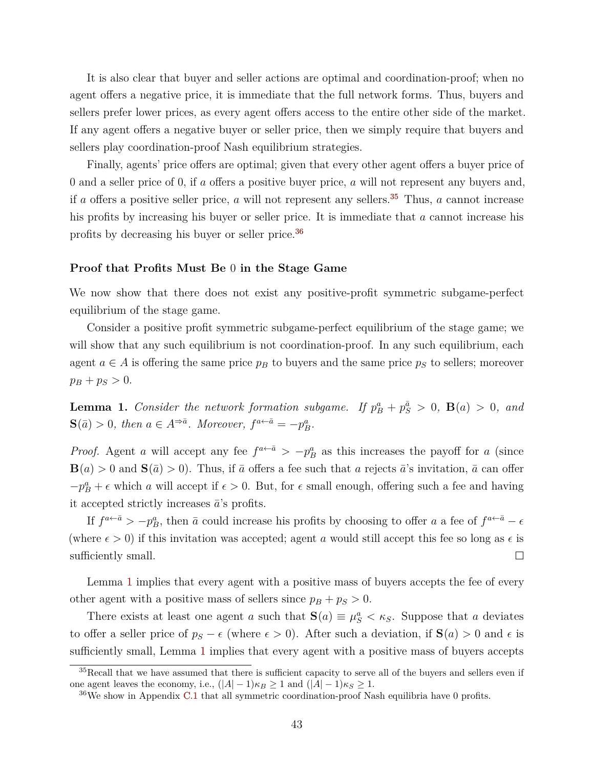It is also clear that buyer and seller actions are optimal and coordination-proof; when no agent offers a negative price, it is immediate that the full network forms. Thus, buyers and sellers prefer lower prices, as every agent offers access to the entire other side of the market. If any agent offers a negative buyer or seller price, then we simply require that buyers and sellers play coordination-proof Nash equilibrium strategies.

Finally, agents' price offers are optimal; given that every other agent offers a buyer price of 0 and a seller price of 0, if $a$ offers a positive buyer price, $a$ will not represent any buyers and, if $a$ offers a positive seller price, $a$ will not represent any sellers.[35] Thus, $a$ cannot increase his profits by increasing his buyer or seller price. It is immediate that $a$ cannot increase his profits by decreasing his buyer or seller price.[36]

### Proof that Profits Must Be 0 in the Stage Game

We now show that there does not exist any positive-profit symmetric subgame-perfect equilibrium of the stage game.

Consider a positive profit symmetric subgame-perfect equilibrium of the stage game; we will show that any such equilibrium is not coordination-proof. In any such equilibrium, each agent $a \in A$ is offering the same price $p_B$ to buyers and the same price $p_S$ to sellers; moreover $p_B + p_S > 0$.

**Lemma 1.** *Consider the network formation subgame. If $p_B^a + p_S^{\bar{a}} > 0$, $\mathbf{B}(a) > 0$, and $\mathbf{S}(\bar{a}) > 0$, then $a \in A^{\Rightarrow \bar{a}}$. Moreover, $f^{a \leftarrow \bar{a}} = -p_B^a$.*

*Proof.* Agent $a$ will accept any fee $f^{a \leftarrow \bar{a}} > -p_B^a$ as this increases the payoff for $a$ (since $\mathbf{B}(a) > 0$ and $\mathbf{S}(\bar{a}) > 0$). Thus, if $\bar{a}$ offers a fee such that $a$ rejects $\bar{a}$'s invitation, $\bar{a}$ can offer $-p_B^a + \epsilon$ which $a$ will accept if $\epsilon > 0$. But, for $\epsilon$ small enough, offering such a fee and having it accepted strictly increases $\bar{a}$'s profits.

If $f^{a \leftarrow \bar{a}} > -p_B^a$, then $\bar{a}$ could increase his profits by choosing to offer $a$ a fee of $f^{a \leftarrow \bar{a}} - \epsilon$ (where $\epsilon > 0$) if this invitation was accepted; agent $a$ would still accept this fee so long as $\epsilon$ is sufficiently small. □

Lemma 1 implies that every agent with a positive mass of buyers accepts the fee of every other agent with a positive mass of sellers since $p_B + p_S > 0$.

There exists at least one agent $a$ such that $\mathbf{S}(a) \equiv \mu_S^a < \kappa_S$. Suppose that $a$ deviates to offer a seller price of $p_S - \epsilon$ (where $\epsilon > 0$). After such a deviation, if $\mathbf{S}(a) > 0$ and $\epsilon$ is sufficiently small, Lemma 1 implies that every agent with a positive mass of buyers accepts

[35] Recall that we have assumed that there is sufficient capacity to serve all of the buyers and sellers even if one agent leaves the economy, i.e., $(|A| - 1)\kappa_B \geq 1$ and $(|A| - 1)\kappa_S \geq 1$.

[36] We show in Appendix C.1 that all symmetric coordination-proof Nash equilibria have 0 profits.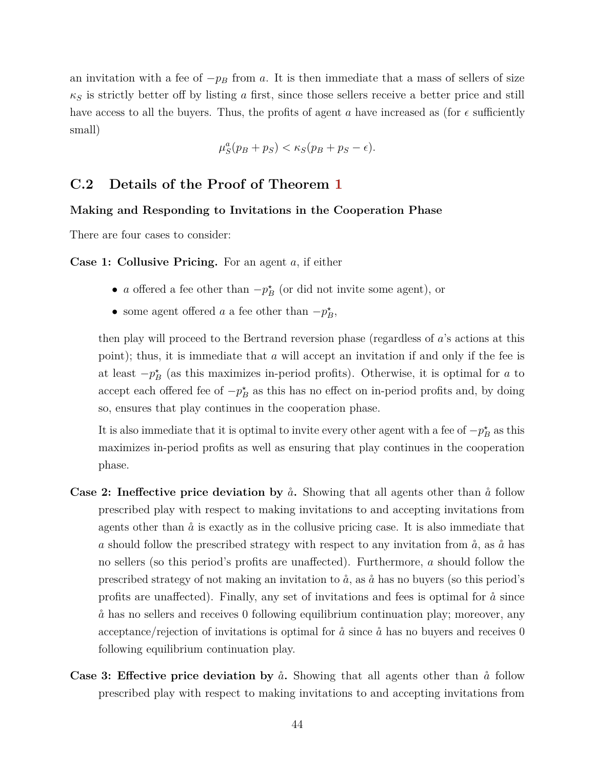an invitation with a fee of $-p_B$ from $a$. It is then immediate that a mass of sellers of size $\kappa_S$ is strictly better off by listing $a$ first, since those sellers receive a better price and still have access to all the buyers. Thus, the profits of agent $a$ have increased as (for $\epsilon$ sufficiently small)

$$\mu_S^a(p_B + p_S) < \kappa_S(p_B + p_S - \epsilon).$$

## C.2 Details of the Proof of Theorem 1

**Making and Responding to Invitations in the Cooperation Phase**

There are four cases to consider:

**Case 1: Collusive Pricing.** For an agent $a$, if either

- $a$ offered a fee other than $-p_B^\star$ (or did not invite some agent), or
- some agent offered $a$ a fee other than $-p_B^\star$,

then play will proceed to the Bertrand reversion phase (regardless of $a$'s actions at this point); thus, it is immediate that $a$ will accept an invitation if and only if the fee is at least $-p_B^\star$ (as this maximizes in-period profits). Otherwise, it is optimal for $a$ to accept each offered fee of $-p_B^\star$ as this has no effect on in-period profits and, by doing so, ensures that play continues in the cooperation phase.

It is also immediate that it is optimal to invite every other agent with a fee of $-p_B^\star$ as this maximizes in-period profits as well as ensuring that play continues in the cooperation phase.

**Case 2: Ineffective price deviation by $\mathring{a}$.** Showing that all agents other than $\mathring{a}$ follow prescribed play with respect to making invitations to and accepting invitations from agents other than $\mathring{a}$ is exactly as in the collusive pricing case. It is also immediate that $a$ should follow the prescribed strategy with respect to any invitation from $\mathring{a}$, as $\mathring{a}$ has no sellers (so this period's profits are unaffected). Furthermore, $a$ should follow the prescribed strategy of not making an invitation to $\mathring{a}$, as $\mathring{a}$ has no buyers (so this period's profits are unaffected). Finally, any set of invitations and fees is optimal for $\mathring{a}$ since $\mathring{a}$ has no sellers and receives 0 following equilibrium continuation play; moreover, any acceptance/rejection of invitations is optimal for $\mathring{a}$ since $\mathring{a}$ has no buyers and receives 0 following equilibrium continuation play.

**Case 3: Effective price deviation by $\mathring{a}$.** Showing that all agents other than $\mathring{a}$ follow prescribed play with respect to making invitations to and accepting invitations from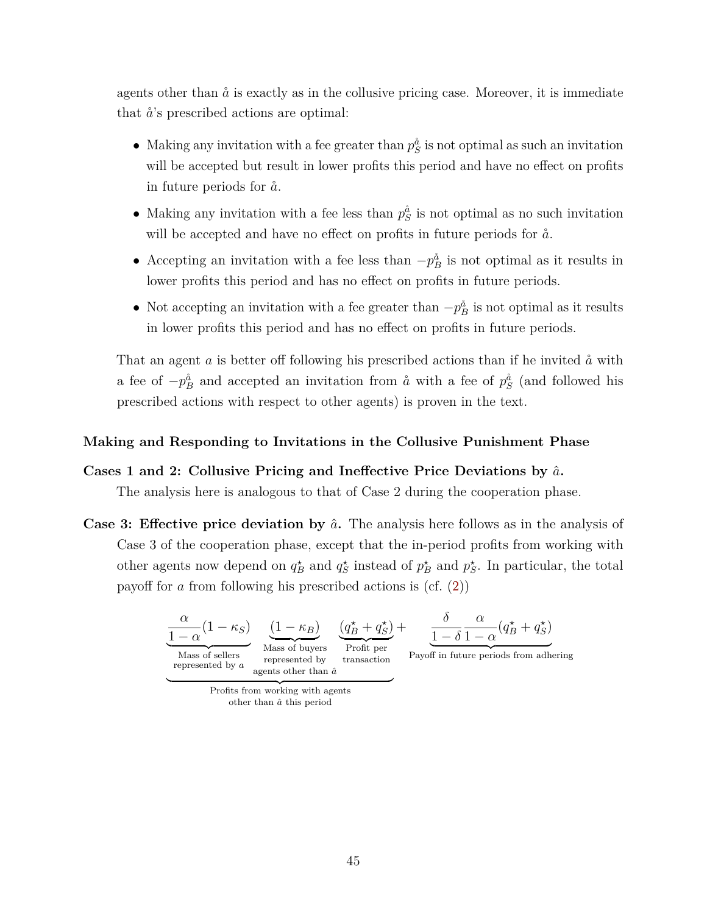agents other than $\mathring{a}$ is exactly as in the collusive pricing case. Moreover, it is immediate that $\mathring{a}$'s prescribed actions are optimal:

- Making any invitation with a fee greater than $p_S^{\mathring{a}}$ is not optimal as such an invitation will be accepted but result in lower profits this period and have no effect on profits in future periods for $\mathring{a}$.
- Making any invitation with a fee less than $p_S^{\mathring{a}}$ is not optimal as no such invitation will be accepted and have no effect on profits in future periods for $\mathring{a}$.
- Accepting an invitation with a fee less than $-p_B^{\mathring{a}}$ is not optimal as it results in lower profits this period and has no effect on profits in future periods.
- Not accepting an invitation with a fee greater than $-p_B^{\mathring{a}}$ is not optimal as it results in lower profits this period and has no effect on profits in future periods.

That an agent $a$ is better off following his prescribed actions than if he invited $\mathring{a}$ with a fee of $-p_B^{\mathring{a}}$ and accepted an invitation from $\mathring{a}$ with a fee of $p_S^{\mathring{a}}$ (and followed his prescribed actions with respect to other agents) is proven in the text.

#### Making and Responding to Invitations in the Collusive Punishment Phase

**Cases 1 and 2: Collusive Pricing and Ineffective Price Deviations by $\hat{a}$.** The analysis here is analogous to that of Case 2 during the cooperation phase.

**Case 3: Effective price deviation by $\hat{a}$.** The analysis here follows as in the analysis of Case 3 of the cooperation phase, except that the in-period profits from working with other agents now depend on $q_B^\star$ and $q_S^\star$ instead of $p_B^\star$ and $p_S^\star$. In particular, the total payoff for $a$ from following his prescribed actions is (cf. (2))

$$\underbrace{\underbrace{\frac{\alpha}{1-\alpha}(1-\kappa_S)}_{\substack{\text{Mass of sellers}\\\text{represented by } a}}\;\underbrace{(1-\kappa_B)}_{\substack{\text{Mass of buyers}\\\text{represented by}\\\text{agents other than } \hat{a}}}\;\underbrace{(q_B^\star+q_S^\star)}_{\substack{\text{Profit per}\\\text{transaction}}}}_{\substack{\text{Profits from working with agents}\\\text{other than } \hat{a} \text{ this period}}} + \underbrace{\frac{\delta}{1-\delta}\frac{\alpha}{1-\alpha}(q_B^\star+q_S^\star)}_{\text{Payoff in future periods from adhering}}$$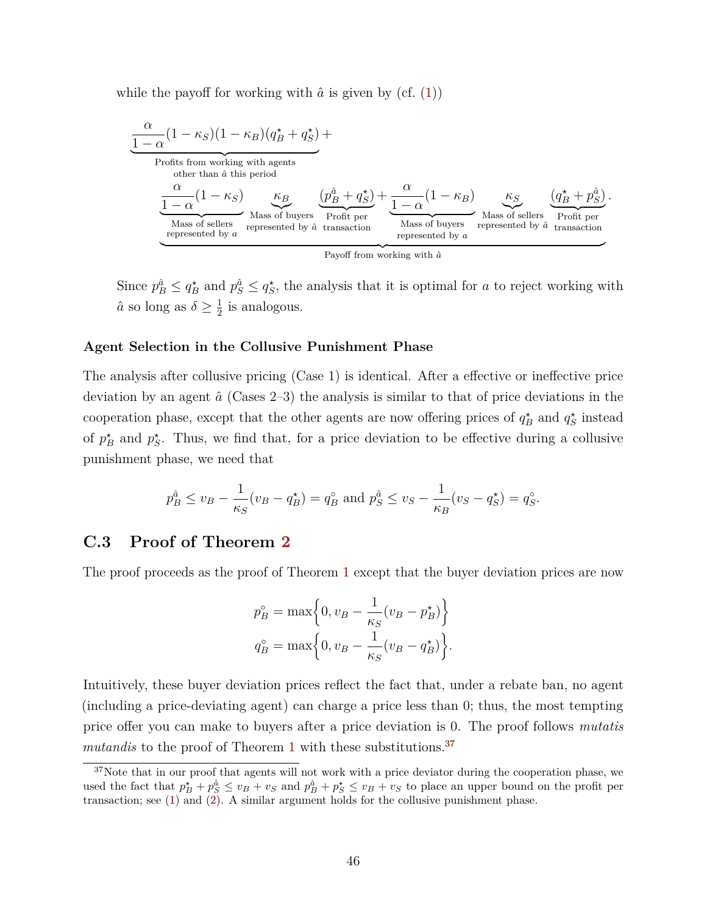while the payoff for working with $\hat{a}$ is given by (cf. (1))

$$\underbrace{\frac{\alpha}{1-\alpha}(1-\kappa_S)(1-\kappa_B)(q_B^\star + q_S^\star)}_{\substack{\text{Profits from working with agents}\\ \text{other than } \hat{a} \text{ this period}}} +$$

$$\underbrace{\underbrace{\frac{\alpha}{1-\alpha}(1-\kappa_S)}_{\substack{\text{Mass of sellers}\\ \text{represented by } a}} \underbrace{\kappa_B}_{\substack{\text{Mass of buyers}\\ \text{represented by } \hat{a}}} \underbrace{(p_B^{\hat{a}} + q_S^\star)}_{\substack{\text{Profit per}\\ \text{transaction}}} + \underbrace{\frac{\alpha}{1-\alpha}(1-\kappa_B)}_{\substack{\text{Mass of buyers}\\ \text{represented by } a}} \underbrace{\kappa_S}_{\substack{\text{Mass of sellers}\\ \text{represented by } \hat{a}}} \underbrace{(q_B^\star + p_S^{\hat{a}})}_{\substack{\text{Profit per}\\ \text{transaction}}}}_{\text{Payoff from working with } \hat{a}}.$$

Since $p_B^{\hat{a}} \le q_B^\star$ and $p_S^{\hat{a}} \le q_S^\star$, the analysis that it is optimal for $a$ to reject working with $\hat{a}$ so long as $\delta \ge \frac{1}{2}$ is analogous.

#### Agent Selection in the Collusive Punishment Phase

The analysis after collusive pricing (Case 1) is identical. After a effective or ineffective price deviation by an agent $\hat{a}$ (Cases 2–3) the analysis is similar to that of price deviations in the cooperation phase, except that the other agents are now offering prices of $q_B^\star$ and $q_S^\star$ instead of $p_B^\star$ and $p_S^\star$. Thus, we find that, for a price deviation to be effective during a collusive punishment phase, we need that

$$p_B^{\hat{a}} \le v_B - \frac{1}{\kappa_S}(v_B - q_B^\star) = q_B^\circ \text{ and } p_S^{\hat{a}} \le v_S - \frac{1}{\kappa_B}(v_S - q_S^\star) = q_S^\circ.$$

## C.3 Proof of Theorem 2

The proof proceeds as the proof of Theorem 1 except that the buyer deviation prices are now

$$p_B^\circ = \max\left\{0, v_B - \frac{1}{\kappa_S}(v_B - p_B^\star)\right\}$$
$$q_B^\circ = \max\left\{0, v_B - \frac{1}{\kappa_S}(v_B - q_B^\star)\right\}.$$

Intuitively, these buyer deviation prices reflect the fact that, under a rebate ban, no agent (including a price-deviating agent) can charge a price less than 0; thus, the most tempting price offer you can make to buyers after a price deviation is 0. The proof follows *mutatis mutandis* to the proof of Theorem 1 with these substitutions.[37]

[37] Note that in our proof that agents will not work with a price deviator during the cooperation phase, we used the fact that $p_B^\star + p_S^{\hat{a}} \le v_B + v_S$ and $p_B^{\hat{a}} + p_S^\star \le v_B + v_S$ to place an upper bound on the profit per transaction; see (1) and (2). A similar argument holds for the collusive punishment phase.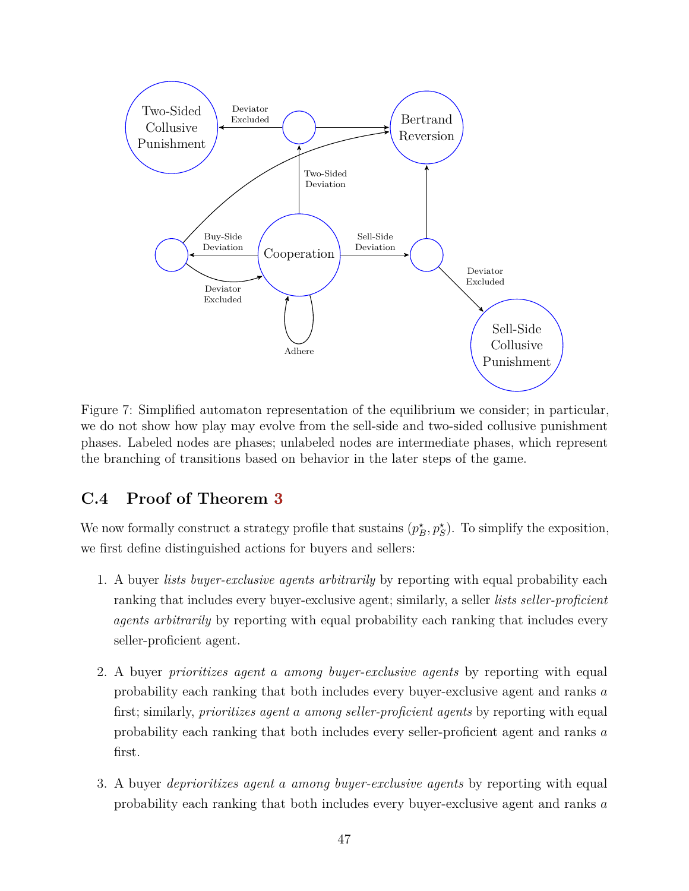Figure 7: Simplified automaton representation of the equilibrium we consider; in particular, we do not show how play may evolve from the sell-side and two-sided collusive punishment phases. Labeled nodes are phases; unlabeled nodes are intermediate phases, which represent the branching of transitions based on behavior in the later steps of the game.

## C.4 Proof of Theorem 3

We now formally construct a strategy profile that sustains $(p_B^\star, p_S^\star)$. To simplify the exposition, we first define distinguished actions for buyers and sellers:

1. A buyer *lists buyer-exclusive agents arbitrarily* by reporting with equal probability each ranking that includes every buyer-exclusive agent; similarly, a seller *lists seller-proficient agents arbitrarily* by reporting with equal probability each ranking that includes every seller-proficient agent.

2. A buyer *prioritizes agent $a$ among buyer-exclusive agents* by reporting with equal probability each ranking that both includes every buyer-exclusive agent and ranks $a$ first; similarly, *prioritizes agent $a$ among seller-proficient agents* by reporting with equal probability each ranking that both includes every seller-proficient agent and ranks $a$ first.

3. A buyer *deprioritizes agent $a$ among buyer-exclusive agents* by reporting with equal probability each ranking that both includes every buyer-exclusive agent and ranks $a$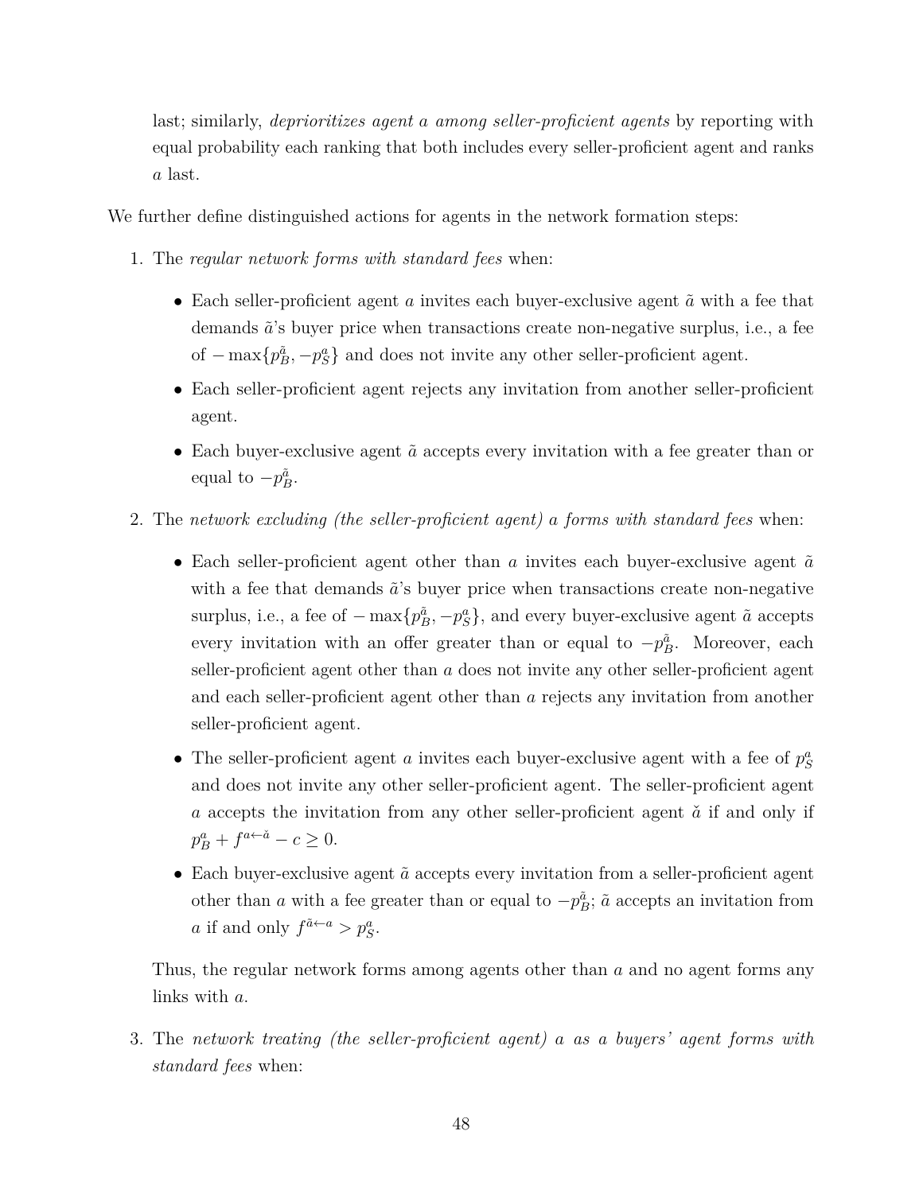last; similarly, *deprioritizes agent $a$ among seller-proficient agents* by reporting with equal probability each ranking that both includes every seller-proficient agent and ranks $a$ last.

We further define distinguished actions for agents in the network formation steps:

1. The *regular network forms with standard fees* when:

   - Each seller-proficient agent $a$ invites each buyer-exclusive agent $\tilde{a}$ with a fee that demands $\tilde{a}$'s buyer price when transactions create non-negative surplus, i.e., a fee of $-\max\{p_B^{\tilde{a}}, -p_S^a\}$ and does not invite any other seller-proficient agent.
   - Each seller-proficient agent rejects any invitation from another seller-proficient agent.
   - Each buyer-exclusive agent $\tilde{a}$ accepts every invitation with a fee greater than or equal to $-p_B^{\tilde{a}}$.

2. The *network excluding (the seller-proficient agent) $a$ forms with standard fees* when:

   - Each seller-proficient agent other than $a$ invites each buyer-exclusive agent $\tilde{a}$ with a fee that demands $\tilde{a}$'s buyer price when transactions create non-negative surplus, i.e., a fee of $-\max\{p_B^{\tilde{a}}, -p_S^a\}$, and every buyer-exclusive agent $\tilde{a}$ accepts every invitation with an offer greater than or equal to $-p_B^{\tilde{a}}$. Moreover, each seller-proficient agent other than $a$ does not invite any other seller-proficient agent and each seller-proficient agent other than $a$ rejects any invitation from another seller-proficient agent.
   - The seller-proficient agent $a$ invites each buyer-exclusive agent with a fee of $p_S^a$ and does not invite any other seller-proficient agent. The seller-proficient agent $a$ accepts the invitation from any other seller-proficient agent $\check{a}$ if and only if $p_B^a + f^{a \leftarrow \check{a}} - c \geq 0$.
   - Each buyer-exclusive agent $\tilde{a}$ accepts every invitation from a seller-proficient agent other than $a$ with a fee greater than or equal to $-p_B^{\tilde{a}}$; $\tilde{a}$ accepts an invitation from $a$ if and only $f^{\tilde{a} \leftarrow a} > p_S^a$.

   Thus, the regular network forms among agents other than $a$ and no agent forms any links with $a$.

3. The *network treating (the seller-proficient agent) $a$ as a buyers' agent forms with standard fees* when: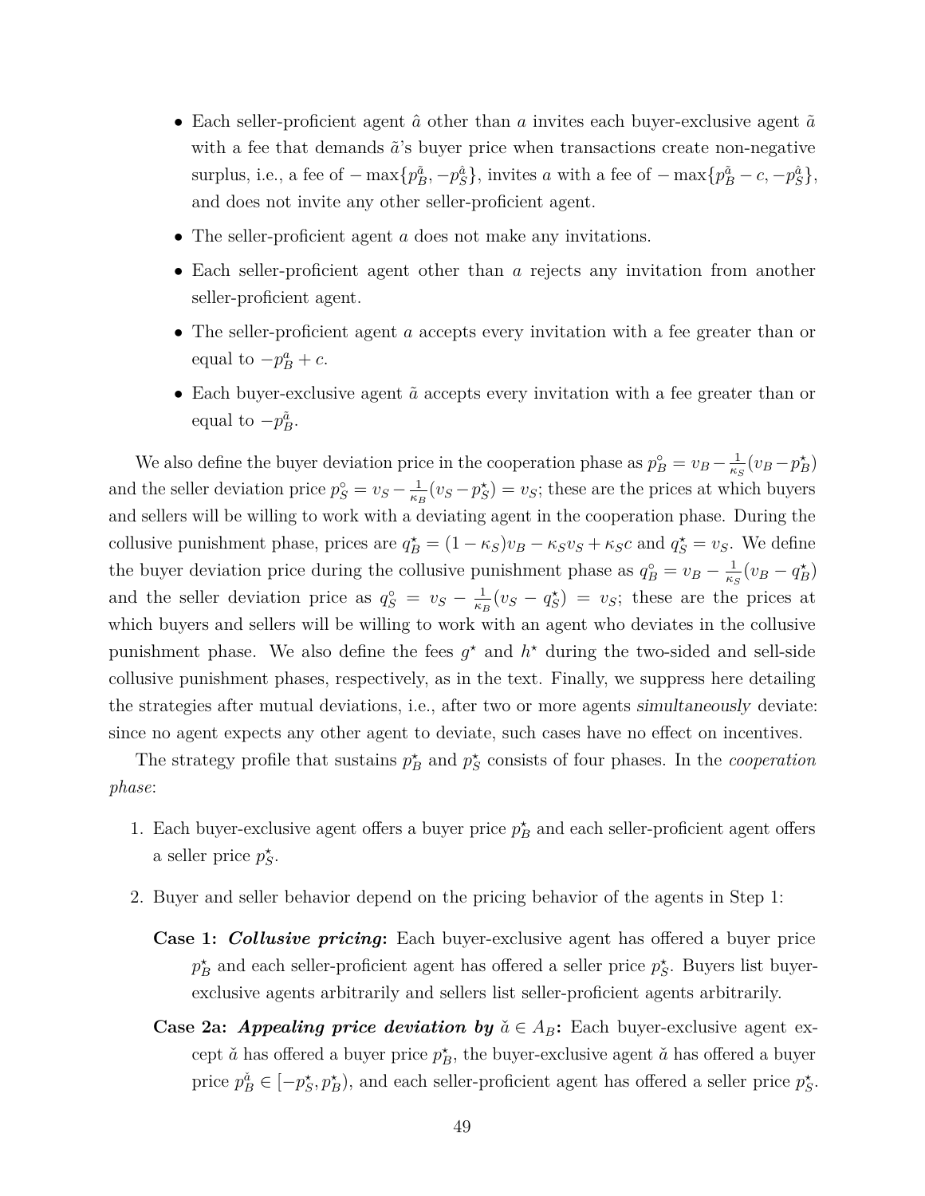- Each seller-proficient agent $\hat{a}$ other than $a$ invites each buyer-exclusive agent $\tilde{a}$ with a fee that demands $\tilde{a}$'s buyer price when transactions create non-negative surplus, i.e., a fee of $-\max\{p_B^{\tilde{a}}, -p_S^{\hat{a}}\}$, invites $a$ with a fee of $-\max\{p_B^{\tilde{a}} - c, -p_S^{\hat{a}}\}$, and does not invite any other seller-proficient agent.
- The seller-proficient agent $a$ does not make any invitations.
- Each seller-proficient agent other than $a$ rejects any invitation from another seller-proficient agent.
- The seller-proficient agent $a$ accepts every invitation with a fee greater than or equal to $-p_B^a + c$.
- Each buyer-exclusive agent $\tilde{a}$ accepts every invitation with a fee greater than or equal to $-p_B^{\tilde{a}}$.

We also define the buyer deviation price in the cooperation phase as $p_B^{\circ} = v_B - \frac{1}{\kappa_S}(v_B - p_B^{\star})$ and the seller deviation price $p_S^{\circ} = v_S - \frac{1}{\kappa_B}(v_S - p_S^{\star}) = v_S$; these are the prices at which buyers and sellers will be willing to work with a deviating agent in the cooperation phase. During the collusive punishment phase, prices are $q_B^{\star} = (1-\kappa_S)v_B - \kappa_S v_S + \kappa_S c$ and $q_S^{\star} = v_S$. We define the buyer deviation price during the collusive punishment phase as $q_B^{\circ} = v_B - \frac{1}{\kappa_S}(v_B - q_B^{\star})$ and the seller deviation price as $q_S^{\circ} = v_S - \frac{1}{\kappa_B}(v_S - q_S^{\star}) = v_S$; these are the prices at which buyers and sellers will be willing to work with an agent who deviates in the collusive punishment phase. We also define the fees $g^{\star}$ and $h^{\star}$ during the two-sided and sell-side collusive punishment phases, respectively, as in the text. Finally, we suppress here detailing the strategies after mutual deviations, i.e., after two or more agents *simultaneously* deviate: since no agent expects any other agent to deviate, such cases have no effect on incentives.

The strategy profile that sustains $p_B^{\star}$ and $p_S^{\star}$ consists of four phases. In the *cooperation phase*:

1. Each buyer-exclusive agent offers a buyer price $p_B^{\star}$ and each seller-proficient agent offers a seller price $p_S^{\star}$.
2. Buyer and seller behavior depend on the pricing behavior of the agents in Step 1:

   **Case 1: *Collusive pricing*:** Each buyer-exclusive agent has offered a buyer price $p_B^{\star}$ and each seller-proficient agent has offered a seller price $p_S^{\star}$. Buyers list buyer-exclusive agents arbitrarily and sellers list seller-proficient agents arbitrarily.

   **Case 2a: *Appealing price deviation by* $\check{a} \in A_B$:** Each buyer-exclusive agent except $\check{a}$ has offered a buyer price $p_B^{\star}$, the buyer-exclusive agent $\check{a}$ has offered a buyer price $p_B^{\check{a}} \in [-p_S^{\star}, p_B^{\star})$, and each seller-proficient agent has offered a seller price $p_S^{\star}$.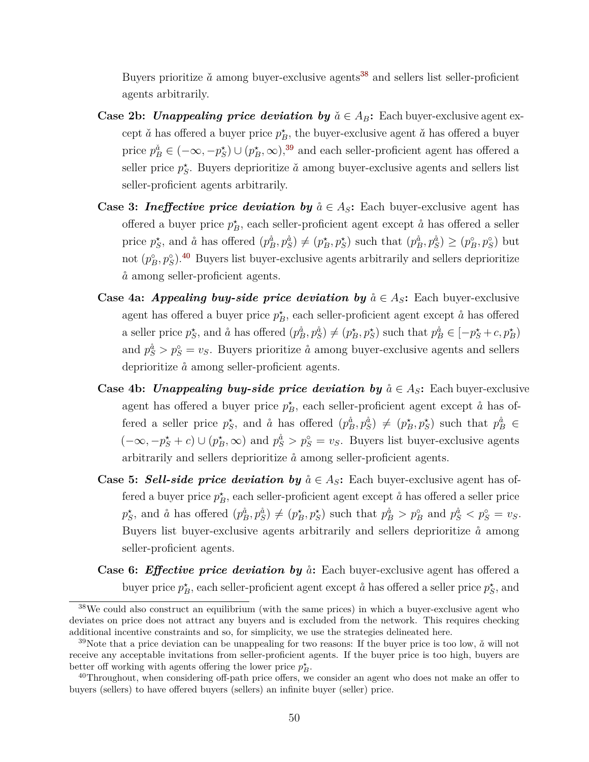Buyers prioritize $\check{a}$ among buyer-exclusive agents[38] and sellers list seller-proficient agents arbitrarily.

**Case 2b:** ***Unappealing price deviation by*** $\check{a} \in A_B$**:** Each buyer-exclusive agent except $\check{a}$ has offered a buyer price $p_B^\star$, the buyer-exclusive agent $\check{a}$ has offered a buyer price $p_B^{\check{a}} \in (-\infty, -p_S^\star) \cup (p_B^\star, \infty)$,[39] and each seller-proficient agent has offered a seller price $p_S^\star$. Buyers deprioritize $\check{a}$ among buyer-exclusive agents and sellers list seller-proficient agents arbitrarily.

**Case 3:** ***Ineffective price deviation by*** $\mathring{a} \in A_S$**:** Each buyer-exclusive agent has offered a buyer price $p_B^\star$, each seller-proficient agent except $\mathring{a}$ has offered a seller price $p_S^\star$, and $\mathring{a}$ has offered $(p_B^{\mathring{a}}, p_S^{\mathring{a}}) \neq (p_B^\star, p_S^\star)$ such that $(p_B^{\mathring{a}}, p_S^{\mathring{a}}) \geq (p_B^\circ, p_S^\circ)$ but not $(p_B^\circ, p_S^\circ)$.[40] Buyers list buyer-exclusive agents arbitrarily and sellers deprioritize $\mathring{a}$ among seller-proficient agents.

**Case 4a:** ***Appealing buy-side price deviation by*** $\mathring{a} \in A_S$**:** Each buyer-exclusive agent has offered a buyer price $p_B^\star$, each seller-proficient agent except $\mathring{a}$ has offered a seller price $p_S^\star$, and $\mathring{a}$ has offered $(p_B^{\mathring{a}}, p_S^{\mathring{a}}) \neq (p_B^\star, p_S^\star)$ such that $p_B^{\mathring{a}} \in [-p_S^\star + c, p_B^\star)$ and $p_S^{\mathring{a}} > p_S^\circ = v_S$. Buyers prioritize $\mathring{a}$ among buyer-exclusive agents and sellers deprioritize $\mathring{a}$ among seller-proficient agents.

**Case 4b:** ***Unappealing buy-side price deviation by*** $\mathring{a} \in A_S$**:** Each buyer-exclusive agent has offered a buyer price $p_B^\star$, each seller-proficient agent except $\mathring{a}$ has offered a seller price $p_S^\star$, and $\mathring{a}$ has offered $(p_B^{\mathring{a}}, p_S^{\mathring{a}}) \neq (p_B^\star, p_S^\star)$ such that $p_B^{\mathring{a}} \in (-\infty, -p_S^\star + c) \cup (p_B^\star, \infty)$ and $p_S^{\mathring{a}} > p_S^\circ = v_S$. Buyers list buyer-exclusive agents arbitrarily and sellers deprioritize $\mathring{a}$ among seller-proficient agents.

**Case 5:** ***Sell-side price deviation by*** $\mathring{a} \in A_S$**:** Each buyer-exclusive agent has offered a buyer price $p_B^\star$, each seller-proficient agent except $\mathring{a}$ has offered a seller price $p_S^\star$, and $\mathring{a}$ has offered $(p_B^{\mathring{a}}, p_S^{\mathring{a}}) \neq (p_B^\star, p_S^\star)$ such that $p_B^{\mathring{a}} > p_B^\circ$ and $p_S^{\mathring{a}} < p_S^\circ = v_S$. Buyers list buyer-exclusive agents arbitrarily and sellers deprioritize $\mathring{a}$ among seller-proficient agents.

**Case 6:** ***Effective price deviation by*** $\mathring{a}$**:** Each buyer-exclusive agent has offered a buyer price $p_B^\star$, each seller-proficient agent except $\mathring{a}$ has offered a seller price $p_S^\star$, and

---

[38] We could also construct an equilibrium (with the same prices) in which a buyer-exclusive agent who deviates on price does not attract any buyers and is excluded from the network. This requires checking additional incentive constraints and so, for simplicity, we use the strategies delineated here.

[39] Note that a price deviation can be unappealing for two reasons: If the buyer price is too low, $\check{a}$ will not receive any acceptable invitations from seller-proficient agents. If the buyer price is too high, buyers are better off working with agents offering the lower price $p_B^\star$.

[40] Throughout, when considering off-path price offers, we consider an agent who does not make an offer to buyers (sellers) to have offered buyers (sellers) an infinite buyer (seller) price.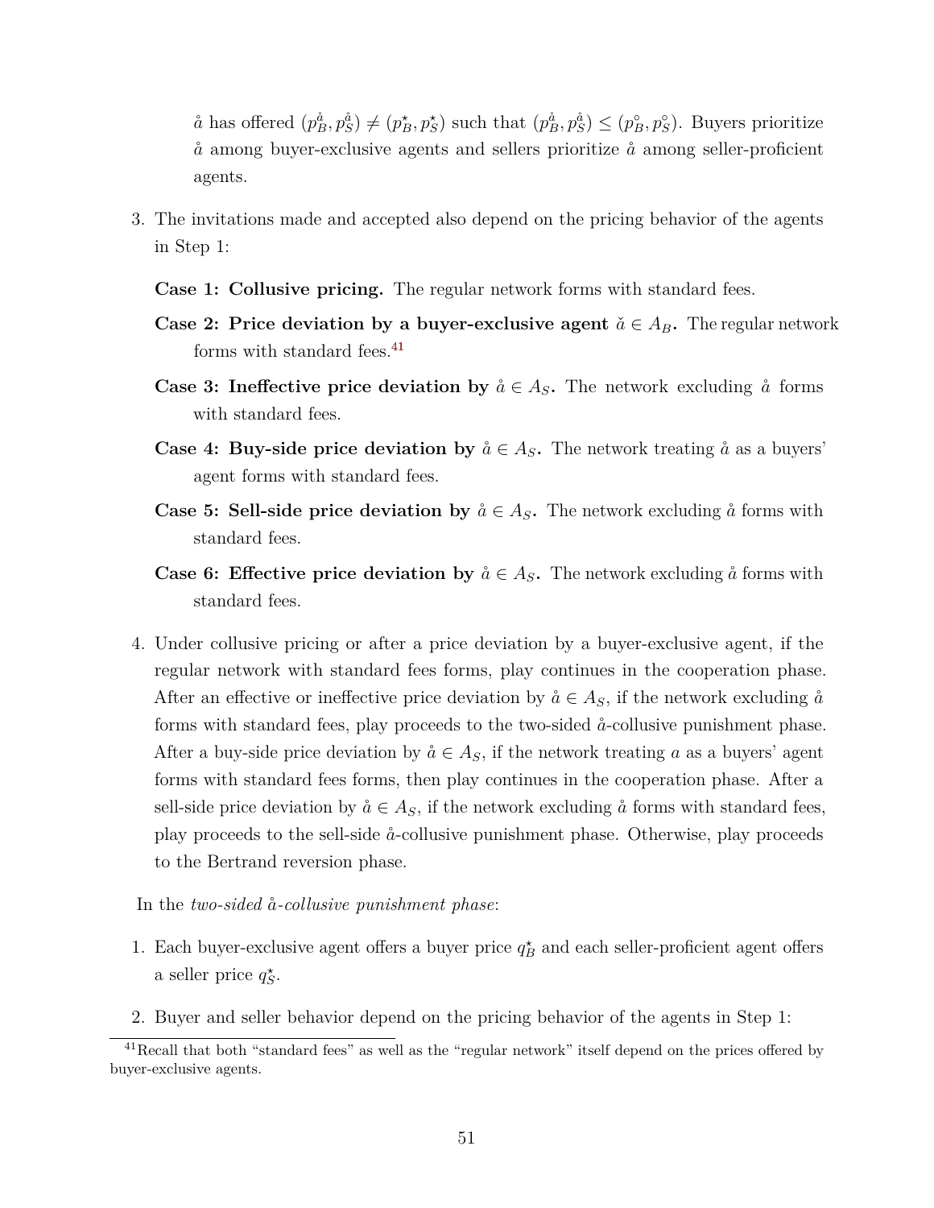$\mathring{a}$ has offered $(p_B^{\mathring{a}}, p_S^{\mathring{a}}) \neq (p_B^\star, p_S^\star)$ such that $(p_B^{\mathring{a}}, p_S^{\mathring{a}}) \leq (p_B^\circ, p_S^\circ)$. Buyers prioritize $\mathring{a}$ among buyer-exclusive agents and sellers prioritize $\mathring{a}$ among seller-proficient agents.

3. The invitations made and accepted also depend on the pricing behavior of the agents in Step 1:

   **Case 1: Collusive pricing.** The regular network forms with standard fees.

   **Case 2: Price deviation by a buyer-exclusive agent $\check{a} \in A_B$.** The regular network forms with standard fees.[41]

   **Case 3: Ineffective price deviation by $\mathring{a} \in A_S$.** The network excluding $\mathring{a}$ forms with standard fees.

   **Case 4: Buy-side price deviation by $\mathring{a} \in A_S$.** The network treating $\mathring{a}$ as a buyers' agent forms with standard fees.

   **Case 5: Sell-side price deviation by $\mathring{a} \in A_S$.** The network excluding $\mathring{a}$ forms with standard fees.

   **Case 6: Effective price deviation by $\mathring{a} \in A_S$.** The network excluding $\mathring{a}$ forms with standard fees.

4. Under collusive pricing or after a price deviation by a buyer-exclusive agent, if the regular network with standard fees forms, play continues in the cooperation phase. After an effective or ineffective price deviation by $\mathring{a} \in A_S$, if the network excluding $\mathring{a}$ forms with standard fees, play proceeds to the two-sided $\mathring{a}$-collusive punishment phase. After a buy-side price deviation by $\mathring{a} \in A_S$, if the network treating $a$ as a buyers' agent forms with standard fees forms, then play continues in the cooperation phase. After a sell-side price deviation by $\mathring{a} \in A_S$, if the network excluding $\mathring{a}$ forms with standard fees, play proceeds to the sell-side $\mathring{a}$-collusive punishment phase. Otherwise, play proceeds to the Bertrand reversion phase.

In the *two-sided $\mathring{a}$-collusive punishment phase*:

1. Each buyer-exclusive agent offers a buyer price $q_B^\star$ and each seller-proficient agent offers a seller price $q_S^\star$.

2. Buyer and seller behavior depend on the pricing behavior of the agents in Step 1:

[41] Recall that both "standard fees" as well as the "regular network" itself depend on the prices offered by buyer-exclusive agents.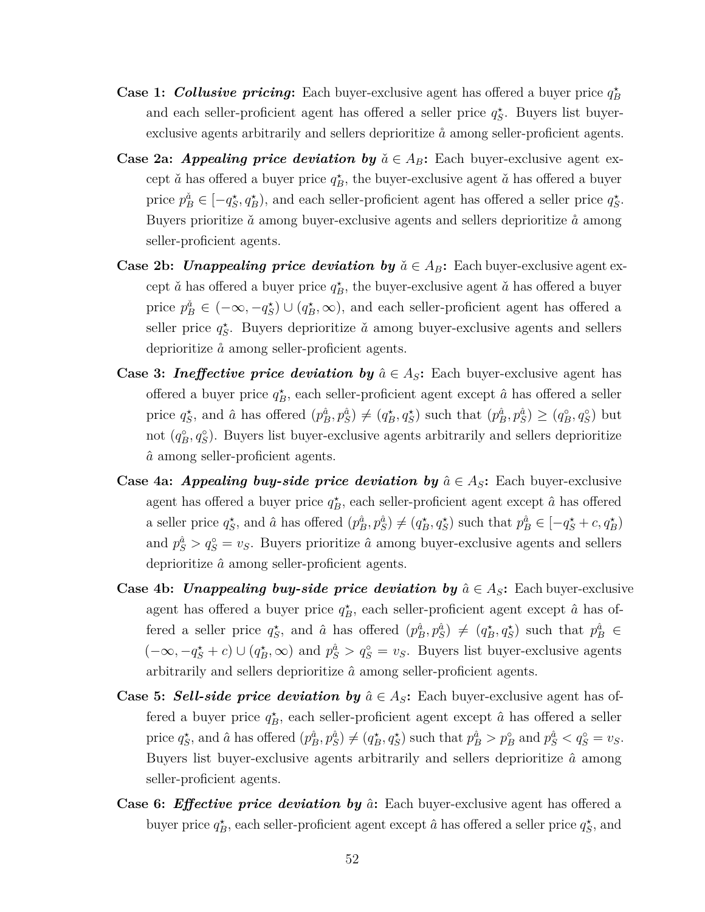**Case 1:** ***Collusive pricing*****:** Each buyer-exclusive agent has offered a buyer price $q_B^\star$ and each seller-proficient agent has offered a seller price $q_S^\star$. Buyers list buyer-exclusive agents arbitrarily and sellers deprioritize $\mathring{a}$ among seller-proficient agents.

**Case 2a:** ***Appealing price deviation by*** $\check{a} \in A_B$**:** Each buyer-exclusive agent except $\check{a}$ has offered a buyer price $q_B^\star$, the buyer-exclusive agent $\check{a}$ has offered a buyer price $p_B^{\check{a}} \in [-q_S^\star, q_B^\star)$, and each seller-proficient agent has offered a seller price $q_S^\star$. Buyers prioritize $\check{a}$ among buyer-exclusive agents and sellers deprioritize $\mathring{a}$ among seller-proficient agents.

**Case 2b:** ***Unappealing price deviation by*** $\check{a} \in A_B$**:** Each buyer-exclusive agent except $\check{a}$ has offered a buyer price $q_B^\star$, the buyer-exclusive agent $\check{a}$ has offered a buyer price $p_B^{\check{a}} \in (-\infty, -q_S^\star) \cup (q_B^\star, \infty)$, and each seller-proficient agent has offered a seller price $q_S^\star$. Buyers deprioritize $\check{a}$ among buyer-exclusive agents and sellers deprioritize $\mathring{a}$ among seller-proficient agents.

**Case 3:** ***Ineffective price deviation by*** $\hat{a} \in A_S$**:** Each buyer-exclusive agent has offered a buyer price $q_B^\star$, each seller-proficient agent except $\hat{a}$ has offered a seller price $q_S^\star$, and $\hat{a}$ has offered $(p_B^{\hat{a}}, p_S^{\hat{a}}) \neq (q_B^\star, q_S^\star)$ such that $(p_B^{\hat{a}}, p_S^{\hat{a}}) \geq (q_B^\circ, q_S^\circ)$ but not $(q_B^\circ, q_S^\circ)$. Buyers list buyer-exclusive agents arbitrarily and sellers deprioritize $\hat{a}$ among seller-proficient agents.

**Case 4a:** ***Appealing buy-side price deviation by*** $\hat{a} \in A_S$**:** Each buyer-exclusive agent has offered a buyer price $q_B^\star$, each seller-proficient agent except $\hat{a}$ has offered a seller price $q_S^\star$, and $\hat{a}$ has offered $(p_B^{\hat{a}}, p_S^{\hat{a}}) \neq (q_B^\star, q_S^\star)$ such that $p_B^{\hat{a}} \in [-q_S^\star + c, q_B^\star)$ and $p_S^{\hat{a}} > q_S^\circ = v_S$. Buyers prioritize $\hat{a}$ among buyer-exclusive agents and sellers deprioritize $\hat{a}$ among seller-proficient agents.

**Case 4b:** ***Unappealing buy-side price deviation by*** $\hat{a} \in A_S$**:** Each buyer-exclusive agent has offered a buyer price $q_B^\star$, each seller-proficient agent except $\hat{a}$ has offered a seller price $q_S^\star$, and $\hat{a}$ has offered $(p_B^{\hat{a}}, p_S^{\hat{a}}) \neq (q_B^\star, q_S^\star)$ such that $p_B^{\hat{a}} \in (-\infty, -q_S^\star + c) \cup (q_B^\star, \infty)$ and $p_S^{\hat{a}} > q_S^\circ = v_S$. Buyers list buyer-exclusive agents arbitrarily and sellers deprioritize $\hat{a}$ among seller-proficient agents.

**Case 5:** ***Sell-side price deviation by*** $\hat{a} \in A_S$**:** Each buyer-exclusive agent has offered a buyer price $q_B^\star$, each seller-proficient agent except $\hat{a}$ has offered a seller price $q_S^\star$, and $\hat{a}$ has offered $(p_B^{\hat{a}}, p_S^{\hat{a}}) \neq (q_B^\star, q_S^\star)$ such that $p_B^{\hat{a}} > p_B^\circ$ and $p_S^{\hat{a}} < q_S^\circ = v_S$. Buyers list buyer-exclusive agents arbitrarily and sellers deprioritize $\hat{a}$ among seller-proficient agents.

**Case 6:** ***Effective price deviation by*** $\hat{a}$**:** Each buyer-exclusive agent has offered a buyer price $q_B^\star$, each seller-proficient agent except $\hat{a}$ has offered a seller price $q_S^\star$, and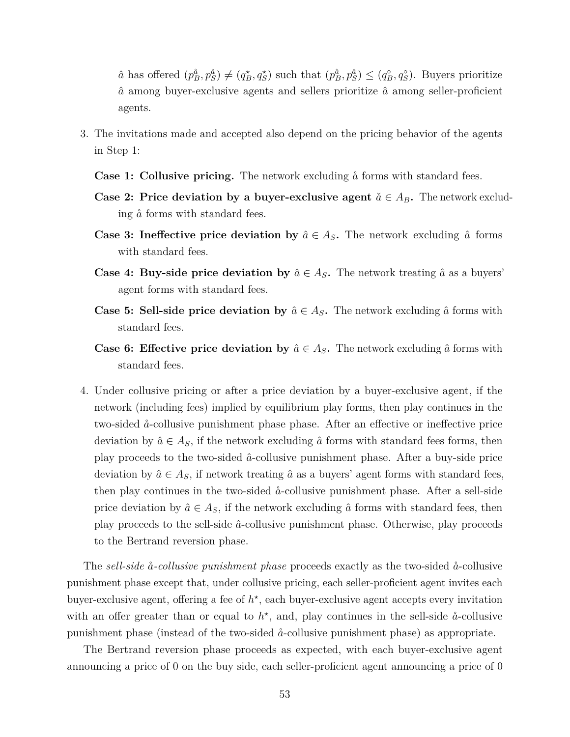$\hat{a}$ has offered $(p_B^{\hat{a}}, p_S^{\hat{a}}) \neq (q_B^\star, q_S^\star)$ such that $(p_B^{\hat{a}}, p_S^{\hat{a}}) \leq (q_B^\circ, q_S^\circ)$. Buyers prioritize $\hat{a}$ among buyer-exclusive agents and sellers prioritize $\hat{a}$ among seller-proficient agents.

3. The invitations made and accepted also depend on the pricing behavior of the agents in Step 1:

   **Case 1: Collusive pricing.** The network excluding $\mathring{a}$ forms with standard fees.

   **Case 2: Price deviation by a buyer-exclusive agent $\check{a} \in A_B$.** The network excluding $\mathring{a}$ forms with standard fees.

   **Case 3: Ineffective price deviation by $\hat{a} \in A_S$.** The network excluding $\hat{a}$ forms with standard fees.

   **Case 4: Buy-side price deviation by $\hat{a} \in A_S$.** The network treating $\hat{a}$ as a buyers' agent forms with standard fees.

   **Case 5: Sell-side price deviation by $\hat{a} \in A_S$.** The network excluding $\hat{a}$ forms with standard fees.

   **Case 6: Effective price deviation by $\hat{a} \in A_S$.** The network excluding $\hat{a}$ forms with standard fees.

4. Under collusive pricing or after a price deviation by a buyer-exclusive agent, if the network (including fees) implied by equilibrium play forms, then play continues in the two-sided $\mathring{a}$-collusive punishment phase phase. After an effective or ineffective price deviation by $\hat{a} \in A_S$, if the network excluding $\hat{a}$ forms with standard fees forms, then play proceeds to the two-sided $\hat{a}$-collusive punishment phase. After a buy-side price deviation by $\hat{a} \in A_S$, if network treating $\hat{a}$ as a buyers' agent forms with standard fees, then play continues in the two-sided $\mathring{a}$-collusive punishment phase. After a sell-side price deviation by $\hat{a} \in A_S$, if the network excluding $\hat{a}$ forms with standard fees, then play proceeds to the sell-side $\hat{a}$-collusive punishment phase. Otherwise, play proceeds to the Bertrand reversion phase.

The *sell-side $\mathring{a}$-collusive punishment phase* proceeds exactly as the two-sided $\mathring{a}$-collusive punishment phase except that, under collusive pricing, each seller-proficient agent invites each buyer-exclusive agent, offering a fee of $h^\star$, each buyer-exclusive agent accepts every invitation with an offer greater than or equal to $h^\star$, and, play continues in the sell-side $\mathring{a}$-collusive punishment phase (instead of the two-sided $\mathring{a}$-collusive punishment phase) as appropriate.

The Bertrand reversion phase proceeds as expected, with each buyer-exclusive agent announcing a price of 0 on the buy side, each seller-proficient agent announcing a price of 0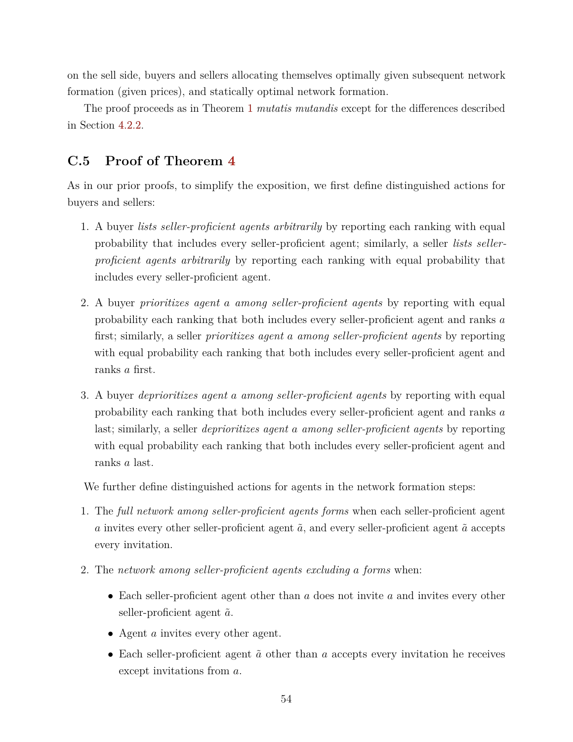on the sell side, buyers and sellers allocating themselves optimally given subsequent network formation (given prices), and statically optimal network formation.

The proof proceeds as in Theorem 1 *mutatis mutandis* except for the differences described in Section 4.2.2.

## C.5 Proof of Theorem 4

As in our prior proofs, to simplify the exposition, we first define distinguished actions for buyers and sellers:

1. A buyer *lists seller-proficient agents arbitrarily* by reporting each ranking with equal probability that includes every seller-proficient agent; similarly, a seller *lists seller-proficient agents arbitrarily* by reporting each ranking with equal probability that includes every seller-proficient agent.

2. A buyer *prioritizes agent $a$ among seller-proficient agents* by reporting with equal probability each ranking that both includes every seller-proficient agent and ranks $a$ first; similarly, a seller *prioritizes agent $a$ among seller-proficient agents* by reporting with equal probability each ranking that both includes every seller-proficient agent and ranks $a$ first.

3. A buyer *deprioritizes agent $a$ among seller-proficient agents* by reporting with equal probability each ranking that both includes every seller-proficient agent and ranks $a$ last; similarly, a seller *deprioritizes agent $a$ among seller-proficient agents* by reporting with equal probability each ranking that both includes every seller-proficient agent and ranks $a$ last.

We further define distinguished actions for agents in the network formation steps:

1. The *full network among seller-proficient agents forms* when each seller-proficient agent $a$ invites every other seller-proficient agent $\tilde{a}$, and every seller-proficient agent $\tilde{a}$ accepts every invitation.

2. The *network among seller-proficient agents excluding $a$ forms* when:

   - Each seller-proficient agent other than $a$ does not invite $a$ and invites every other seller-proficient agent $\tilde{a}$.
   - Agent $a$ invites every other agent.
   - Each seller-proficient agent $\tilde{a}$ other than $a$ accepts every invitation he receives except invitations from $a$.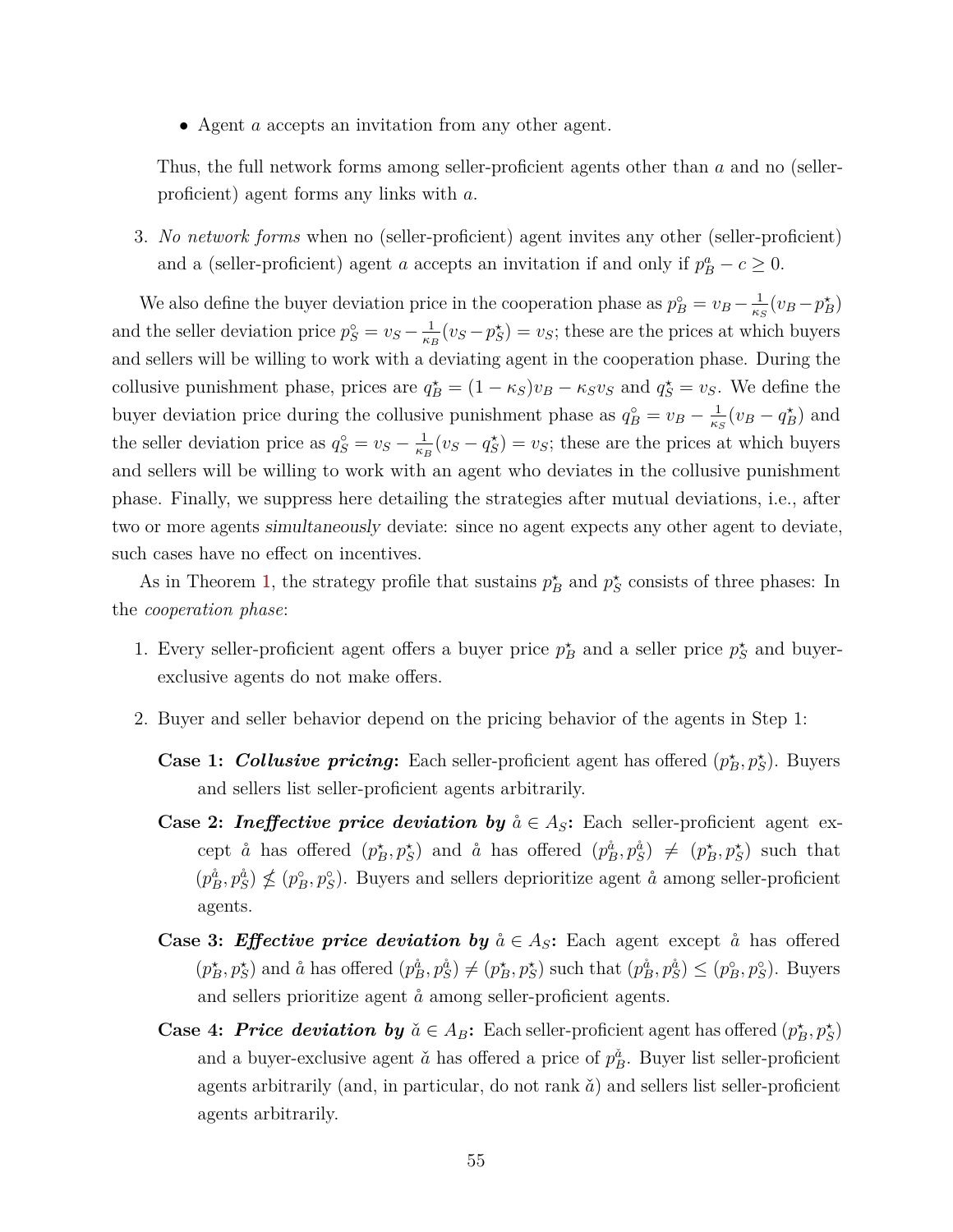- Agent $a$ accepts an invitation from any other agent.

Thus, the full network forms among seller-proficient agents other than $a$ and no (seller-proficient) agent forms any links with $a$.

3. *No network forms* when no (seller-proficient) agent invites any other (seller-proficient) and a (seller-proficient) agent $a$ accepts an invitation if and only if $p_B^a - c \geq 0$.

We also define the buyer deviation price in the cooperation phase as $p_B^\circ = v_B - \frac{1}{\kappa_S}(v_B - p_B^\star)$ and the seller deviation price $p_S^\circ = v_S - \frac{1}{\kappa_B}(v_S - p_S^\star) = v_S$; these are the prices at which buyers and sellers will be willing to work with a deviating agent in the cooperation phase. During the collusive punishment phase, prices are $q_B^\star = (1 - \kappa_S)v_B - \kappa_S v_S$ and $q_S^\star = v_S$. We define the buyer deviation price during the collusive punishment phase as $q_B^\circ = v_B - \frac{1}{\kappa_S}(v_B - q_B^\star)$ and the seller deviation price as $q_S^\circ = v_S - \frac{1}{\kappa_B}(v_S - q_S^\star) = v_S$; these are the prices at which buyers and sellers will be willing to work with an agent who deviates in the collusive punishment phase. Finally, we suppress here detailing the strategies after mutual deviations, i.e., after two or more agents *simultaneously* deviate: since no agent expects any other agent to deviate, such cases have no effect on incentives.

As in Theorem 1, the strategy profile that sustains $p_B^\star$ and $p_S^\star$ consists of three phases: In the *cooperation phase*:

1. Every seller-proficient agent offers a buyer price $p_B^\star$ and a seller price $p_S^\star$ and buyer-exclusive agents do not make offers.

2. Buyer and seller behavior depend on the pricing behavior of the agents in Step 1:

   **Case 1:** ***Collusive pricing*****:** Each seller-proficient agent has offered $(p_B^\star, p_S^\star)$. Buyers and sellers list seller-proficient agents arbitrarily.

   **Case 2:** ***Ineffective price deviation by*** **$\mathring{a} \in A_S$:** Each seller-proficient agent except $\mathring{a}$ has offered $(p_B^\star, p_S^\star)$ and $\mathring{a}$ has offered $(p_B^{\mathring{a}}, p_S^{\mathring{a}}) \neq (p_B^\star, p_S^\star)$ such that $(p_B^{\mathring{a}}, p_S^{\mathring{a}}) \nleq (p_B^\circ, p_S^\circ)$. Buyers and sellers deprioritize agent $\mathring{a}$ among seller-proficient agents.

   **Case 3:** ***Effective price deviation by*** **$\mathring{a} \in A_S$:** Each agent except $\mathring{a}$ has offered $(p_B^\star, p_S^\star)$ and $\mathring{a}$ has offered $(p_B^{\mathring{a}}, p_S^{\mathring{a}}) \neq (p_B^\star, p_S^\star)$ such that $(p_B^{\mathring{a}}, p_S^{\mathring{a}}) \leq (p_B^\circ, p_S^\circ)$. Buyers and sellers prioritize agent $\mathring{a}$ among seller-proficient agents.

   **Case 4:** ***Price deviation by*** **$\check{a} \in A_B$:** Each seller-proficient agent has offered $(p_B^\star, p_S^\star)$ and a buyer-exclusive agent $\check{a}$ has offered a price of $p_B^{\check{a}}$. Buyer list seller-proficient agents arbitrarily (and, in particular, do not rank $\check{a}$) and sellers list seller-proficient agents arbitrarily.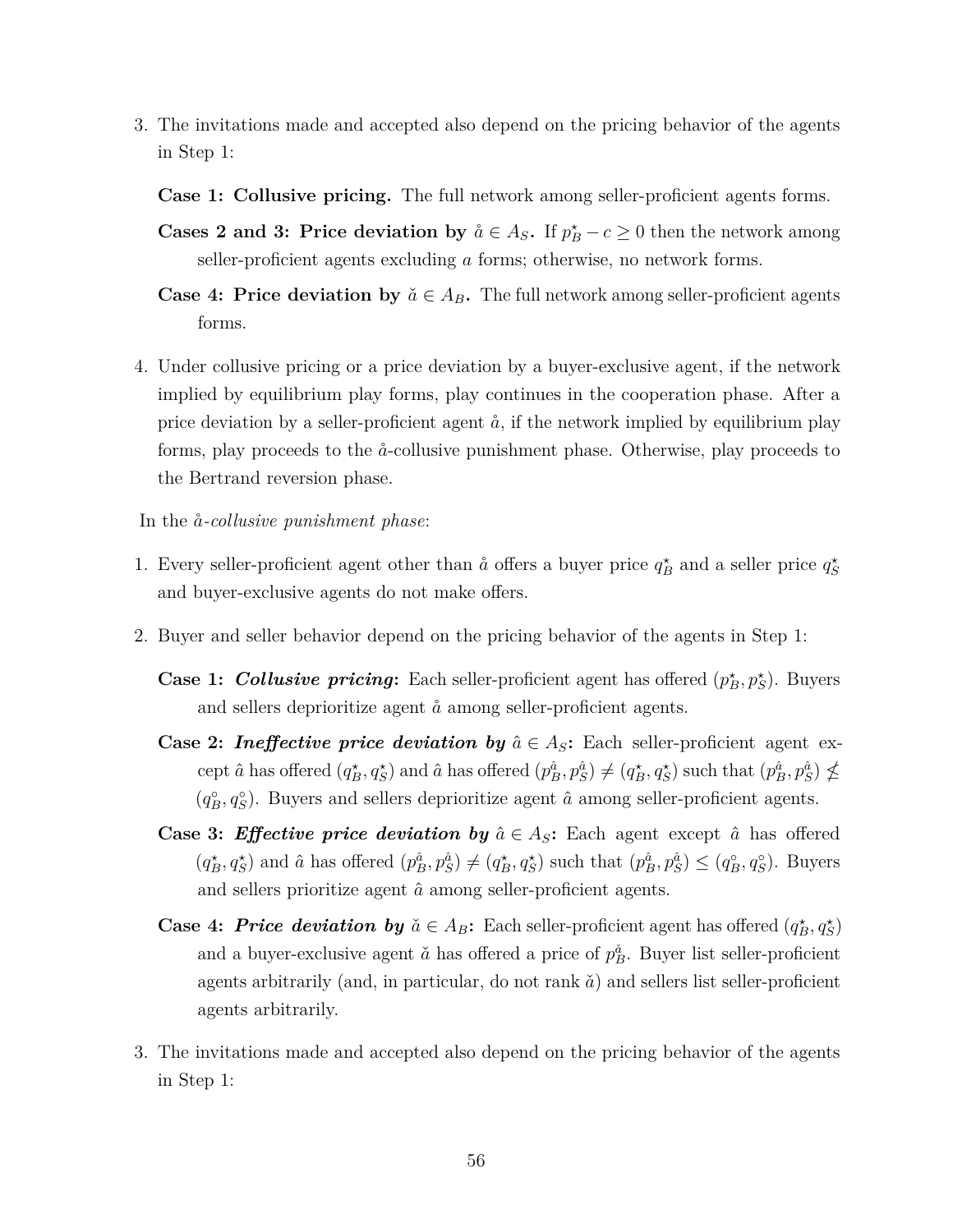3. The invitations made and accepted also depend on the pricing behavior of the agents in Step 1:

   **Case 1: Collusive pricing.** The full network among seller-proficient agents forms.

   **Cases 2 and 3: Price deviation by $\mathring{a} \in A_S$.** If $p_B^\star - c \geq 0$ then the network among seller-proficient agents excluding $a$ forms; otherwise, no network forms.

   **Case 4: Price deviation by $\check{a} \in A_B$.** The full network among seller-proficient agents forms.

4. Under collusive pricing or a price deviation by a buyer-exclusive agent, if the network implied by equilibrium play forms, play continues in the cooperation phase. After a price deviation by a seller-proficient agent $\mathring{a}$, if the network implied by equilibrium play forms, play proceeds to the $\mathring{a}$-collusive punishment phase. Otherwise, play proceeds to the Bertrand reversion phase.

In the *$\mathring{a}$-collusive punishment phase*:

1. Every seller-proficient agent other than $\mathring{a}$ offers a buyer price $q_B^\star$ and a seller price $q_S^\star$ and buyer-exclusive agents do not make offers.

2. Buyer and seller behavior depend on the pricing behavior of the agents in Step 1:

   **Case 1: *Collusive pricing*:** Each seller-proficient agent has offered $(p_B^\star, p_S^\star)$. Buyers and sellers deprioritize agent $\mathring{a}$ among seller-proficient agents.

   **Case 2: *Ineffective price deviation by* $\hat{a} \in A_S$:** Each seller-proficient agent except $\hat{a}$ has offered $(q_B^\star, q_S^\star)$ and $\hat{a}$ has offered $(p_B^{\hat{a}}, p_S^{\hat{a}}) \neq (q_B^\star, q_S^\star)$ such that $(p_B^{\hat{a}}, p_S^{\hat{a}}) \nleq (q_B^\circ, q_S^\circ)$. Buyers and sellers deprioritize agent $\hat{a}$ among seller-proficient agents.

   **Case 3: *Effective price deviation by* $\hat{a} \in A_S$:** Each agent except $\hat{a}$ has offered $(q_B^\star, q_S^\star)$ and $\hat{a}$ has offered $(p_B^{\hat{a}}, p_S^{\hat{a}}) \neq (q_B^\star, q_S^\star)$ such that $(p_B^{\hat{a}}, p_S^{\hat{a}}) \leq (q_B^\circ, q_S^\circ)$. Buyers and sellers prioritize agent $\hat{a}$ among seller-proficient agents.

   **Case 4: *Price deviation by* $\check{a} \in A_B$:** Each seller-proficient agent has offered $(q_B^\star, q_S^\star)$ and a buyer-exclusive agent $\check{a}$ has offered a price of $p_B^{\check{a}}$. Buyer list seller-proficient agents arbitrarily (and, in particular, do not rank $\check{a}$) and sellers list seller-proficient agents arbitrarily.

3. The invitations made and accepted also depend on the pricing behavior of the agents in Step 1: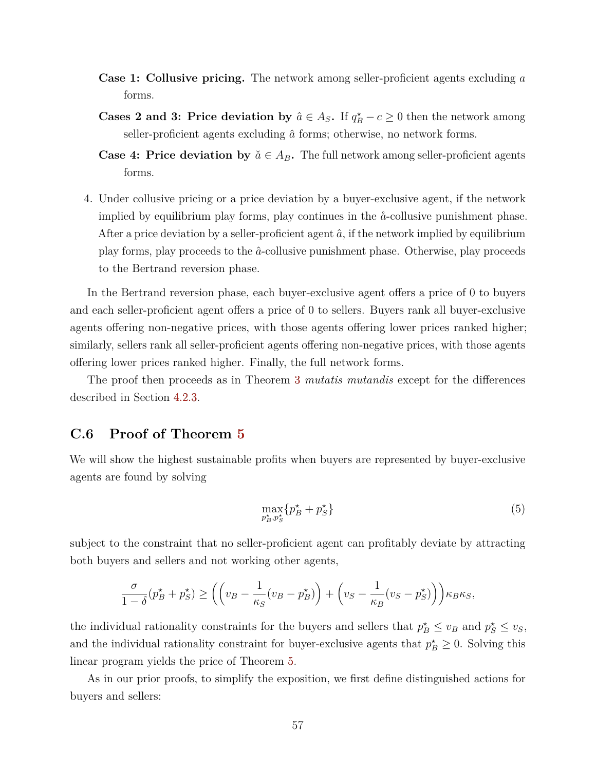**Case 1: Collusive pricing.** The network among seller-proficient agents excluding $a$ forms.

**Cases 2 and 3: Price deviation by $\hat{a} \in A_S$.** If $q_B^\star - c \geq 0$ then the network among seller-proficient agents excluding $\hat{a}$ forms; otherwise, no network forms.

**Case 4: Price deviation by $\check{a} \in A_B$.** The full network among seller-proficient agents forms.

4. Under collusive pricing or a price deviation by a buyer-exclusive agent, if the network implied by equilibrium play forms, play continues in the $\mathring{a}$-collusive punishment phase. After a price deviation by a seller-proficient agent $\hat{a}$, if the network implied by equilibrium play forms, play proceeds to the $\hat{a}$-collusive punishment phase. Otherwise, play proceeds to the Bertrand reversion phase.

In the Bertrand reversion phase, each buyer-exclusive agent offers a price of 0 to buyers and each seller-proficient agent offers a price of 0 to sellers. Buyers rank all buyer-exclusive agents offering non-negative prices, with those agents offering lower prices ranked higher; similarly, sellers rank all seller-proficient agents offering non-negative prices, with those agents offering lower prices ranked higher. Finally, the full network forms.

The proof then proceeds as in Theorem 3 *mutatis mutandis* except for the differences described in Section 4.2.3.

## C.6 Proof of Theorem 5

We will show the highest sustainable profits when buyers are represented by buyer-exclusive agents are found by solving

$$\max_{p_B^\star, p_S^\star} \{p_B^\star + p_S^\star\} \tag{5}$$

subject to the constraint that no seller-proficient agent can profitably deviate by attracting both buyers and sellers and not working other agents,

$$\frac{\sigma}{1-\delta}(p_B^\star + p_S^\star) \geq \left( \left( v_B - \frac{1}{\kappa_S}(v_B - p_B^\star) \right) + \left( v_S - \frac{1}{\kappa_B}(v_S - p_S^\star) \right) \right) \kappa_B \kappa_S,$$

the individual rationality constraints for the buyers and sellers that $p_B^\star \leq v_B$ and $p_S^\star \leq v_S$, and the individual rationality constraint for buyer-exclusive agents that $p_B^\star \geq 0$. Solving this linear program yields the price of Theorem 5.

As in our prior proofs, to simplify the exposition, we first define distinguished actions for buyers and sellers: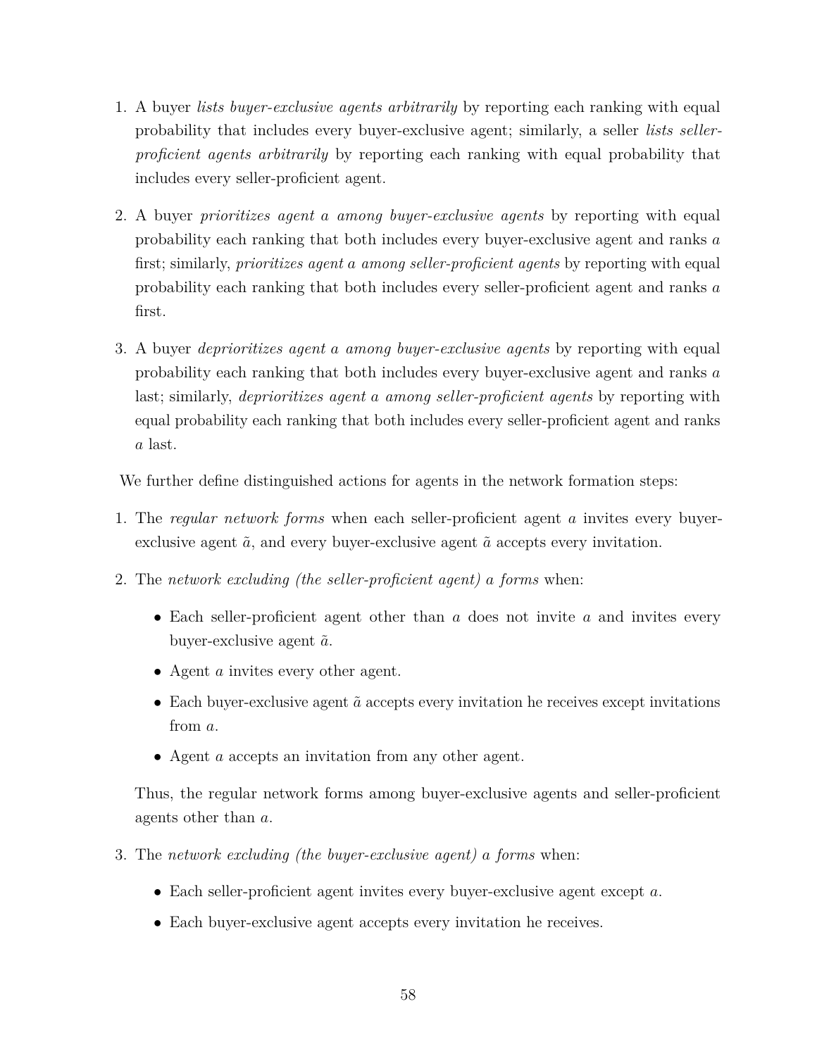1. A buyer *lists buyer-exclusive agents arbitrarily* by reporting each ranking with equal probability that includes every buyer-exclusive agent; similarly, a seller *lists seller-proficient agents arbitrarily* by reporting each ranking with equal probability that includes every seller-proficient agent.

2. A buyer *prioritizes agent $a$ among buyer-exclusive agents* by reporting with equal probability each ranking that both includes every buyer-exclusive agent and ranks $a$ first; similarly, *prioritizes agent $a$ among seller-proficient agents* by reporting with equal probability each ranking that both includes every seller-proficient agent and ranks $a$ first.

3. A buyer *deprioritizes agent $a$ among buyer-exclusive agents* by reporting with equal probability each ranking that both includes every buyer-exclusive agent and ranks $a$ last; similarly, *deprioritizes agent $a$ among seller-proficient agents* by reporting with equal probability each ranking that both includes every seller-proficient agent and ranks $a$ last.

We further define distinguished actions for agents in the network formation steps:

1. The *regular network forms* when each seller-proficient agent $a$ invites every buyer-exclusive agent $\tilde{a}$, and every buyer-exclusive agent $\tilde{a}$ accepts every invitation.

2. The *network excluding (the seller-proficient agent) $a$ forms* when:

   - Each seller-proficient agent other than $a$ does not invite $a$ and invites every buyer-exclusive agent $\tilde{a}$.
   - Agent $a$ invites every other agent.
   - Each buyer-exclusive agent $\tilde{a}$ accepts every invitation he receives except invitations from $a$.
   - Agent $a$ accepts an invitation from any other agent.

   Thus, the regular network forms among buyer-exclusive agents and seller-proficient agents other than $a$.

3. The *network excluding (the buyer-exclusive agent) $a$ forms* when:

   - Each seller-proficient agent invites every buyer-exclusive agent except $a$.
   - Each buyer-exclusive agent accepts every invitation he receives.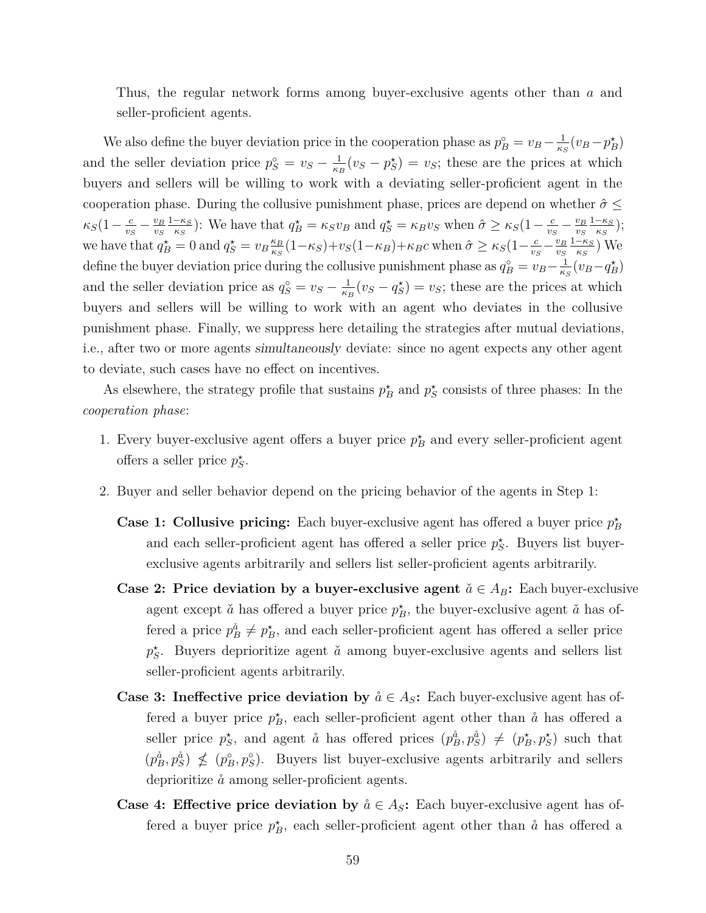Thus, the regular network forms among buyer-exclusive agents other than $a$ and seller-proficient agents.

We also define the buyer deviation price in the cooperation phase as $p_B^\circ = v_B - \frac{1}{\kappa_S}(v_B - p_B^\star)$ and the seller deviation price $p_S^\circ = v_S - \frac{1}{\kappa_B}(v_S - p_S^\star) = v_S$; these are the prices at which buyers and sellers will be willing to work with a deviating seller-proficient agent in the cooperation phase. During the collusive punishment phase, prices are depend on whether $\hat{\sigma} \leq \kappa_S(1 - \frac{c}{v_S} - \frac{v_B}{v_S}\frac{1-\kappa_S}{\kappa_S})$: We have that $q_B^\star = \kappa_S v_B$ and $q_S^\star = \kappa_B v_S$ when $\hat{\sigma} \geq \kappa_S(1 - \frac{c}{v_S} - \frac{v_B}{v_S}\frac{1-\kappa_S}{\kappa_S})$; we have that $q_B^\star = 0$ and $q_S^\star = v_B\frac{\kappa_B}{\kappa_S}(1-\kappa_S) + v_S(1-\kappa_B) + \kappa_B c$ when $\hat{\sigma} \geq \kappa_S(1 - \frac{c}{v_S} - \frac{v_B}{v_S}\frac{1-\kappa_S}{\kappa_S})$ We define the buyer deviation price during the collusive punishment phase as $q_B^\circ = v_B - \frac{1}{\kappa_S}(v_B - q_B^\star)$ and the seller deviation price as $q_S^\circ = v_S - \frac{1}{\kappa_B}(v_S - q_S^\star) = v_S$; these are the prices at which buyers and sellers will be willing to work with an agent who deviates in the collusive punishment phase. Finally, we suppress here detailing the strategies after mutual deviations, i.e., after two or more agents *simultaneously* deviate: since no agent expects any other agent to deviate, such cases have no effect on incentives.

As elsewhere, the strategy profile that sustains $p_B^\star$ and $p_S^\star$ consists of three phases: In the *cooperation phase*:

1. Every buyer-exclusive agent offers a buyer price $p_B^\star$ and every seller-proficient agent offers a seller price $p_S^\star$.

2. Buyer and seller behavior depend on the pricing behavior of the agents in Step 1:

   **Case 1: Collusive pricing:** Each buyer-exclusive agent has offered a buyer price $p_B^\star$ and each seller-proficient agent has offered a seller price $p_S^\star$. Buyers list buyer-exclusive agents arbitrarily and sellers list seller-proficient agents arbitrarily.

   **Case 2: Price deviation by a buyer-exclusive agent $\check{a} \in A_B$:** Each buyer-exclusive agent except $\check{a}$ has offered a buyer price $p_B^\star$, the buyer-exclusive agent $\check{a}$ has offered a price $p_B^{\check{a}} \neq p_B^\star$, and each seller-proficient agent has offered a seller price $p_S^\star$. Buyers deprioritize agent $\check{a}$ among buyer-exclusive agents and sellers list seller-proficient agents arbitrarily.

   **Case 3: Ineffective price deviation by $\mathring{a} \in A_S$:** Each buyer-exclusive agent has offered a buyer price $p_B^\star$, each seller-proficient agent other than $\mathring{a}$ has offered a seller price $p_S^\star$, and agent $\mathring{a}$ has offered prices $(p_B^{\mathring{a}}, p_S^{\mathring{a}}) \neq (p_B^\star, p_S^\star)$ such that $(p_B^{\mathring{a}}, p_S^{\mathring{a}}) \nleq (p_B^\circ, p_S^\circ)$. Buyers list buyer-exclusive agents arbitrarily and sellers deprioritize $\mathring{a}$ among seller-proficient agents.

   **Case 4: Effective price deviation by $\mathring{a} \in A_S$:** Each buyer-exclusive agent has offered a buyer price $p_B^\star$, each seller-proficient agent other than $\mathring{a}$ has offered a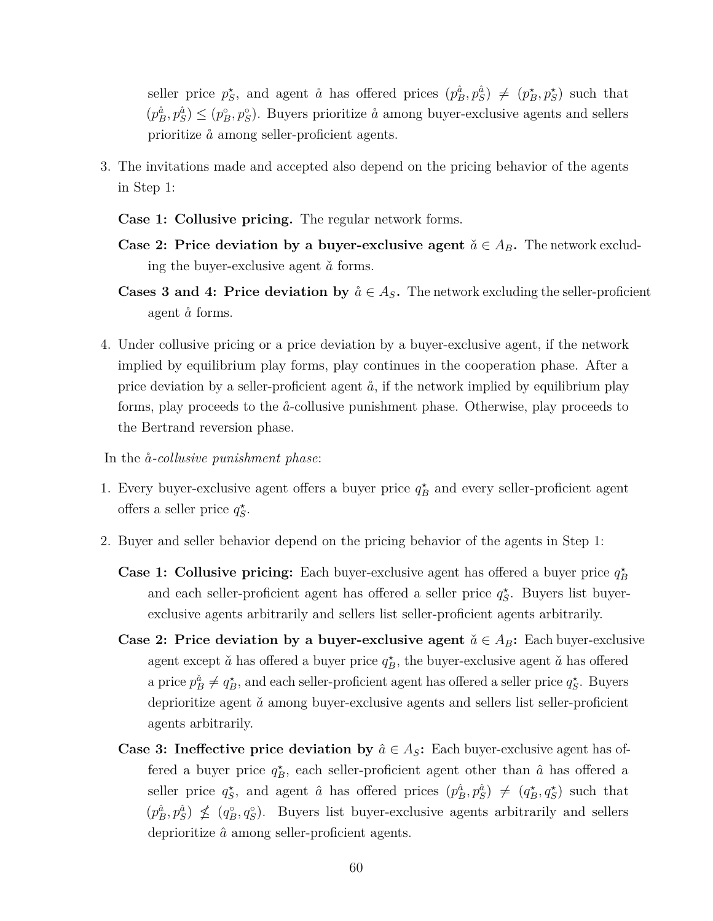seller price $p_S^\star$, and agent $\mathring{a}$ has offered prices $(p_B^{\mathring{a}}, p_S^{\mathring{a}}) \neq (p_B^\star, p_S^\star)$ such that $(p_B^{\mathring{a}}, p_S^{\mathring{a}}) \leq (p_B^\circ, p_S^\circ)$. Buyers prioritize $\mathring{a}$ among buyer-exclusive agents and sellers prioritize $\mathring{a}$ among seller-proficient agents.

3. The invitations made and accepted also depend on the pricing behavior of the agents in Step 1:

   **Case 1: Collusive pricing.** The regular network forms.

   **Case 2: Price deviation by a buyer-exclusive agent $\check{a} \in A_B$.** The network excluding the buyer-exclusive agent $\check{a}$ forms.

   **Cases 3 and 4: Price deviation by $\mathring{a} \in A_S$.** The network excluding the seller-proficient agent $\mathring{a}$ forms.

4. Under collusive pricing or a price deviation by a buyer-exclusive agent, if the network implied by equilibrium play forms, play continues in the cooperation phase. After a price deviation by a seller-proficient agent $\mathring{a}$, if the network implied by equilibrium play forms, play proceeds to the $\mathring{a}$-collusive punishment phase. Otherwise, play proceeds to the Bertrand reversion phase.

In the *$\mathring{a}$-collusive punishment phase*:

1. Every buyer-exclusive agent offers a buyer price $q_B^\star$ and every seller-proficient agent offers a seller price $q_S^\star$.

2. Buyer and seller behavior depend on the pricing behavior of the agents in Step 1:

   **Case 1: Collusive pricing:** Each buyer-exclusive agent has offered a buyer price $q_B^\star$ and each seller-proficient agent has offered a seller price $q_S^\star$. Buyers list buyer-exclusive agents arbitrarily and sellers list seller-proficient agents arbitrarily.

   **Case 2: Price deviation by a buyer-exclusive agent $\check{a} \in A_B$:** Each buyer-exclusive agent except $\check{a}$ has offered a buyer price $q_B^\star$, the buyer-exclusive agent $\check{a}$ has offered a price $p_B^{\check{a}} \neq q_B^\star$, and each seller-proficient agent has offered a seller price $q_S^\star$. Buyers deprioritize agent $\check{a}$ among buyer-exclusive agents and sellers list seller-proficient agents arbitrarily.

   **Case 3: Ineffective price deviation by $\hat{a} \in A_S$:** Each buyer-exclusive agent has offered a buyer price $q_B^\star$, each seller-proficient agent other than $\hat{a}$ has offered a seller price $q_S^\star$, and agent $\hat{a}$ has offered prices $(p_B^{\hat{a}}, p_S^{\hat{a}}) \neq (q_B^\star, q_S^\star)$ such that $(p_B^{\hat{a}}, p_S^{\hat{a}}) \not\leq (q_B^\circ, q_S^\circ)$. Buyers list buyer-exclusive agents arbitrarily and sellers deprioritize $\hat{a}$ among seller-proficient agents.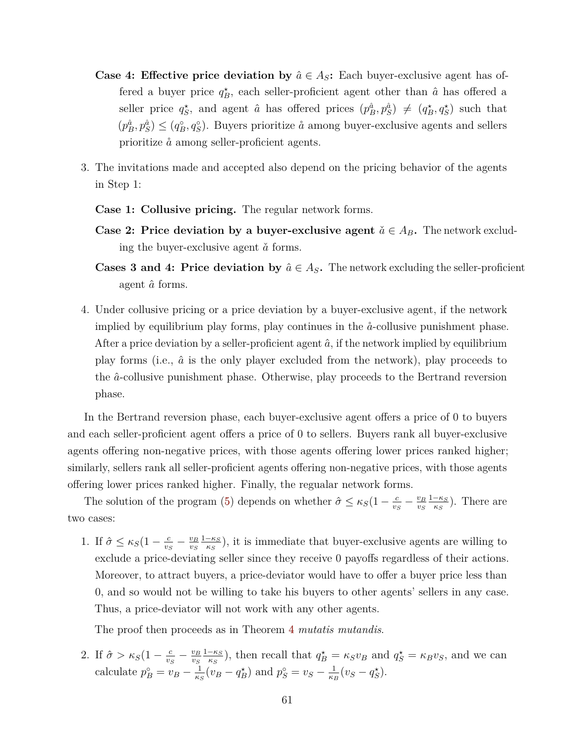**Case 4: Effective price deviation by $\hat{a} \in A_S$:** Each buyer-exclusive agent has offered a buyer price $q_B^\star$, each seller-proficient agent other than $\hat{a}$ has offered a seller price $q_S^\star$, and agent $\hat{a}$ has offered prices $(p_B^{\hat{a}}, p_S^{\hat{a}}) \neq (q_B^\star, q_S^\star)$ such that $(p_B^{\hat{a}}, p_S^{\hat{a}}) \leq (q_B^\circ, q_S^\circ)$. Buyers prioritize $\mathring{a}$ among buyer-exclusive agents and sellers prioritize $\mathring{a}$ among seller-proficient agents.

3. The invitations made and accepted also depend on the pricing behavior of the agents in Step 1:

   **Case 1: Collusive pricing.** The regular network forms.

   **Case 2: Price deviation by a buyer-exclusive agent $\check{a} \in A_B$.** The network excluding the buyer-exclusive agent $\check{a}$ forms.

   **Cases 3 and 4: Price deviation by $\hat{a} \in A_S$.** The network excluding the seller-proficient agent $\hat{a}$ forms.

4. Under collusive pricing or a price deviation by a buyer-exclusive agent, if the network implied by equilibrium play forms, play continues in the $\mathring{a}$-collusive punishment phase. After a price deviation by a seller-proficient agent $\hat{a}$, if the network implied by equilibrium play forms (i.e., $\hat{a}$ is the only player excluded from the network), play proceeds to the $\hat{a}$-collusive punishment phase. Otherwise, play proceeds to the Bertrand reversion phase.

In the Bertrand reversion phase, each buyer-exclusive agent offers a price of 0 to buyers and each seller-proficient agent offers a price of 0 to sellers. Buyers rank all buyer-exclusive agents offering non-negative prices, with those agents offering lower prices ranked higher; similarly, sellers rank all seller-proficient agents offering non-negative prices, with those agents offering lower prices ranked higher. Finally, the regualar network forms.

The solution of the program (5) depends on whether $\hat{\sigma} \leq \kappa_S(1 - \frac{c}{v_S} - \frac{v_B}{v_S}\frac{1-\kappa_S}{\kappa_S})$. There are two cases:

1. If $\hat{\sigma} \leq \kappa_S(1 - \frac{c}{v_S} - \frac{v_B}{v_S}\frac{1-\kappa_S}{\kappa_S})$, it is immediate that buyer-exclusive agents are willing to exclude a price-deviating seller since they receive 0 payoffs regardless of their actions. Moreover, to attract buyers, a price-deviator would have to offer a buyer price less than 0, and so would not be willing to take his buyers to other agents' sellers in any case. Thus, a price-deviator will not work with any other agents.

   The proof then proceeds as in Theorem 4 *mutatis mutandis*.

2. If $\hat{\sigma} > \kappa_S(1 - \frac{c}{v_S} - \frac{v_B}{v_S}\frac{1-\kappa_S}{\kappa_S})$, then recall that $q_B^\star = \kappa_S v_B$ and $q_S^\star = \kappa_B v_S$, and we can calculate $p_B^\circ = v_B - \frac{1}{\kappa_S}(v_B - q_B^\star)$ and $p_S^\circ = v_S - \frac{1}{\kappa_B}(v_S - q_S^\star)$.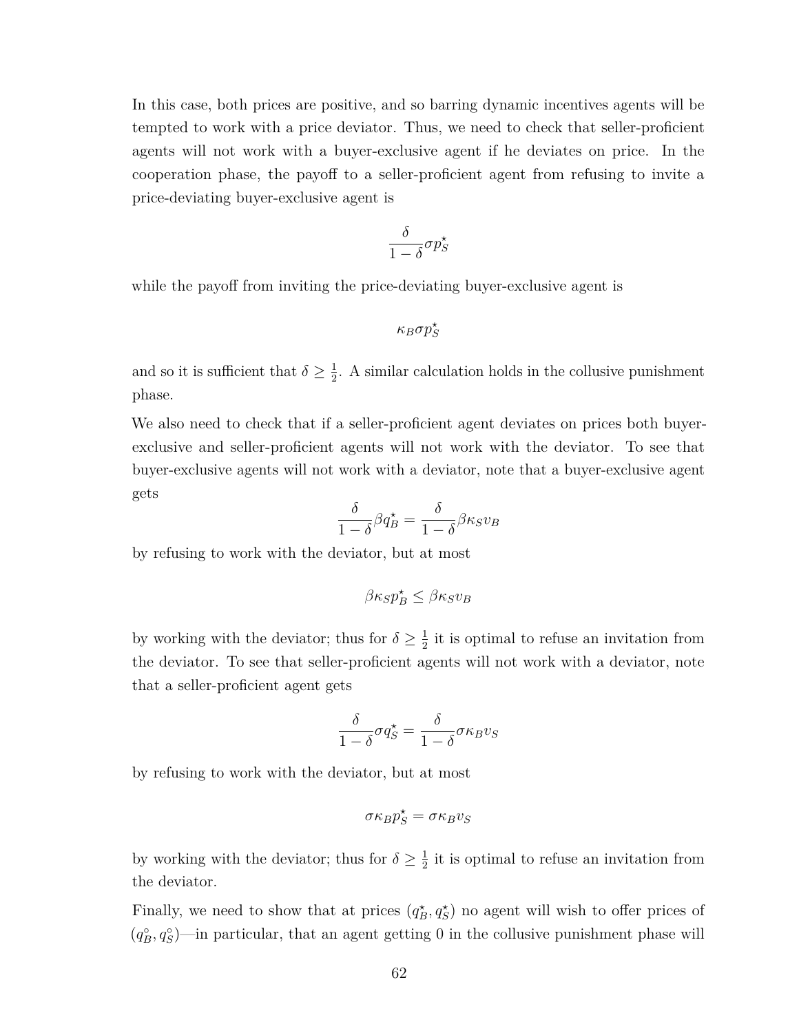In this case, both prices are positive, and so barring dynamic incentives agents will be tempted to work with a price deviator. Thus, we need to check that seller-proficient agents will not work with a buyer-exclusive agent if he deviates on price. In the cooperation phase, the payoff to a seller-proficient agent from refusing to invite a price-deviating buyer-exclusive agent is

$$\frac{\delta}{1-\delta}\sigma p_S^\star$$

while the payoff from inviting the price-deviating buyer-exclusive agent is

$$\kappa_B \sigma p_S^\star$$

and so it is sufficient that $\delta \geq \frac{1}{2}$. A similar calculation holds in the collusive punishment phase.

We also need to check that if a seller-proficient agent deviates on prices both buyer-exclusive and seller-proficient agents will not work with the deviator. To see that buyer-exclusive agents will not work with a deviator, note that a buyer-exclusive agent gets

$$\frac{\delta}{1-\delta}\beta q_B^\star = \frac{\delta}{1-\delta}\beta \kappa_S v_B$$

by refusing to work with the deviator, but at most

$$\beta \kappa_S p_B^\star \leq \beta \kappa_S v_B$$

by working with the deviator; thus for $\delta \geq \frac{1}{2}$ it is optimal to refuse an invitation from the deviator. To see that seller-proficient agents will not work with a deviator, note that a seller-proficient agent gets

$$\frac{\delta}{1-\delta}\sigma q_S^\star = \frac{\delta}{1-\delta}\sigma \kappa_B v_S$$

by refusing to work with the deviator, but at most

$$\sigma \kappa_B p_S^\star = \sigma \kappa_B v_S$$

by working with the deviator; thus for $\delta \geq \frac{1}{2}$ it is optimal to refuse an invitation from the deviator.

Finally, we need to show that at prices $(q_B^\star, q_S^\star)$ no agent will wish to offer prices of $(q_B^\circ, q_S^\circ)$—in particular, that an agent getting 0 in the collusive punishment phase will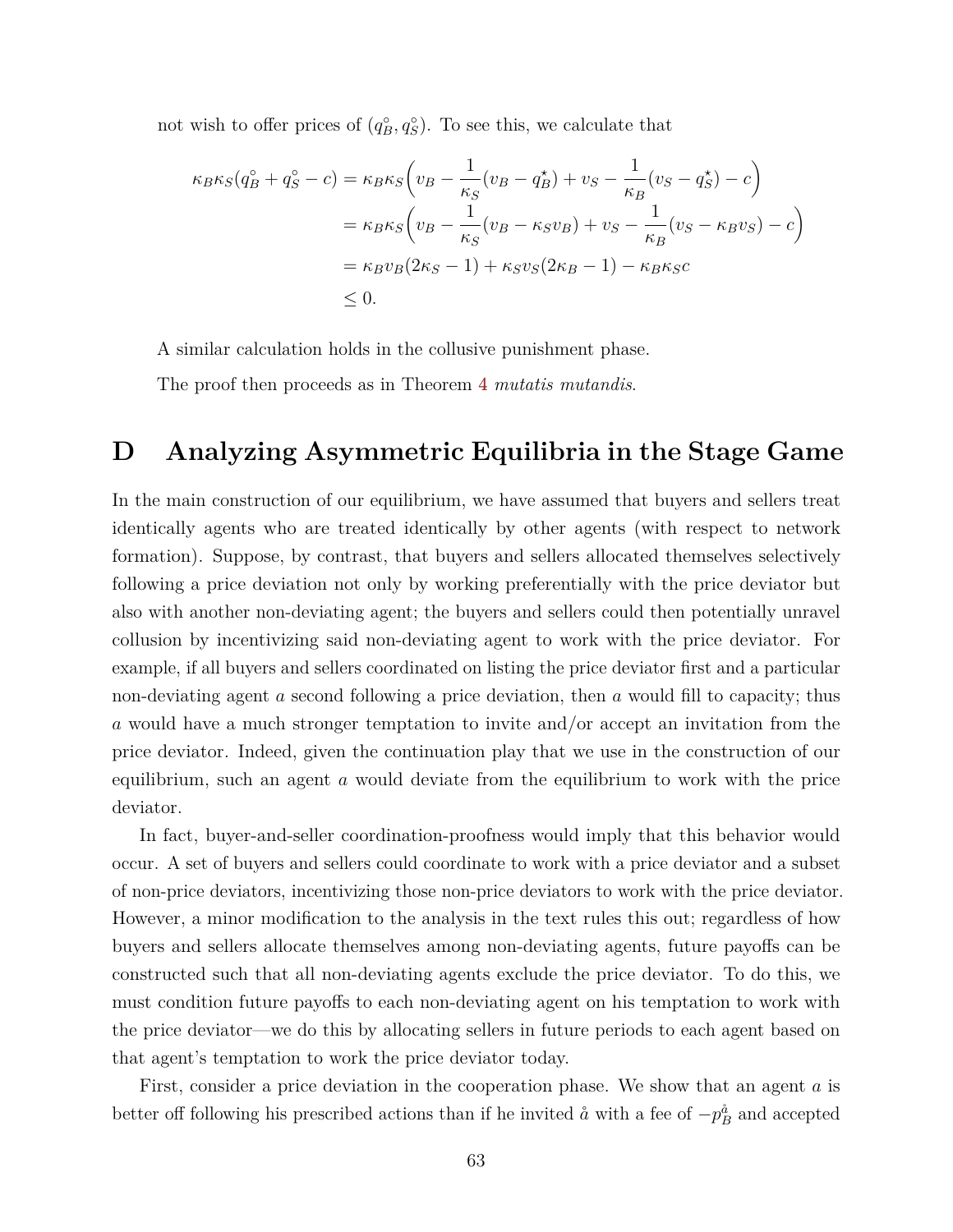not wish to offer prices of $(q_B^\circ, q_S^\circ)$. To see this, we calculate that

$$
\begin{aligned}
\kappa_B\kappa_S(q_B^\circ + q_S^\circ - c) &= \kappa_B\kappa_S\Big(v_B - \frac{1}{\kappa_S}(v_B - q_B^\star) + v_S - \frac{1}{\kappa_B}(v_S - q_S^\star) - c\Big) \\
&= \kappa_B\kappa_S\Big(v_B - \frac{1}{\kappa_S}(v_B - \kappa_S v_B) + v_S - \frac{1}{\kappa_B}(v_S - \kappa_B v_S) - c\Big) \\
&= \kappa_B v_B(2\kappa_S - 1) + \kappa_S v_S(2\kappa_B - 1) - \kappa_B\kappa_S c \\
&\leq 0.
\end{aligned}
$$

A similar calculation holds in the collusive punishment phase.

The proof then proceeds as in Theorem 4 *mutatis mutandis*.

# D Analyzing Asymmetric Equilibria in the Stage Game

In the main construction of our equilibrium, we have assumed that buyers and sellers treat identically agents who are treated identically by other agents (with respect to network formation). Suppose, by contrast, that buyers and sellers allocated themselves selectively following a price deviation not only by working preferentially with the price deviator but also with another non-deviating agent; the buyers and sellers could then potentially unravel collusion by incentivizing said non-deviating agent to work with the price deviator. For example, if all buyers and sellers coordinated on listing the price deviator first and a particular non-deviating agent $a$ second following a price deviation, then $a$ would fill to capacity; thus $a$ would have a much stronger temptation to invite and/or accept an invitation from the price deviator. Indeed, given the continuation play that we use in the construction of our equilibrium, such an agent $a$ would deviate from the equilibrium to work with the price deviator.

In fact, buyer-and-seller coordination-proofness would imply that this behavior would occur. A set of buyers and sellers could coordinate to work with a price deviator and a subset of non-price deviators, incentivizing those non-price deviators to work with the price deviator. However, a minor modification to the analysis in the text rules this out; regardless of how buyers and sellers allocate themselves among non-deviating agents, future payoffs can be constructed such that all non-deviating agents exclude the price deviator. To do this, we must condition future payoffs to each non-deviating agent on his temptation to work with the price deviator—we do this by allocating sellers in future periods to each agent based on that agent's temptation to work the price deviator today.

First, consider a price deviation in the cooperation phase. We show that an agent $a$ is better off following his prescribed actions than if he invited $\mathring{a}$ with a fee of $-p_B^{\mathring{a}}$ and accepted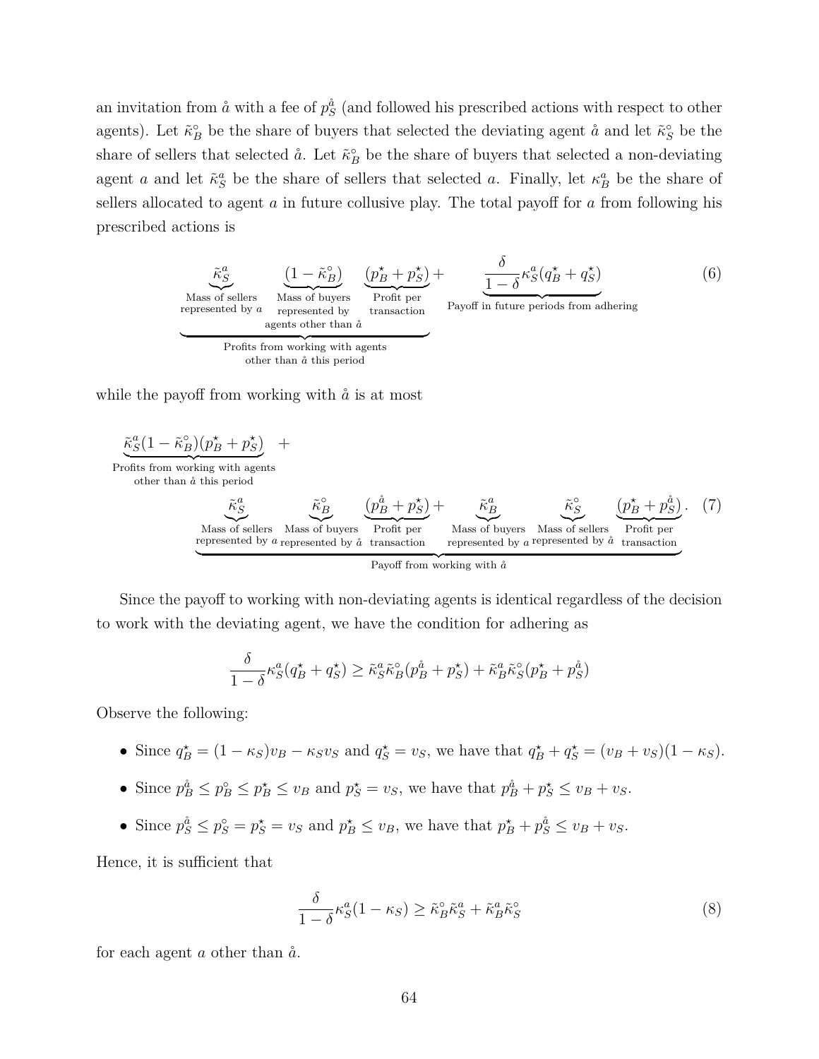an invitation from $\mathring{a}$ with a fee of $p_S^{\mathring{a}}$ (and followed his prescribed actions with respect to other agents). Let $\tilde{\kappa}_B^{\circ}$ be the share of buyers that selected the deviating agent $\mathring{a}$ and let $\tilde{\kappa}_S^{\circ}$ be the share of sellers that selected $\mathring{a}$. Let $\tilde{\kappa}_B^a$ be the share of buyers that selected a non-deviating agent $a$ and let $\tilde{\kappa}_S^a$ be the share of sellers that selected $a$. Finally, let $\kappa_B^a$ be the share of sellers allocated to agent $a$ in future collusive play. The total payoff for $a$ from following his prescribed actions is

$$\underbrace{\underbrace{\tilde{\kappa}_S^a}_{\substack{\text{Mass of sellers} \\ \text{represented by } a}} \quad \underbrace{(1-\tilde{\kappa}_B^{\circ})}_{\substack{\text{Mass of buyers} \\ \text{represented by} \\ \text{agents other than } \mathring{a}}} \quad \underbrace{(p_B^\star + p_S^\star)}_{\substack{\text{Profit per} \\ \text{transaction}}}}_{\substack{\text{Profits from working with agents} \\ \text{other than } \mathring{a} \text{ this period}}} + \underbrace{\frac{\delta}{1-\delta}\kappa_S^a(q_B^\star + q_S^\star)}_{\text{Payoff in future periods from adhering}} \tag{6}$$

while the payoff from working with $\mathring{a}$ is at most

$$\underbrace{\tilde{\kappa}_S^a(1-\tilde{\kappa}_B^{\circ})(p_B^\star + p_S^\star)}_{\substack{\text{Profits from working with agents} \\ \text{other than } \mathring{a} \text{ this period}}} +$$

$$\underbrace{\underbrace{\tilde{\kappa}_S^a}_{\substack{\text{Mass of sellers} \\ \text{represented by } a}} \quad \underbrace{\tilde{\kappa}_B^{\circ}}_{\substack{\text{Mass of buyers} \\ \text{represented by } \mathring{a}}} \quad \underbrace{(p_B^{\mathring{a}} + p_S^\star)}_{\substack{\text{Profit per} \\ \text{transaction}}} + \underbrace{\tilde{\kappa}_B^a}_{\substack{\text{Mass of buyers} \\ \text{represented by } a}} \quad \underbrace{\tilde{\kappa}_S^{\circ}}_{\substack{\text{Mass of sellers} \\ \text{represented by } \mathring{a}}} \quad \underbrace{(p_B^\star + p_S^{\mathring{a}})}_{\substack{\text{Profit per} \\ \text{transaction}}}}_{\text{Payoff from working with } \mathring{a}}. \tag{7}$$

Since the payoff to working with non-deviating agents is identical regardless of the decision to work with the deviating agent, we have the condition for adhering as

$$\frac{\delta}{1-\delta}\kappa_S^a(q_B^\star + q_S^\star) \geq \tilde{\kappa}_S^a\tilde{\kappa}_B^{\circ}(p_B^{\mathring{a}} + p_S^\star) + \tilde{\kappa}_B^a\tilde{\kappa}_S^{\circ}(p_B^\star + p_S^{\mathring{a}})$$

Observe the following:

- Since $q_B^\star = (1-\kappa_S)v_B - \kappa_S v_S$ and $q_S^\star = v_S$, we have that $q_B^\star + q_S^\star = (v_B + v_S)(1-\kappa_S)$.
- Since $p_B^{\mathring{a}} \leq p_B^{\circ} \leq p_B^\star \leq v_B$ and $p_S^\star = v_S$, we have that $p_B^{\mathring{a}} + p_S^\star \leq v_B + v_S$.
- Since $p_S^{\mathring{a}} \leq p_S^{\circ} = p_S^\star = v_S$ and $p_B^\star \leq v_B$, we have that $p_B^\star + p_S^{\mathring{a}} \leq v_B + v_S$.

Hence, it is sufficient that

$$\frac{\delta}{1-\delta}\kappa_S^a(1-\kappa_S) \geq \tilde{\kappa}_B^{\circ}\tilde{\kappa}_S^a + \tilde{\kappa}_B^a\tilde{\kappa}_S^{\circ} \tag{8}$$

for each agent $a$ other than $\mathring{a}$.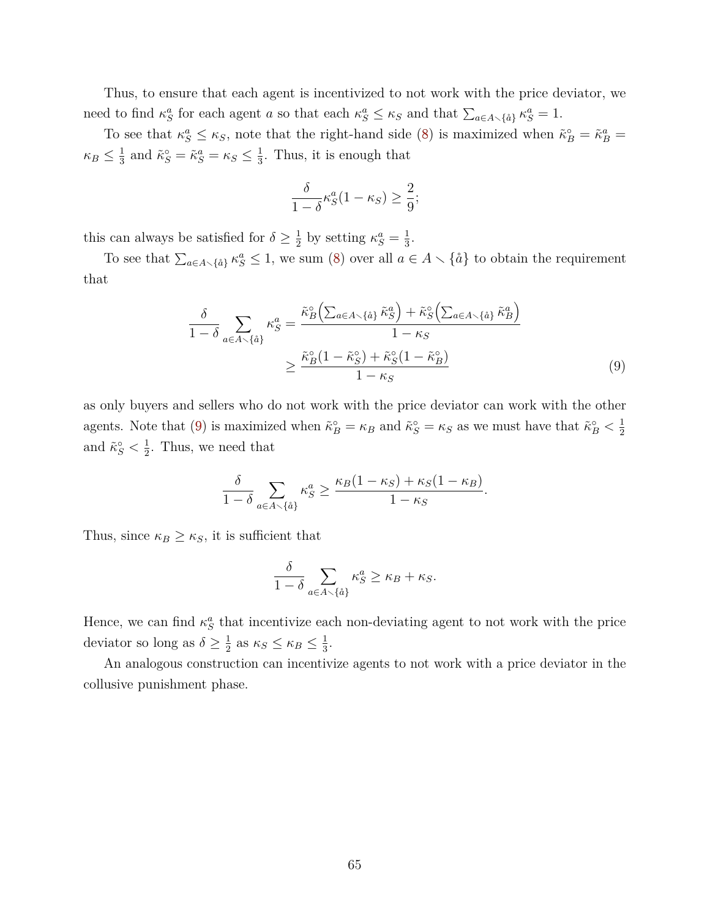Thus, to ensure that each agent is incentivized to not work with the price deviator, we need to find $\kappa_S^a$ for each agent $a$ so that each $\kappa_S^a \leq \kappa_S$ and that $\sum_{a \in A \setminus \{\mathring{a}\}} \kappa_S^a = 1$.

To see that $\kappa_S^a \leq \kappa_S$, note that the right-hand side (8) is maximized when $\tilde{\kappa}_B^\circ = \tilde{\kappa}_B^a = \kappa_B \leq \frac{1}{3}$ and $\tilde{\kappa}_S^\circ = \tilde{\kappa}_S^a = \kappa_S \leq \frac{1}{3}$. Thus, it is enough that

$$\frac{\delta}{1-\delta}\kappa_S^a(1-\kappa_S) \geq \frac{2}{9};$$

this can always be satisfied for $\delta \geq \frac{1}{2}$ by setting $\kappa_S^a = \frac{1}{3}$.

To see that $\sum_{a \in A \setminus \{\mathring{a}\}} \kappa_S^a \leq 1$, we sum (8) over all $a \in A \setminus \{\mathring{a}\}$ to obtain the requirement that

$$\begin{aligned}
\frac{\delta}{1-\delta} \sum_{a \in A \setminus \{\mathring{a}\}} \kappa_S^a &= \frac{\tilde{\kappa}_B^\circ \Big( \sum_{a \in A \setminus \{\mathring{a}\}} \tilde{\kappa}_S^a \Big) + \tilde{\kappa}_S^\circ \Big( \sum_{a \in A \setminus \{\mathring{a}\}} \tilde{\kappa}_B^a \Big)}{1-\kappa_S} \\
&\geq \frac{\tilde{\kappa}_B^\circ(1-\tilde{\kappa}_S^\circ) + \tilde{\kappa}_S^\circ(1-\tilde{\kappa}_B^\circ)}{1-\kappa_S}
\end{aligned} \tag{9}$$

as only buyers and sellers who do not work with the price deviator can work with the other agents. Note that (9) is maximized when $\tilde{\kappa}_B^\circ = \kappa_B$ and $\tilde{\kappa}_S^\circ = \kappa_S$ as we must have that $\tilde{\kappa}_B^\circ < \frac{1}{2}$ and $\tilde{\kappa}_S^\circ < \frac{1}{2}$. Thus, we need that

$$\frac{\delta}{1-\delta} \sum_{a \in A \setminus \{\mathring{a}\}} \kappa_S^a \geq \frac{\kappa_B(1-\kappa_S) + \kappa_S(1-\kappa_B)}{1-\kappa_S}.$$

Thus, since $\kappa_B \geq \kappa_S$, it is sufficient that

$$\frac{\delta}{1-\delta} \sum_{a \in A \setminus \{\mathring{a}\}} \kappa_S^a \geq \kappa_B + \kappa_S.$$

Hence, we can find $\kappa_S^a$ that incentivize each non-deviating agent to not work with the price deviator so long as $\delta \geq \frac{1}{2}$ as $\kappa_S \leq \kappa_B \leq \frac{1}{3}$.

An analogous construction can incentivize agents to not work with a price deviator in the collusive punishment phase.